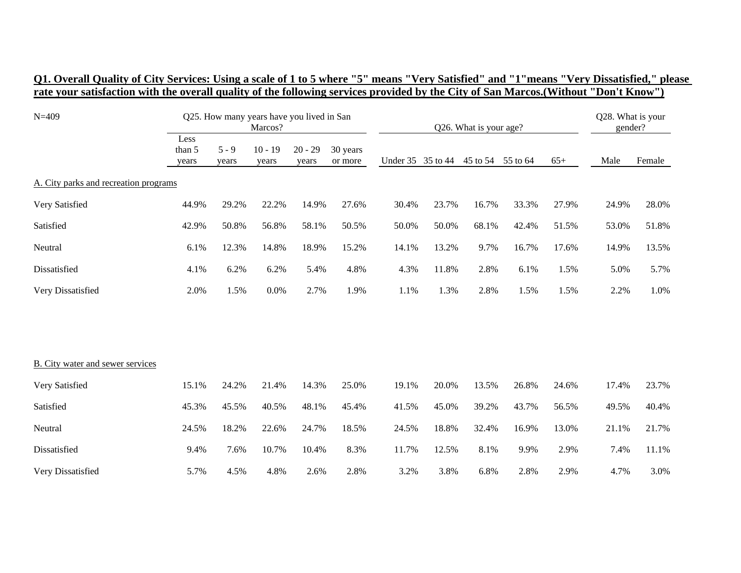**Q1. Overall Quality of City Services: Using a scale of 1 to 5 where "5" means "Very Satisfied" and "1"means "Very Dissatisfied," please rate your satisfaction with the overall quality of the following services provided by the City of San Marcos.(Without "Don't Know")**

| N=409 | Q25. How many years have you lived in San Marcos? | | | | | Q26. What is your age? | | | | | Q28. What is your gender? | |
|---|---|---|---|---|---|---|---|---|---|---|---|---|
| | Less than 5 years | 5 - 9 years | 10 - 19 years | 20 - 29 years | 30 years or more | Under 35 | 35 to 44 | 45 to 54 | 55 to 64 | 65+ | Male | Female |
| A. City parks and recreation programs | | | | | | | | | | | | |
| Very Satisfied | 44.9% | 29.2% | 22.2% | 14.9% | 27.6% | 30.4% | 23.7% | 16.7% | 33.3% | 27.9% | 24.9% | 28.0% |
| Satisfied | 42.9% | 50.8% | 56.8% | 58.1% | 50.5% | 50.0% | 50.0% | 68.1% | 42.4% | 51.5% | 53.0% | 51.8% |
| Neutral | 6.1% | 12.3% | 14.8% | 18.9% | 15.2% | 14.1% | 13.2% | 9.7% | 16.7% | 17.6% | 14.9% | 13.5% |
| Dissatisfied | 4.1% | 6.2% | 6.2% | 5.4% | 4.8% | 4.3% | 11.8% | 2.8% | 6.1% | 1.5% | 5.0% | 5.7% |
| Very Dissatisfied | 2.0% | 1.5% | 0.0% | 2.7% | 1.9% | 1.1% | 1.3% | 2.8% | 1.5% | 1.5% | 2.2% | 1.0% |
| B. City water and sewer services | | | | | | | | | | | | |
| Very Satisfied | 15.1% | 24.2% | 21.4% | 14.3% | 25.0% | 19.1% | 20.0% | 13.5% | 26.8% | 24.6% | 17.4% | 23.7% |
| Satisfied | 45.3% | 45.5% | 40.5% | 48.1% | 45.4% | 41.5% | 45.0% | 39.2% | 43.7% | 56.5% | 49.5% | 40.4% |
| Neutral | 24.5% | 18.2% | 22.6% | 24.7% | 18.5% | 24.5% | 18.8% | 32.4% | 16.9% | 13.0% | 21.1% | 21.7% |
| Dissatisfied | 9.4% | 7.6% | 10.7% | 10.4% | 8.3% | 11.7% | 12.5% | 8.1% | 9.9% | 2.9% | 7.4% | 11.1% |
| Very Dissatisfied | 5.7% | 4.5% | 4.8% | 2.6% | 2.8% | 3.2% | 3.8% | 6.8% | 2.8% | 2.9% | 4.7% | 3.0% |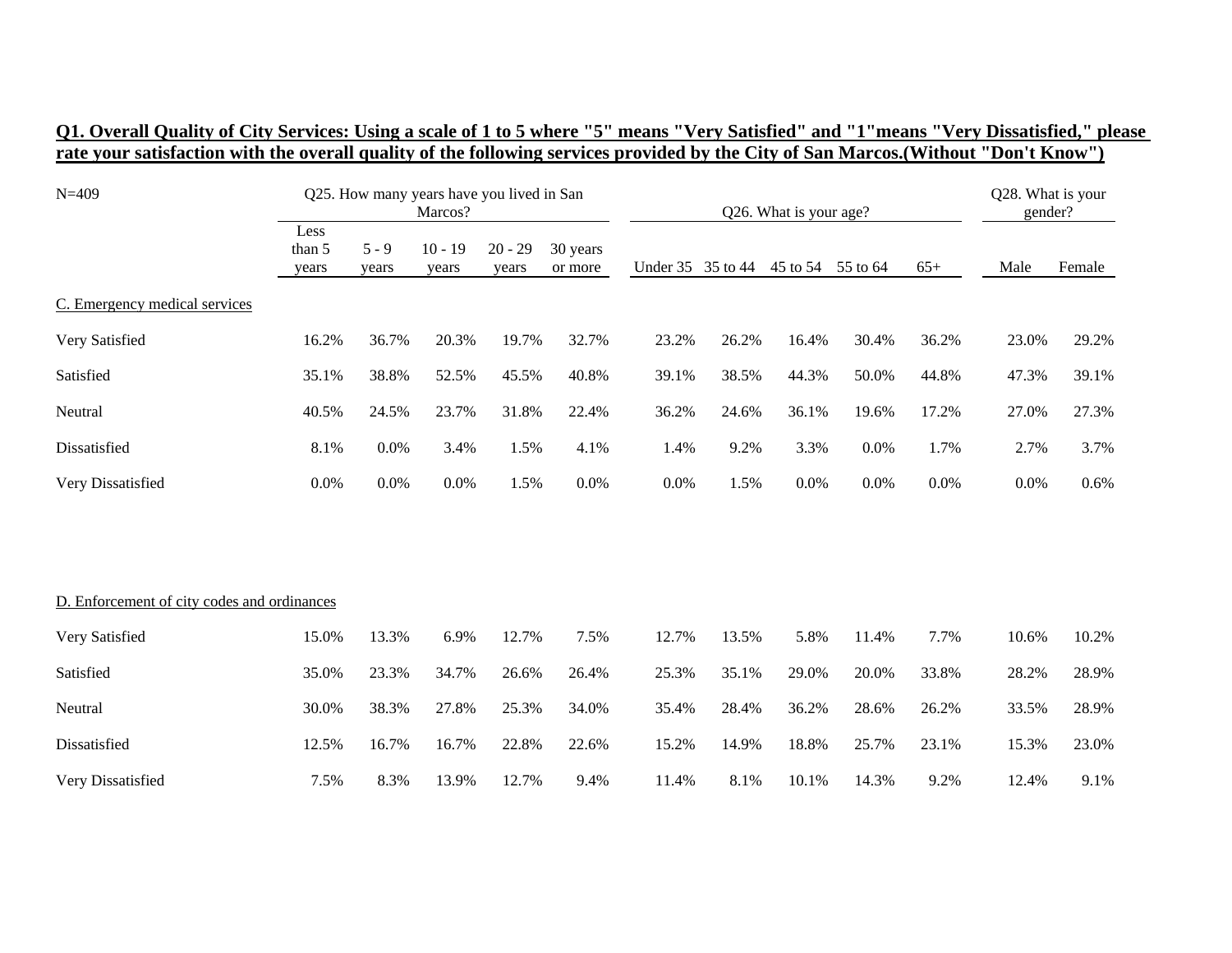**Q1. Overall Quality of City Services: Using a scale of 1 to 5 where "5" means "Very Satisfied" and "1"means "Very Dissatisfied," please rate your satisfaction with the overall quality of the following services provided by the City of San Marcos.(Without "Don't Know")**

| N=409 | Q25. How many years have you lived in San Marcos? | | | | | Q26. What is your age? | | | | | Q28. What is your gender? | |
|---|---|---|---|---|---|---|---|---|---|---|---|---|
| | Less than 5 years | 5 - 9 years | 10 - 19 years | 20 - 29 years | 30 years or more | Under 35 | 35 to 44 | 45 to 54 | 55 to 64 | 65+ | Male | Female |
| C. Emergency medical services | | | | | | | | | | | | |
| Very Satisfied | 16.2% | 36.7% | 20.3% | 19.7% | 32.7% | 23.2% | 26.2% | 16.4% | 30.4% | 36.2% | 23.0% | 29.2% |
| Satisfied | 35.1% | 38.8% | 52.5% | 45.5% | 40.8% | 39.1% | 38.5% | 44.3% | 50.0% | 44.8% | 47.3% | 39.1% |
| Neutral | 40.5% | 24.5% | 23.7% | 31.8% | 22.4% | 36.2% | 24.6% | 36.1% | 19.6% | 17.2% | 27.0% | 27.3% |
| Dissatisfied | 8.1% | 0.0% | 3.4% | 1.5% | 4.1% | 1.4% | 9.2% | 3.3% | 0.0% | 1.7% | 2.7% | 3.7% |
| Very Dissatisfied | 0.0% | 0.0% | 0.0% | 1.5% | 0.0% | 0.0% | 1.5% | 0.0% | 0.0% | 0.0% | 0.0% | 0.6% |
| D. Enforcement of city codes and ordinances | | | | | | | | | | | | |
| Very Satisfied | 15.0% | 13.3% | 6.9% | 12.7% | 7.5% | 12.7% | 13.5% | 5.8% | 11.4% | 7.7% | 10.6% | 10.2% |
| Satisfied | 35.0% | 23.3% | 34.7% | 26.6% | 26.4% | 25.3% | 35.1% | 29.0% | 20.0% | 33.8% | 28.2% | 28.9% |
| Neutral | 30.0% | 38.3% | 27.8% | 25.3% | 34.0% | 35.4% | 28.4% | 36.2% | 28.6% | 26.2% | 33.5% | 28.9% |
| Dissatisfied | 12.5% | 16.7% | 16.7% | 22.8% | 22.6% | 15.2% | 14.9% | 18.8% | 25.7% | 23.1% | 15.3% | 23.0% |
| Very Dissatisfied | 7.5% | 8.3% | 13.9% | 12.7% | 9.4% | 11.4% | 8.1% | 10.1% | 14.3% | 9.2% | 12.4% | 9.1% |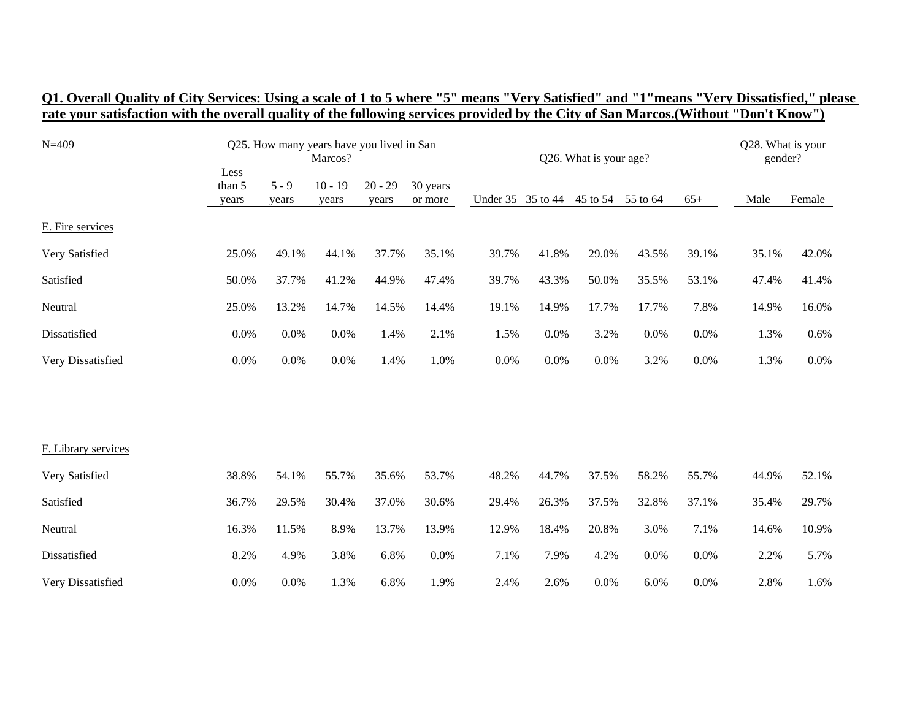**Q1. Overall Quality of City Services: Using a scale of 1 to 5 where "5" means "Very Satisfied" and "1"means "Very Dissatisfied," please rate your satisfaction with the overall quality of the following services provided by the City of San Marcos.(Without "Don't Know")**

| N=409 | Q25. How many years have you lived in San Marcos? | | | | | Q26. What is your age? | | | | | Q28. What is your gender? | |
|---|---|---|---|---|---|---|---|---|---|---|---|---|
| | Less than 5 years | 5 - 9 years | 10 - 19 years | 20 - 29 years | 30 years or more | Under 35 | 35 to 44 | 45 to 54 | 55 to 64 | 65+ | Male | Female |
| E. Fire services | | | | | | | | | | | | |
| Very Satisfied | 25.0% | 49.1% | 44.1% | 37.7% | 35.1% | 39.7% | 41.8% | 29.0% | 43.5% | 39.1% | 35.1% | 42.0% |
| Satisfied | 50.0% | 37.7% | 41.2% | 44.9% | 47.4% | 39.7% | 43.3% | 50.0% | 35.5% | 53.1% | 47.4% | 41.4% |
| Neutral | 25.0% | 13.2% | 14.7% | 14.5% | 14.4% | 19.1% | 14.9% | 17.7% | 17.7% | 7.8% | 14.9% | 16.0% |
| Dissatisfied | 0.0% | 0.0% | 0.0% | 1.4% | 2.1% | 1.5% | 0.0% | 3.2% | 0.0% | 0.0% | 1.3% | 0.6% |
| Very Dissatisfied | 0.0% | 0.0% | 0.0% | 1.4% | 1.0% | 0.0% | 0.0% | 0.0% | 3.2% | 0.0% | 1.3% | 0.0% |
| F. Library services | | | | | | | | | | | | |
| Very Satisfied | 38.8% | 54.1% | 55.7% | 35.6% | 53.7% | 48.2% | 44.7% | 37.5% | 58.2% | 55.7% | 44.9% | 52.1% |
| Satisfied | 36.7% | 29.5% | 30.4% | 37.0% | 30.6% | 29.4% | 26.3% | 37.5% | 32.8% | 37.1% | 35.4% | 29.7% |
| Neutral | 16.3% | 11.5% | 8.9% | 13.7% | 13.9% | 12.9% | 18.4% | 20.8% | 3.0% | 7.1% | 14.6% | 10.9% |
| Dissatisfied | 8.2% | 4.9% | 3.8% | 6.8% | 0.0% | 7.1% | 7.9% | 4.2% | 0.0% | 0.0% | 2.2% | 5.7% |
| Very Dissatisfied | 0.0% | 0.0% | 1.3% | 6.8% | 1.9% | 2.4% | 2.6% | 0.0% | 6.0% | 0.0% | 2.8% | 1.6% |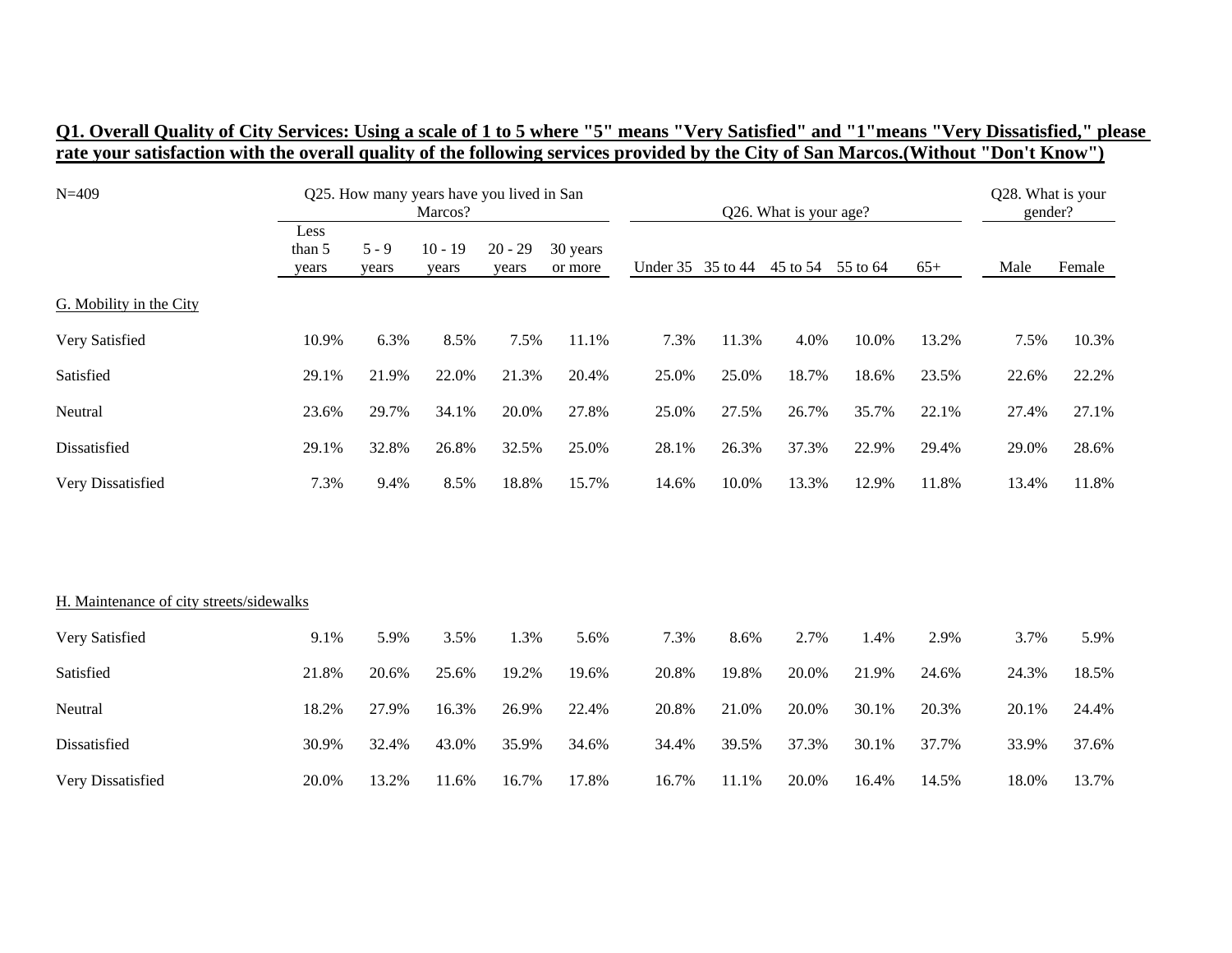**Q1. Overall Quality of City Services: Using a scale of 1 to 5 where "5" means "Very Satisfied" and "1"means "Very Dissatisfied," please rate your satisfaction with the overall quality of the following services provided by the City of San Marcos.(Without "Don't Know")**

| N=409 | Q25. How many years have you lived in San Marcos? | | | | | Q26. What is your age? | | | | | Q28. What is your gender? | |
|---|---|---|---|---|---|---|---|---|---|---|---|---|
| | Less than 5 years | 5 - 9 years | 10 - 19 years | 20 - 29 years | 30 years or more | Under 35 | 35 to 44 | 45 to 54 | 55 to 64 | 65+ | Male | Female |
| G. Mobility in the City | | | | | | | | | | | | |
| Very Satisfied | 10.9% | 6.3% | 8.5% | 7.5% | 11.1% | 7.3% | 11.3% | 4.0% | 10.0% | 13.2% | 7.5% | 10.3% |
| Satisfied | 29.1% | 21.9% | 22.0% | 21.3% | 20.4% | 25.0% | 25.0% | 18.7% | 18.6% | 23.5% | 22.6% | 22.2% |
| Neutral | 23.6% | 29.7% | 34.1% | 20.0% | 27.8% | 25.0% | 27.5% | 26.7% | 35.7% | 22.1% | 27.4% | 27.1% |
| Dissatisfied | 29.1% | 32.8% | 26.8% | 32.5% | 25.0% | 28.1% | 26.3% | 37.3% | 22.9% | 29.4% | 29.0% | 28.6% |
| Very Dissatisfied | 7.3% | 9.4% | 8.5% | 18.8% | 15.7% | 14.6% | 10.0% | 13.3% | 12.9% | 11.8% | 13.4% | 11.8% |
| H. Maintenance of city streets/sidewalks | | | | | | | | | | | | |
| Very Satisfied | 9.1% | 5.9% | 3.5% | 1.3% | 5.6% | 7.3% | 8.6% | 2.7% | 1.4% | 2.9% | 3.7% | 5.9% |
| Satisfied | 21.8% | 20.6% | 25.6% | 19.2% | 19.6% | 20.8% | 19.8% | 20.0% | 21.9% | 24.6% | 24.3% | 18.5% |
| Neutral | 18.2% | 27.9% | 16.3% | 26.9% | 22.4% | 20.8% | 21.0% | 20.0% | 30.1% | 20.3% | 20.1% | 24.4% |
| Dissatisfied | 30.9% | 32.4% | 43.0% | 35.9% | 34.6% | 34.4% | 39.5% | 37.3% | 30.1% | 37.7% | 33.9% | 37.6% |
| Very Dissatisfied | 20.0% | 13.2% | 11.6% | 16.7% | 17.8% | 16.7% | 11.1% | 20.0% | 16.4% | 14.5% | 18.0% | 13.7% |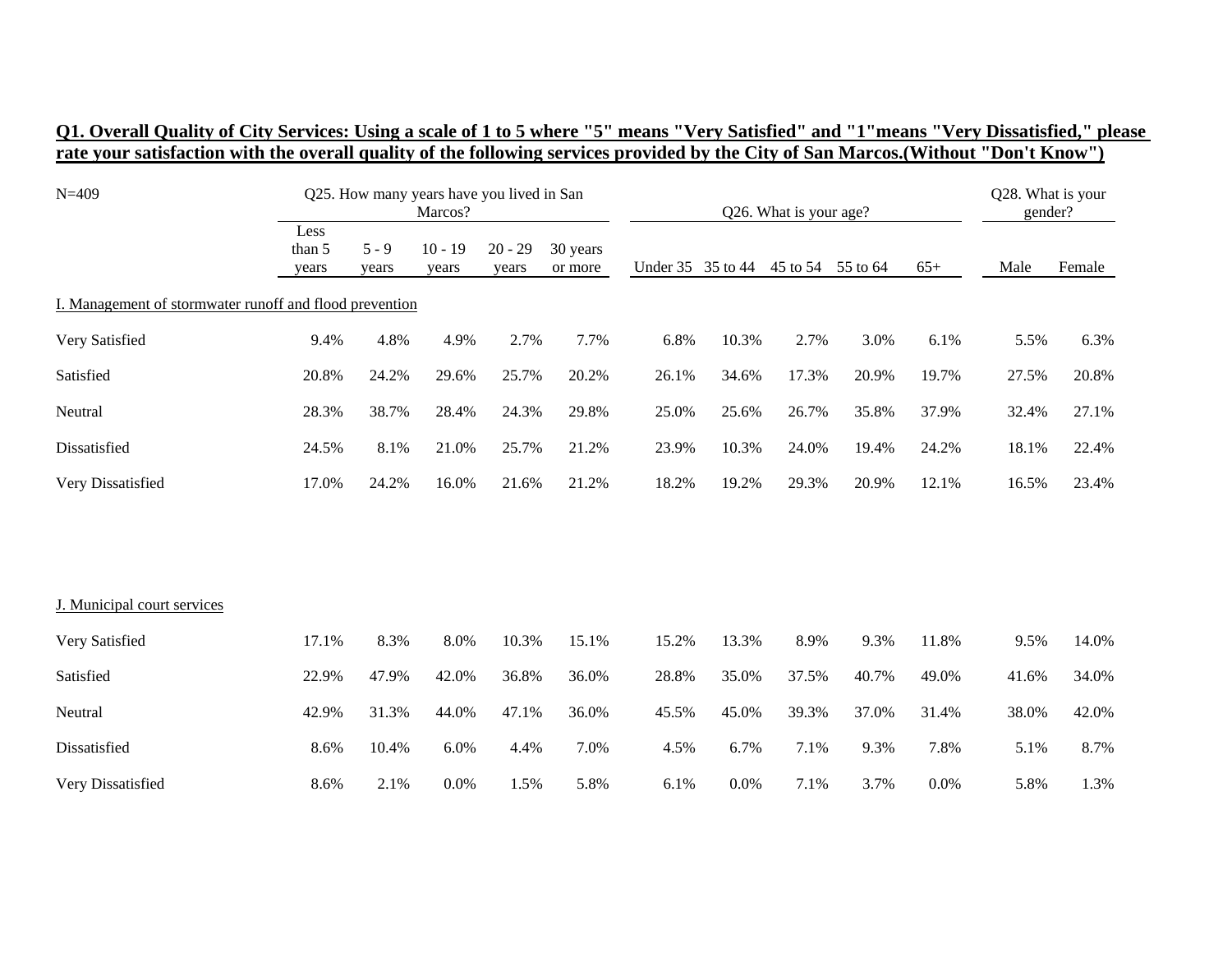**Q1. Overall Quality of City Services: Using a scale of 1 to 5 where "5" means "Very Satisfied" and "1"means "Very Dissatisfied," please rate your satisfaction with the overall quality of the following services provided by the City of San Marcos.(Without "Don't Know")**

| N=409 | Q25. How many years have you lived in San Marcos? | | | | | Q26. What is your age? | | | | | Q28. What is your gender? | |
|---|---|---|---|---|---|---|---|---|---|---|---|---|
| | Less than 5 years | 5 - 9 years | 10 - 19 years | 20 - 29 years | 30 years or more | Under 35 | 35 to 44 | 45 to 54 | 55 to 64 | 65+ | Male | Female |
| I. Management of stormwater runoff and flood prevention | | | | | | | | | | | | |
| Very Satisfied | 9.4% | 4.8% | 4.9% | 2.7% | 7.7% | 6.8% | 10.3% | 2.7% | 3.0% | 6.1% | 5.5% | 6.3% |
| Satisfied | 20.8% | 24.2% | 29.6% | 25.7% | 20.2% | 26.1% | 34.6% | 17.3% | 20.9% | 19.7% | 27.5% | 20.8% |
| Neutral | 28.3% | 38.7% | 28.4% | 24.3% | 29.8% | 25.0% | 25.6% | 26.7% | 35.8% | 37.9% | 32.4% | 27.1% |
| Dissatisfied | 24.5% | 8.1% | 21.0% | 25.7% | 21.2% | 23.9% | 10.3% | 24.0% | 19.4% | 24.2% | 18.1% | 22.4% |
| Very Dissatisfied | 17.0% | 24.2% | 16.0% | 21.6% | 21.2% | 18.2% | 19.2% | 29.3% | 20.9% | 12.1% | 16.5% | 23.4% |
| J. Municipal court services | | | | | | | | | | | | |
| Very Satisfied | 17.1% | 8.3% | 8.0% | 10.3% | 15.1% | 15.2% | 13.3% | 8.9% | 9.3% | 11.8% | 9.5% | 14.0% |
| Satisfied | 22.9% | 47.9% | 42.0% | 36.8% | 36.0% | 28.8% | 35.0% | 37.5% | 40.7% | 49.0% | 41.6% | 34.0% |
| Neutral | 42.9% | 31.3% | 44.0% | 47.1% | 36.0% | 45.5% | 45.0% | 39.3% | 37.0% | 31.4% | 38.0% | 42.0% |
| Dissatisfied | 8.6% | 10.4% | 6.0% | 4.4% | 7.0% | 4.5% | 6.7% | 7.1% | 9.3% | 7.8% | 5.1% | 8.7% |
| Very Dissatisfied | 8.6% | 2.1% | 0.0% | 1.5% | 5.8% | 6.1% | 0.0% | 7.1% | 3.7% | 0.0% | 5.8% | 1.3% |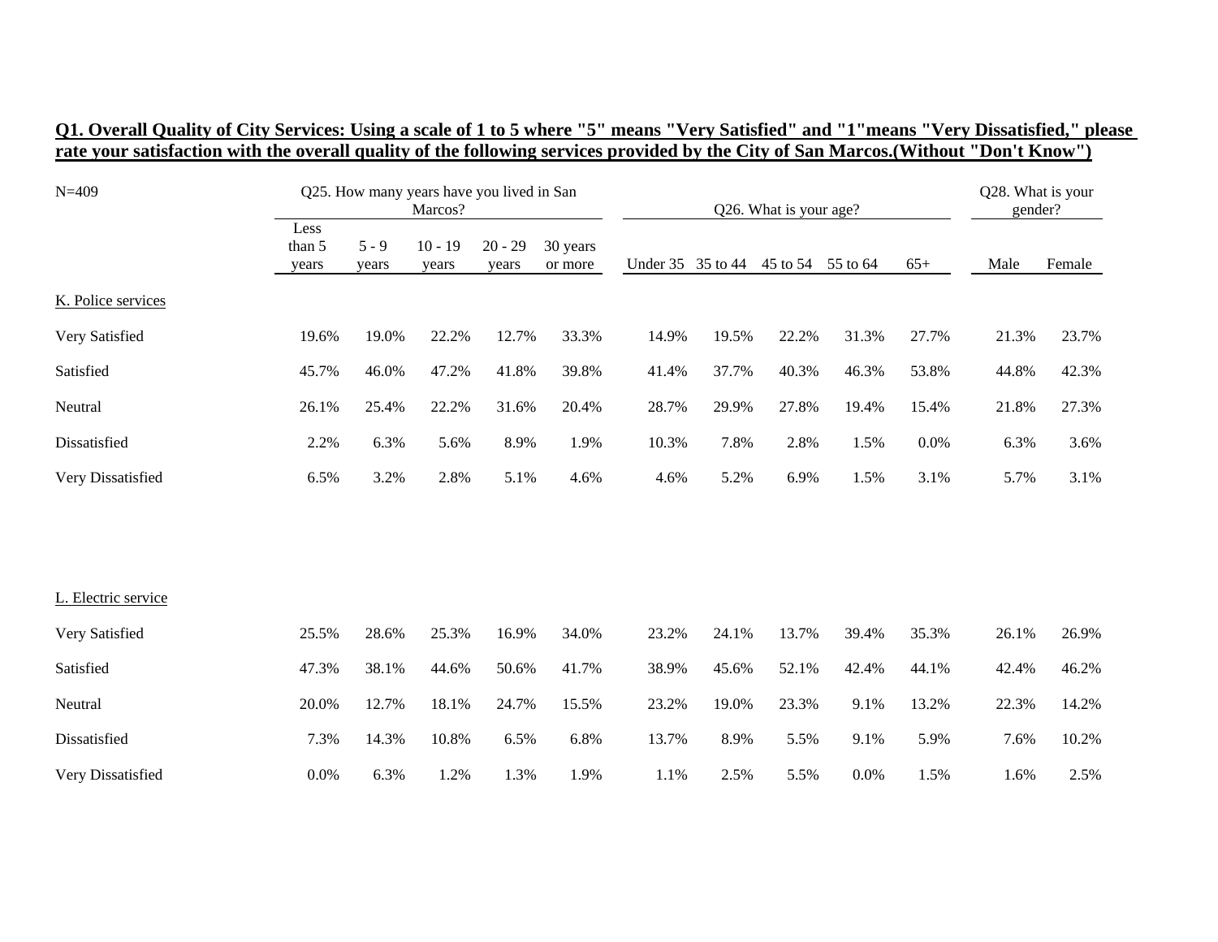**Q1. Overall Quality of City Services: Using a scale of 1 to 5 where "5" means "Very Satisfied" and "1"means "Very Dissatisfied," please rate your satisfaction with the overall quality of the following services provided by the City of San Marcos.(Without "Don't Know")**

| N=409 | Q25. How many years have you lived in San Marcos? | | | | | Q26. What is your age? | | | | | Q28. What is your gender? | |
|---|---|---|---|---|---|---|---|---|---|---|---|---|
| | Less than 5 years | 5 - 9 years | 10 - 19 years | 20 - 29 years | 30 years or more | Under 35 | 35 to 44 | 45 to 54 | 55 to 64 | 65+ | Male | Female |
| K. Police services | | | | | | | | | | | | |
| Very Satisfied | 19.6% | 19.0% | 22.2% | 12.7% | 33.3% | 14.9% | 19.5% | 22.2% | 31.3% | 27.7% | 21.3% | 23.7% |
| Satisfied | 45.7% | 46.0% | 47.2% | 41.8% | 39.8% | 41.4% | 37.7% | 40.3% | 46.3% | 53.8% | 44.8% | 42.3% |
| Neutral | 26.1% | 25.4% | 22.2% | 31.6% | 20.4% | 28.7% | 29.9% | 27.8% | 19.4% | 15.4% | 21.8% | 27.3% |
| Dissatisfied | 2.2% | 6.3% | 5.6% | 8.9% | 1.9% | 10.3% | 7.8% | 2.8% | 1.5% | 0.0% | 6.3% | 3.6% |
| Very Dissatisfied | 6.5% | 3.2% | 2.8% | 5.1% | 4.6% | 4.6% | 5.2% | 6.9% | 1.5% | 3.1% | 5.7% | 3.1% |
| L. Electric service | | | | | | | | | | | | |
| Very Satisfied | 25.5% | 28.6% | 25.3% | 16.9% | 34.0% | 23.2% | 24.1% | 13.7% | 39.4% | 35.3% | 26.1% | 26.9% |
| Satisfied | 47.3% | 38.1% | 44.6% | 50.6% | 41.7% | 38.9% | 45.6% | 52.1% | 42.4% | 44.1% | 42.4% | 46.2% |
| Neutral | 20.0% | 12.7% | 18.1% | 24.7% | 15.5% | 23.2% | 19.0% | 23.3% | 9.1% | 13.2% | 22.3% | 14.2% |
| Dissatisfied | 7.3% | 14.3% | 10.8% | 6.5% | 6.8% | 13.7% | 8.9% | 5.5% | 9.1% | 5.9% | 7.6% | 10.2% |
| Very Dissatisfied | 0.0% | 6.3% | 1.2% | 1.3% | 1.9% | 1.1% | 2.5% | 5.5% | 0.0% | 1.5% | 1.6% | 2.5% |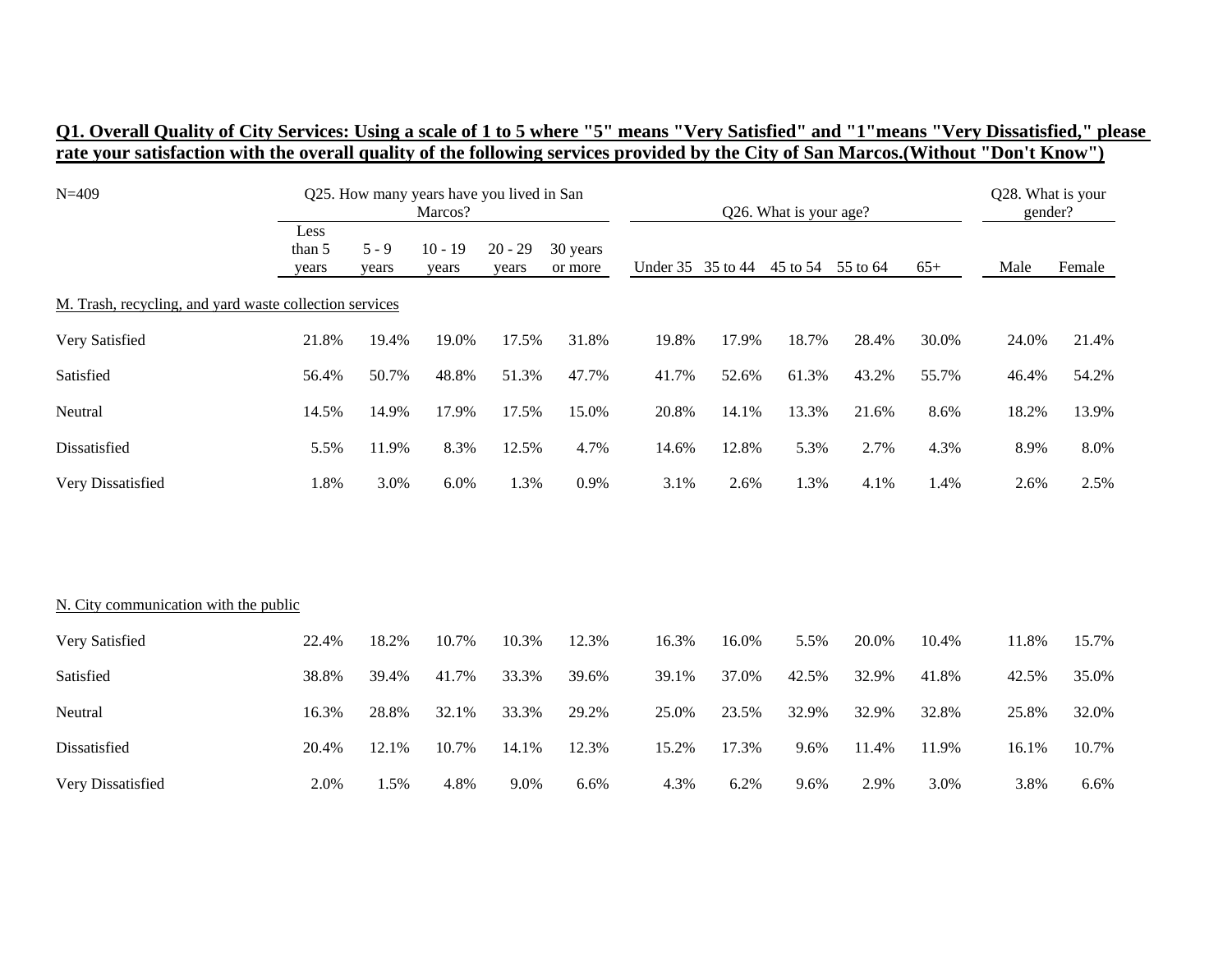**Q1. Overall Quality of City Services: Using a scale of 1 to 5 where "5" means "Very Satisfied" and "1"means "Very Dissatisfied," please rate your satisfaction with the overall quality of the following services provided by the City of San Marcos.(Without "Don't Know")**

| N=409 | Q25. How many years have you lived in San Marcos? | | | | | Q26. What is your age? | | | | | Q28. What is your gender? | |
|---|---|---|---|---|---|---|---|---|---|---|---|---|
| | Less than 5 years | 5 - 9 years | 10 - 19 years | 20 - 29 years | 30 years or more | Under 35 | 35 to 44 | 45 to 54 | 55 to 64 | 65+ | Male | Female |
| M. Trash, recycling, and yard waste collection services | | | | | | | | | | | | |
| Very Satisfied | 21.8% | 19.4% | 19.0% | 17.5% | 31.8% | 19.8% | 17.9% | 18.7% | 28.4% | 30.0% | 24.0% | 21.4% |
| Satisfied | 56.4% | 50.7% | 48.8% | 51.3% | 47.7% | 41.7% | 52.6% | 61.3% | 43.2% | 55.7% | 46.4% | 54.2% |
| Neutral | 14.5% | 14.9% | 17.9% | 17.5% | 15.0% | 20.8% | 14.1% | 13.3% | 21.6% | 8.6% | 18.2% | 13.9% |
| Dissatisfied | 5.5% | 11.9% | 8.3% | 12.5% | 4.7% | 14.6% | 12.8% | 5.3% | 2.7% | 4.3% | 8.9% | 8.0% |
| Very Dissatisfied | 1.8% | 3.0% | 6.0% | 1.3% | 0.9% | 3.1% | 2.6% | 1.3% | 4.1% | 1.4% | 2.6% | 2.5% |
| N. City communication with the public | | | | | | | | | | | | |
| Very Satisfied | 22.4% | 18.2% | 10.7% | 10.3% | 12.3% | 16.3% | 16.0% | 5.5% | 20.0% | 10.4% | 11.8% | 15.7% |
| Satisfied | 38.8% | 39.4% | 41.7% | 33.3% | 39.6% | 39.1% | 37.0% | 42.5% | 32.9% | 41.8% | 42.5% | 35.0% |
| Neutral | 16.3% | 28.8% | 32.1% | 33.3% | 29.2% | 25.0% | 23.5% | 32.9% | 32.9% | 32.8% | 25.8% | 32.0% |
| Dissatisfied | 20.4% | 12.1% | 10.7% | 14.1% | 12.3% | 15.2% | 17.3% | 9.6% | 11.4% | 11.9% | 16.1% | 10.7% |
| Very Dissatisfied | 2.0% | 1.5% | 4.8% | 9.0% | 6.6% | 4.3% | 6.2% | 9.6% | 2.9% | 3.0% | 3.8% | 6.6% |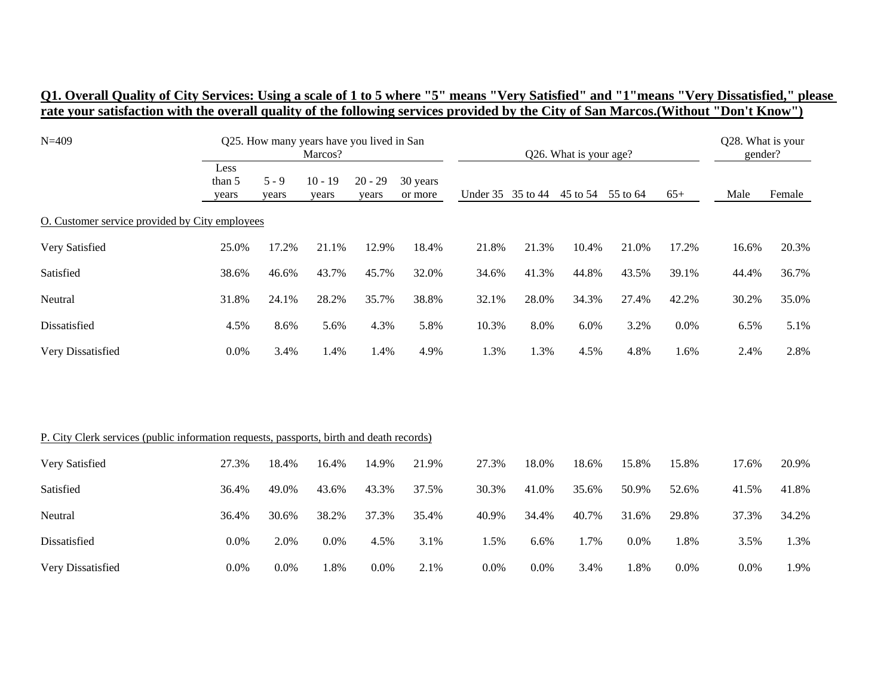**Q1. Overall Quality of City Services: Using a scale of 1 to 5 where "5" means "Very Satisfied" and "1"means "Very Dissatisfied," please rate your satisfaction with the overall quality of the following services provided by the City of San Marcos.(Without "Don't Know")**

| N=409 | Q25. How many years have you lived in San Marcos? | | | | | Q26. What is your age? | | | | | Q28. What is your gender? | |
|---|---|---|---|---|---|---|---|---|---|---|---|---|
| | Less than 5 years | 5 - 9 years | 10 - 19 years | 20 - 29 years | 30 years or more | Under 35 | 35 to 44 | 45 to 54 | 55 to 64 | 65+ | Male | Female |
| O. Customer service provided by City employees | | | | | | | | | | | | |
| Very Satisfied | 25.0% | 17.2% | 21.1% | 12.9% | 18.4% | 21.8% | 21.3% | 10.4% | 21.0% | 17.2% | 16.6% | 20.3% |
| Satisfied | 38.6% | 46.6% | 43.7% | 45.7% | 32.0% | 34.6% | 41.3% | 44.8% | 43.5% | 39.1% | 44.4% | 36.7% |
| Neutral | 31.8% | 24.1% | 28.2% | 35.7% | 38.8% | 32.1% | 28.0% | 34.3% | 27.4% | 42.2% | 30.2% | 35.0% |
| Dissatisfied | 4.5% | 8.6% | 5.6% | 4.3% | 5.8% | 10.3% | 8.0% | 6.0% | 3.2% | 0.0% | 6.5% | 5.1% |
| Very Dissatisfied | 0.0% | 3.4% | 1.4% | 1.4% | 4.9% | 1.3% | 1.3% | 4.5% | 4.8% | 1.6% | 2.4% | 2.8% |
| P. City Clerk services (public information requests, passports, birth and death records) | | | | | | | | | | | | |
| Very Satisfied | 27.3% | 18.4% | 16.4% | 14.9% | 21.9% | 27.3% | 18.0% | 18.6% | 15.8% | 15.8% | 17.6% | 20.9% |
| Satisfied | 36.4% | 49.0% | 43.6% | 43.3% | 37.5% | 30.3% | 41.0% | 35.6% | 50.9% | 52.6% | 41.5% | 41.8% |
| Neutral | 36.4% | 30.6% | 38.2% | 37.3% | 35.4% | 40.9% | 34.4% | 40.7% | 31.6% | 29.8% | 37.3% | 34.2% |
| Dissatisfied | 0.0% | 2.0% | 0.0% | 4.5% | 3.1% | 1.5% | 6.6% | 1.7% | 0.0% | 1.8% | 3.5% | 1.3% |
| Very Dissatisfied | 0.0% | 0.0% | 1.8% | 0.0% | 2.1% | 0.0% | 0.0% | 3.4% | 1.8% | 0.0% | 0.0% | 1.9% |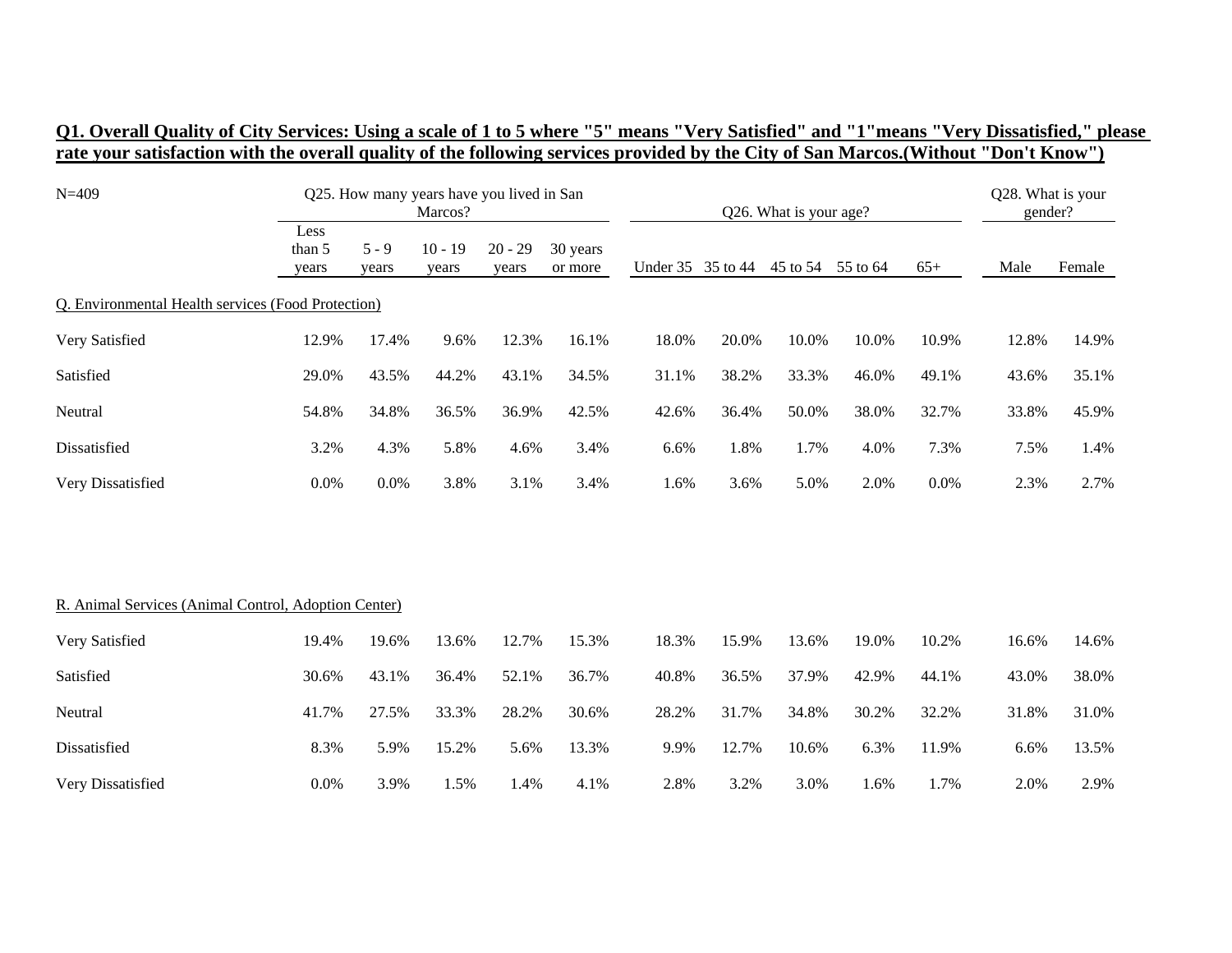**Q1. Overall Quality of City Services: Using a scale of 1 to 5 where "5" means "Very Satisfied" and "1"means "Very Dissatisfied," please rate your satisfaction with the overall quality of the following services provided by the City of San Marcos.(Without "Don't Know")**

| N=409 | Q25. How many years have you lived in San Marcos? | | | | | Q26. What is your age? | | | | | Q28. What is your gender? | |
|---|---|---|---|---|---|---|---|---|---|---|---|---|
| | Less than 5 years | 5 - 9 years | 10 - 19 years | 20 - 29 years | 30 years or more | Under 35 | 35 to 44 | 45 to 54 | 55 to 64 | 65+ | Male | Female |
| Q. Environmental Health services (Food Protection) | | | | | | | | | | | | |
| Very Satisfied | 12.9% | 17.4% | 9.6% | 12.3% | 16.1% | 18.0% | 20.0% | 10.0% | 10.0% | 10.9% | 12.8% | 14.9% |
| Satisfied | 29.0% | 43.5% | 44.2% | 43.1% | 34.5% | 31.1% | 38.2% | 33.3% | 46.0% | 49.1% | 43.6% | 35.1% |
| Neutral | 54.8% | 34.8% | 36.5% | 36.9% | 42.5% | 42.6% | 36.4% | 50.0% | 38.0% | 32.7% | 33.8% | 45.9% |
| Dissatisfied | 3.2% | 4.3% | 5.8% | 4.6% | 3.4% | 6.6% | 1.8% | 1.7% | 4.0% | 7.3% | 7.5% | 1.4% |
| Very Dissatisfied | 0.0% | 0.0% | 3.8% | 3.1% | 3.4% | 1.6% | 3.6% | 5.0% | 2.0% | 0.0% | 2.3% | 2.7% |
| R. Animal Services (Animal Control, Adoption Center) | | | | | | | | | | | | |
| Very Satisfied | 19.4% | 19.6% | 13.6% | 12.7% | 15.3% | 18.3% | 15.9% | 13.6% | 19.0% | 10.2% | 16.6% | 14.6% |
| Satisfied | 30.6% | 43.1% | 36.4% | 52.1% | 36.7% | 40.8% | 36.5% | 37.9% | 42.9% | 44.1% | 43.0% | 38.0% |
| Neutral | 41.7% | 27.5% | 33.3% | 28.2% | 30.6% | 28.2% | 31.7% | 34.8% | 30.2% | 32.2% | 31.8% | 31.0% |
| Dissatisfied | 8.3% | 5.9% | 15.2% | 5.6% | 13.3% | 9.9% | 12.7% | 10.6% | 6.3% | 11.9% | 6.6% | 13.5% |
| Very Dissatisfied | 0.0% | 3.9% | 1.5% | 1.4% | 4.1% | 2.8% | 3.2% | 3.0% | 1.6% | 1.7% | 2.0% | 2.9% |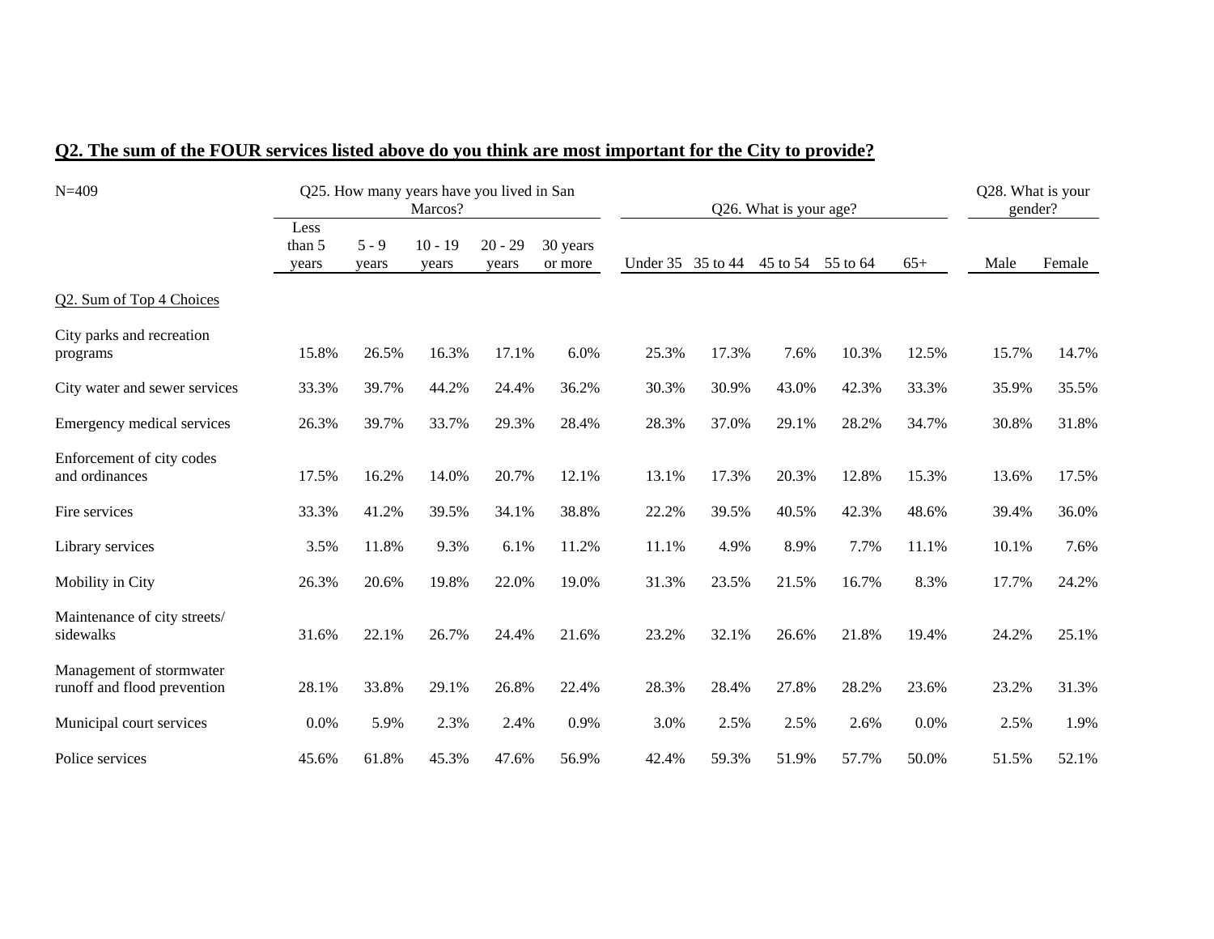## Q2. The sum of the FOUR services listed above do you think are most important for the City to provide?

| N=409 | Q25. How many years have you lived in San Marcos? | | | | | Q26. What is your age? | | | | | Q28. What is your gender? | |
|---|---|---|---|---|---|---|---|---|---|---|---|---|
| | Less than 5 years | 5 - 9 years | 10 - 19 years | 20 - 29 years | 30 years or more | Under 35 | 35 to 44 | 45 to 54 | 55 to 64 | 65+ | Male | Female |
| Q2. Sum of Top 4 Choices | | | | | | | | | | | | |
| City parks and recreation programs | 15.8% | 26.5% | 16.3% | 17.1% | 6.0% | 25.3% | 17.3% | 7.6% | 10.3% | 12.5% | 15.7% | 14.7% |
| City water and sewer services | 33.3% | 39.7% | 44.2% | 24.4% | 36.2% | 30.3% | 30.9% | 43.0% | 42.3% | 33.3% | 35.9% | 35.5% |
| Emergency medical services | 26.3% | 39.7% | 33.7% | 29.3% | 28.4% | 28.3% | 37.0% | 29.1% | 28.2% | 34.7% | 30.8% | 31.8% |
| Enforcement of city codes and ordinances | 17.5% | 16.2% | 14.0% | 20.7% | 12.1% | 13.1% | 17.3% | 20.3% | 12.8% | 15.3% | 13.6% | 17.5% |
| Fire services | 33.3% | 41.2% | 39.5% | 34.1% | 38.8% | 22.2% | 39.5% | 40.5% | 42.3% | 48.6% | 39.4% | 36.0% |
| Library services | 3.5% | 11.8% | 9.3% | 6.1% | 11.2% | 11.1% | 4.9% | 8.9% | 7.7% | 11.1% | 10.1% | 7.6% |
| Mobility in City | 26.3% | 20.6% | 19.8% | 22.0% | 19.0% | 31.3% | 23.5% | 21.5% | 16.7% | 8.3% | 17.7% | 24.2% |
| Maintenance of city streets/ sidewalks | 31.6% | 22.1% | 26.7% | 24.4% | 21.6% | 23.2% | 32.1% | 26.6% | 21.8% | 19.4% | 24.2% | 25.1% |
| Management of stormwater runoff and flood prevention | 28.1% | 33.8% | 29.1% | 26.8% | 22.4% | 28.3% | 28.4% | 27.8% | 28.2% | 23.6% | 23.2% | 31.3% |
| Municipal court services | 0.0% | 5.9% | 2.3% | 2.4% | 0.9% | 3.0% | 2.5% | 2.5% | 2.6% | 0.0% | 2.5% | 1.9% |
| Police services | 45.6% | 61.8% | 45.3% | 47.6% | 56.9% | 42.4% | 59.3% | 51.9% | 57.7% | 50.0% | 51.5% | 52.1% |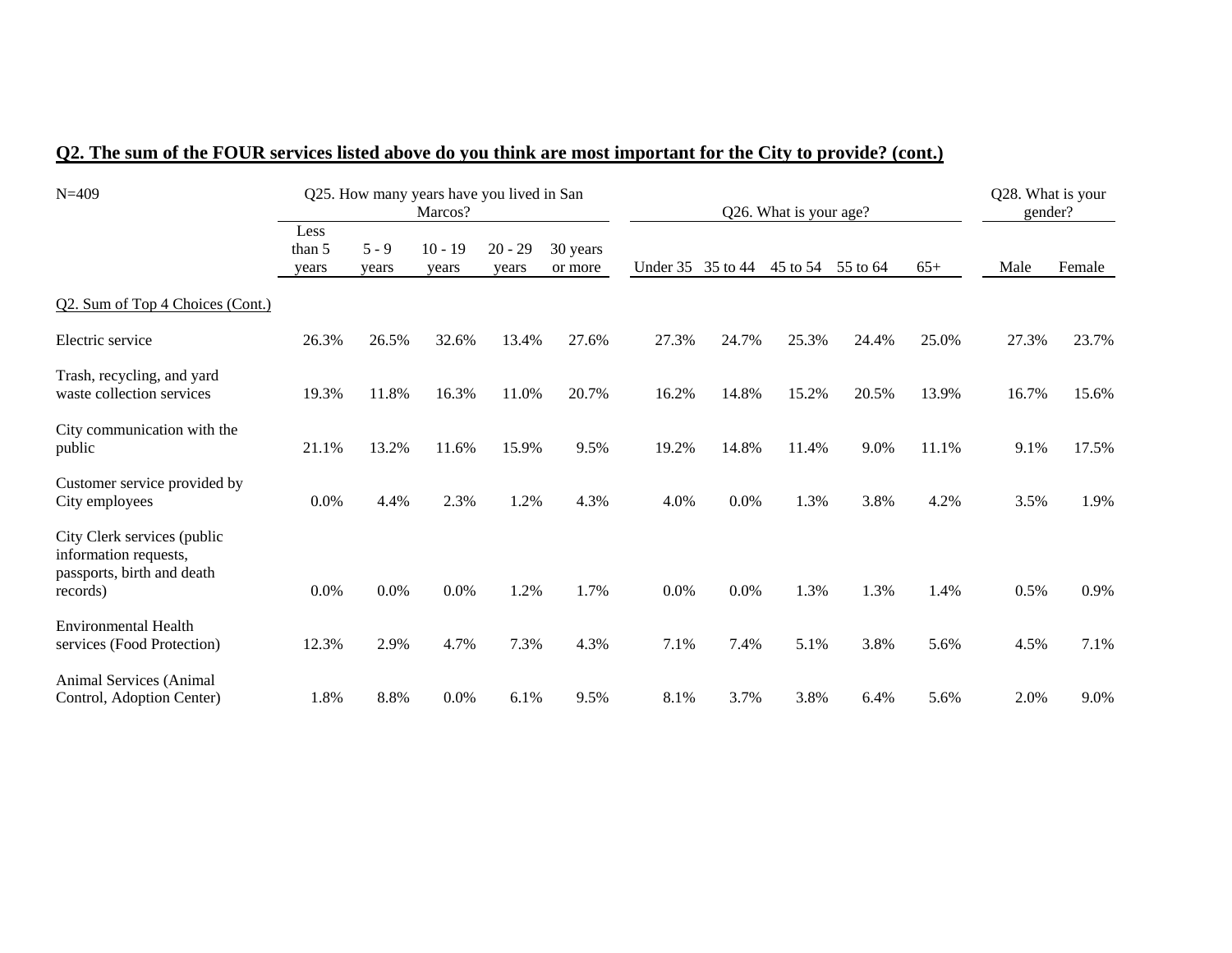## Q2. The sum of the FOUR services listed above do you think are most important for the City to provide? (cont.)

| N=409 | Q25. How many years have you lived in San Marcos? | | | | | Q26. What is your age? | | | | | Q28. What is your gender? | |
|---|---|---|---|---|---|---|---|---|---|---|---|---|
| | Less than 5 years | 5 - 9 years | 10 - 19 years | 20 - 29 years | 30 years or more | Under 35 | 35 to 44 | 45 to 54 | 55 to 64 | 65+ | Male | Female |
| Q2. Sum of Top 4 Choices (Cont.) | | | | | | | | | | | | |
| Electric service | 26.3% | 26.5% | 32.6% | 13.4% | 27.6% | 27.3% | 24.7% | 25.3% | 24.4% | 25.0% | 27.3% | 23.7% |
| Trash, recycling, and yard waste collection services | 19.3% | 11.8% | 16.3% | 11.0% | 20.7% | 16.2% | 14.8% | 15.2% | 20.5% | 13.9% | 16.7% | 15.6% |
| City communication with the public | 21.1% | 13.2% | 11.6% | 15.9% | 9.5% | 19.2% | 14.8% | 11.4% | 9.0% | 11.1% | 9.1% | 17.5% |
| Customer service provided by City employees | 0.0% | 4.4% | 2.3% | 1.2% | 4.3% | 4.0% | 0.0% | 1.3% | 3.8% | 4.2% | 3.5% | 1.9% |
| City Clerk services (public information requests, passports, birth and death records) | 0.0% | 0.0% | 0.0% | 1.2% | 1.7% | 0.0% | 0.0% | 1.3% | 1.3% | 1.4% | 0.5% | 0.9% |
| Environmental Health services (Food Protection) | 12.3% | 2.9% | 4.7% | 7.3% | 4.3% | 7.1% | 7.4% | 5.1% | 3.8% | 5.6% | 4.5% | 7.1% |
| Animal Services (Animal Control, Adoption Center) | 1.8% | 8.8% | 0.0% | 6.1% | 9.5% | 8.1% | 3.7% | 3.8% | 6.4% | 5.6% | 2.0% | 9.0% |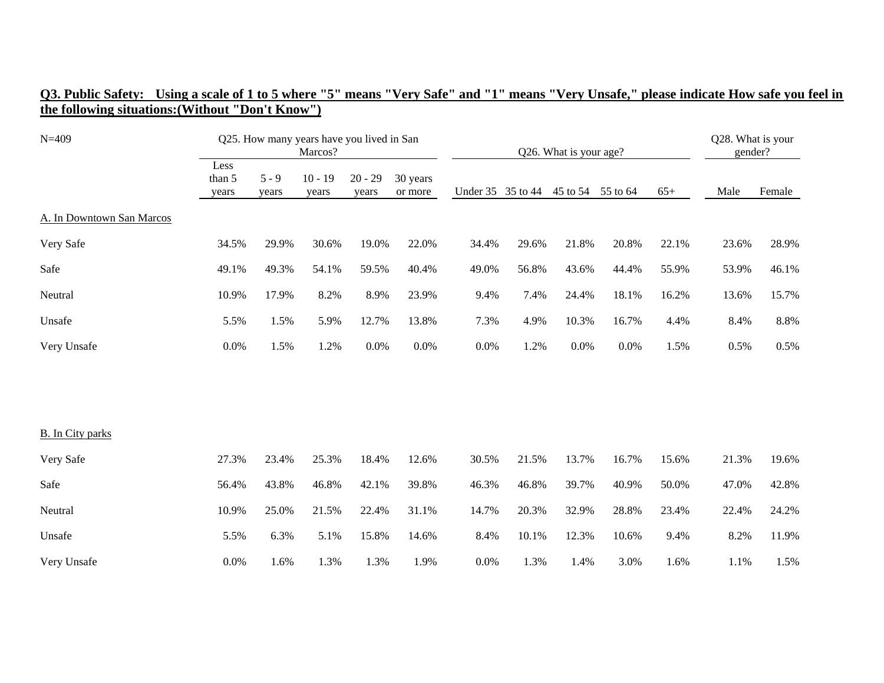**Q3. Public Safety: Using a scale of 1 to 5 where "5" means "Very Safe" and "1" means "Very Unsafe," please indicate How safe you feel in the following situations:(Without "Don't Know")**

| N=409 | Q25. How many years have you lived in San Marcos? | | | | | Q26. What is your age? | | | | | Q28. What is your gender? | |
|---|---|---|---|---|---|---|---|---|---|---|---|---|
| | Less than 5 years | 5 - 9 years | 10 - 19 years | 20 - 29 years | 30 years or more | Under 35 | 35 to 44 | 45 to 54 | 55 to 64 | 65+ | Male | Female |
| A. In Downtown San Marcos | | | | | | | | | | | | |
| Very Safe | 34.5% | 29.9% | 30.6% | 19.0% | 22.0% | 34.4% | 29.6% | 21.8% | 20.8% | 22.1% | 23.6% | 28.9% |
| Safe | 49.1% | 49.3% | 54.1% | 59.5% | 40.4% | 49.0% | 56.8% | 43.6% | 44.4% | 55.9% | 53.9% | 46.1% |
| Neutral | 10.9% | 17.9% | 8.2% | 8.9% | 23.9% | 9.4% | 7.4% | 24.4% | 18.1% | 16.2% | 13.6% | 15.7% |
| Unsafe | 5.5% | 1.5% | 5.9% | 12.7% | 13.8% | 7.3% | 4.9% | 10.3% | 16.7% | 4.4% | 8.4% | 8.8% |
| Very Unsafe | 0.0% | 1.5% | 1.2% | 0.0% | 0.0% | 0.0% | 1.2% | 0.0% | 0.0% | 1.5% | 0.5% | 0.5% |
| B. In City parks | | | | | | | | | | | | |
| Very Safe | 27.3% | 23.4% | 25.3% | 18.4% | 12.6% | 30.5% | 21.5% | 13.7% | 16.7% | 15.6% | 21.3% | 19.6% |
| Safe | 56.4% | 43.8% | 46.8% | 42.1% | 39.8% | 46.3% | 46.8% | 39.7% | 40.9% | 50.0% | 47.0% | 42.8% |
| Neutral | 10.9% | 25.0% | 21.5% | 22.4% | 31.1% | 14.7% | 20.3% | 32.9% | 28.8% | 23.4% | 22.4% | 24.2% |
| Unsafe | 5.5% | 6.3% | 5.1% | 15.8% | 14.6% | 8.4% | 10.1% | 12.3% | 10.6% | 9.4% | 8.2% | 11.9% |
| Very Unsafe | 0.0% | 1.6% | 1.3% | 1.3% | 1.9% | 0.0% | 1.3% | 1.4% | 3.0% | 1.6% | 1.1% | 1.5% |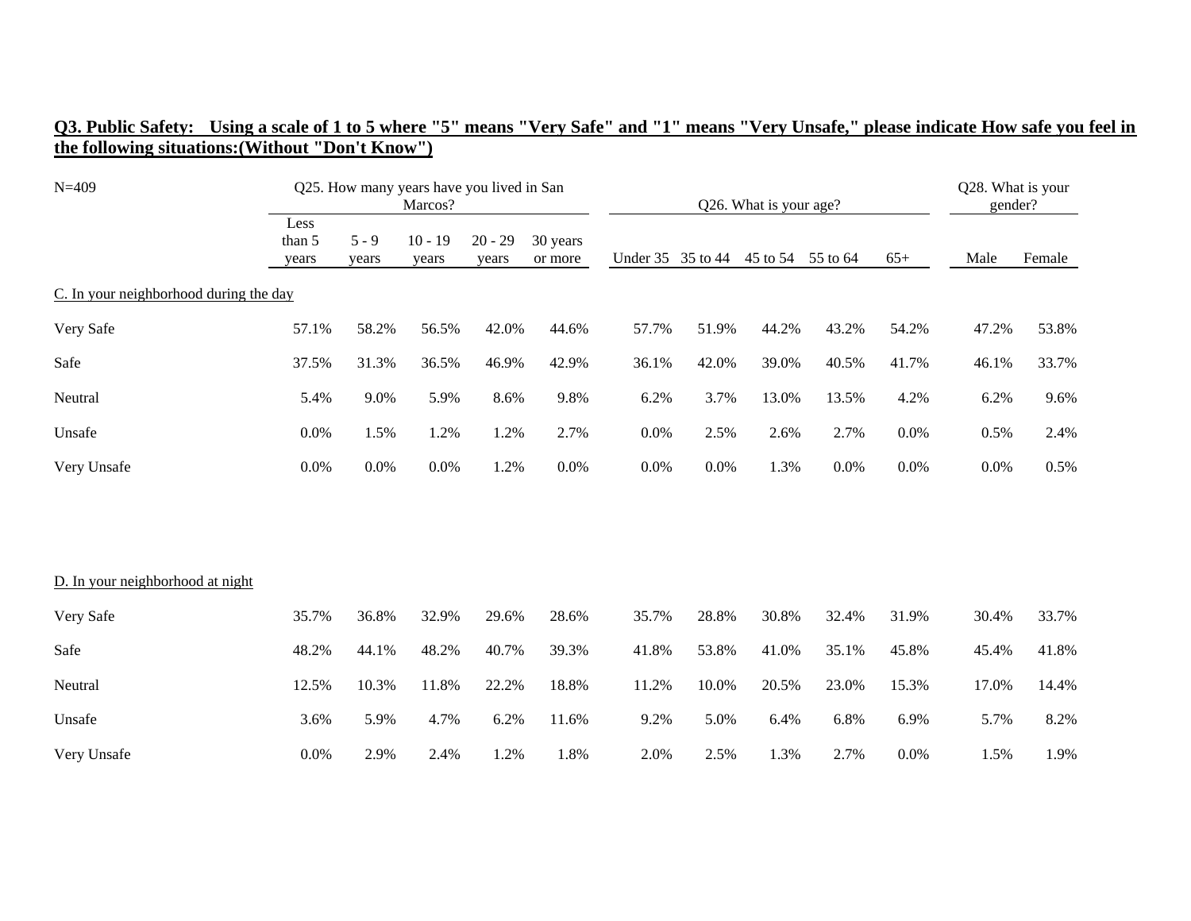**Q3. Public Safety: Using a scale of 1 to 5 where "5" means "Very Safe" and "1" means "Very Unsafe," please indicate How safe you feel in the following situations:(Without "Don't Know")**

| N=409 | Q25. How many years have you lived in San Marcos? | | | | | Q26. What is your age? | | | | | Q28. What is your gender? | |
|---|---|---|---|---|---|---|---|---|---|---|---|---|
| | Less than 5 years | 5 - 9 years | 10 - 19 years | 20 - 29 years | 30 years or more | Under 35 | 35 to 44 | 45 to 54 | 55 to 64 | 65+ | Male | Female |
| C. In your neighborhood during the day | | | | | | | | | | | | |
| Very Safe | 57.1% | 58.2% | 56.5% | 42.0% | 44.6% | 57.7% | 51.9% | 44.2% | 43.2% | 54.2% | 47.2% | 53.8% |
| Safe | 37.5% | 31.3% | 36.5% | 46.9% | 42.9% | 36.1% | 42.0% | 39.0% | 40.5% | 41.7% | 46.1% | 33.7% |
| Neutral | 5.4% | 9.0% | 5.9% | 8.6% | 9.8% | 6.2% | 3.7% | 13.0% | 13.5% | 4.2% | 6.2% | 9.6% |
| Unsafe | 0.0% | 1.5% | 1.2% | 1.2% | 2.7% | 0.0% | 2.5% | 2.6% | 2.7% | 0.0% | 0.5% | 2.4% |
| Very Unsafe | 0.0% | 0.0% | 0.0% | 1.2% | 0.0% | 0.0% | 0.0% | 1.3% | 0.0% | 0.0% | 0.0% | 0.5% |
| D. In your neighborhood at night | | | | | | | | | | | | |
| Very Safe | 35.7% | 36.8% | 32.9% | 29.6% | 28.6% | 35.7% | 28.8% | 30.8% | 32.4% | 31.9% | 30.4% | 33.7% |
| Safe | 48.2% | 44.1% | 48.2% | 40.7% | 39.3% | 41.8% | 53.8% | 41.0% | 35.1% | 45.8% | 45.4% | 41.8% |
| Neutral | 12.5% | 10.3% | 11.8% | 22.2% | 18.8% | 11.2% | 10.0% | 20.5% | 23.0% | 15.3% | 17.0% | 14.4% |
| Unsafe | 3.6% | 5.9% | 4.7% | 6.2% | 11.6% | 9.2% | 5.0% | 6.4% | 6.8% | 6.9% | 5.7% | 8.2% |
| Very Unsafe | 0.0% | 2.9% | 2.4% | 1.2% | 1.8% | 2.0% | 2.5% | 1.3% | 2.7% | 0.0% | 1.5% | 1.9% |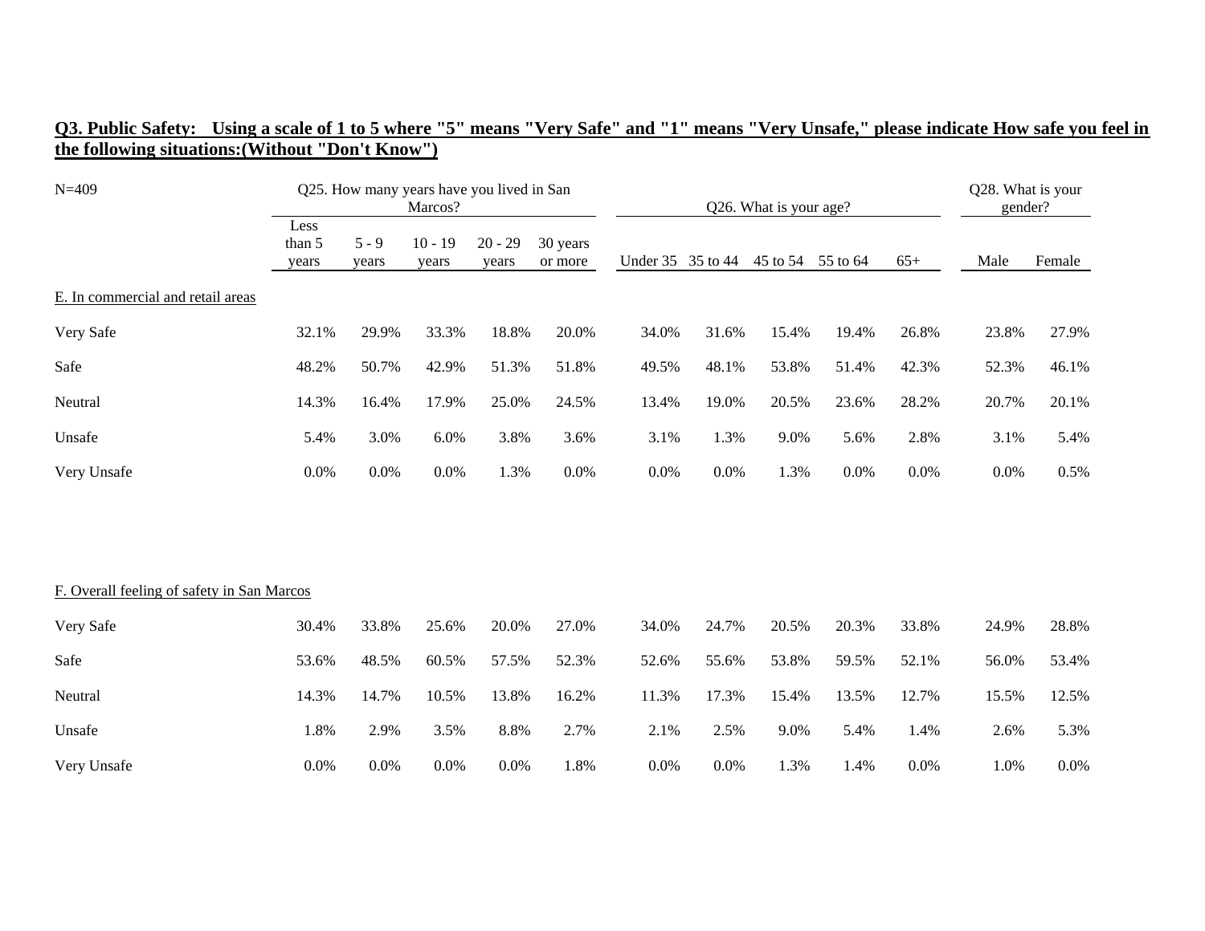**Q3. Public Safety: Using a scale of 1 to 5 where "5" means "Very Safe" and "1" means "Very Unsafe," please indicate How safe you feel in the following situations:(Without "Don't Know")**

| N=409 | Q25. How many years have you lived in San Marcos? | | | | | Q26. What is your age? | | | | | Q28. What is your gender? | |
|---|---|---|---|---|---|---|---|---|---|---|---|---|
| | Less than 5 years | 5 - 9 years | 10 - 19 years | 20 - 29 years | 30 years or more | Under 35 | 35 to 44 | 45 to 54 | 55 to 64 | 65+ | Male | Female |
| E. In commercial and retail areas | | | | | | | | | | | | |
| Very Safe | 32.1% | 29.9% | 33.3% | 18.8% | 20.0% | 34.0% | 31.6% | 15.4% | 19.4% | 26.8% | 23.8% | 27.9% |
| Safe | 48.2% | 50.7% | 42.9% | 51.3% | 51.8% | 49.5% | 48.1% | 53.8% | 51.4% | 42.3% | 52.3% | 46.1% |
| Neutral | 14.3% | 16.4% | 17.9% | 25.0% | 24.5% | 13.4% | 19.0% | 20.5% | 23.6% | 28.2% | 20.7% | 20.1% |
| Unsafe | 5.4% | 3.0% | 6.0% | 3.8% | 3.6% | 3.1% | 1.3% | 9.0% | 5.6% | 2.8% | 3.1% | 5.4% |
| Very Unsafe | 0.0% | 0.0% | 0.0% | 1.3% | 0.0% | 0.0% | 0.0% | 1.3% | 0.0% | 0.0% | 0.0% | 0.5% |
| F. Overall feeling of safety in San Marcos | | | | | | | | | | | | |
| Very Safe | 30.4% | 33.8% | 25.6% | 20.0% | 27.0% | 34.0% | 24.7% | 20.5% | 20.3% | 33.8% | 24.9% | 28.8% |
| Safe | 53.6% | 48.5% | 60.5% | 57.5% | 52.3% | 52.6% | 55.6% | 53.8% | 59.5% | 52.1% | 56.0% | 53.4% |
| Neutral | 14.3% | 14.7% | 10.5% | 13.8% | 16.2% | 11.3% | 17.3% | 15.4% | 13.5% | 12.7% | 15.5% | 12.5% |
| Unsafe | 1.8% | 2.9% | 3.5% | 8.8% | 2.7% | 2.1% | 2.5% | 9.0% | 5.4% | 1.4% | 2.6% | 5.3% |
| Very Unsafe | 0.0% | 0.0% | 0.0% | 0.0% | 1.8% | 0.0% | 0.0% | 1.3% | 1.4% | 0.0% | 1.0% | 0.0% |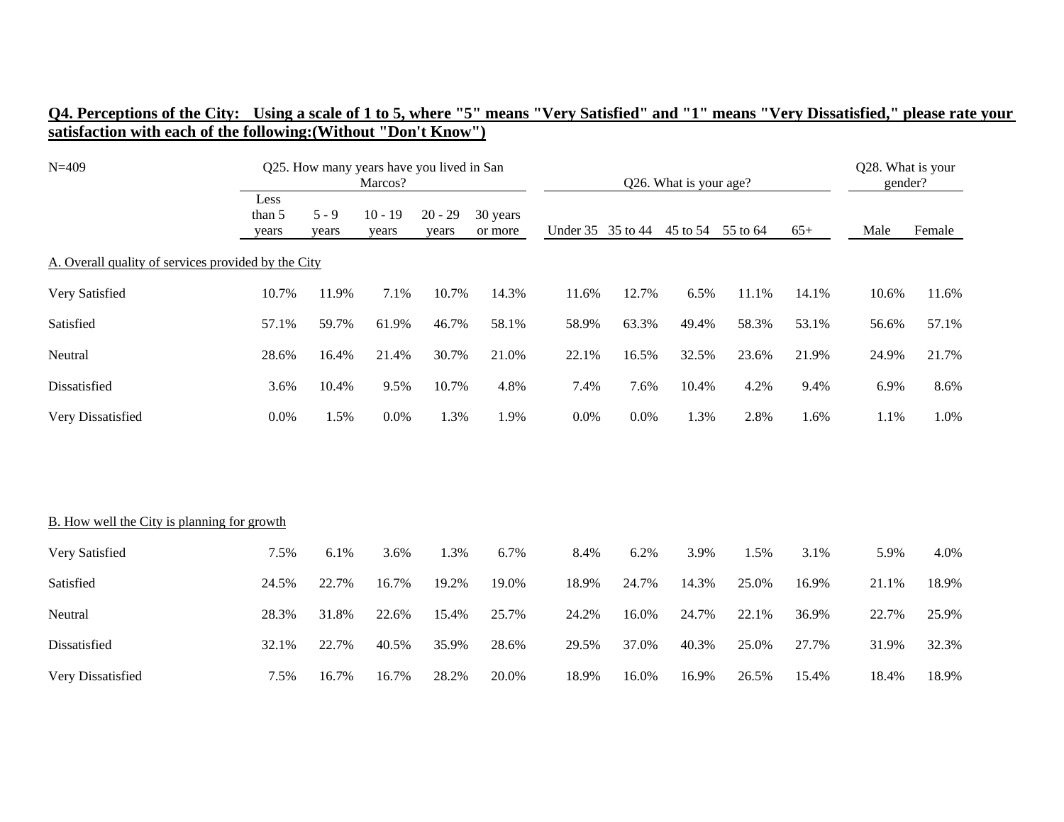**Q4. Perceptions of the City: Using a scale of 1 to 5, where "5" means "Very Satisfied" and "1" means "Very Dissatisfied," please rate your satisfaction with each of the following:(Without "Don't Know")**

| N=409 | Q25. How many years have you lived in San Marcos? | | | | | Q26. What is your age? | | | | | Q28. What is your gender? | |
|---|---|---|---|---|---|---|---|---|---|---|---|---|
| | Less than 5 years | 5 - 9 years | 10 - 19 years | 20 - 29 years | 30 years or more | Under 35 | 35 to 44 | 45 to 54 | 55 to 64 | 65+ | Male | Female |
| A. Overall quality of services provided by the City | | | | | | | | | | | | |
| Very Satisfied | 10.7% | 11.9% | 7.1% | 10.7% | 14.3% | 11.6% | 12.7% | 6.5% | 11.1% | 14.1% | 10.6% | 11.6% |
| Satisfied | 57.1% | 59.7% | 61.9% | 46.7% | 58.1% | 58.9% | 63.3% | 49.4% | 58.3% | 53.1% | 56.6% | 57.1% |
| Neutral | 28.6% | 16.4% | 21.4% | 30.7% | 21.0% | 22.1% | 16.5% | 32.5% | 23.6% | 21.9% | 24.9% | 21.7% |
| Dissatisfied | 3.6% | 10.4% | 9.5% | 10.7% | 4.8% | 7.4% | 7.6% | 10.4% | 4.2% | 9.4% | 6.9% | 8.6% |
| Very Dissatisfied | 0.0% | 1.5% | 0.0% | 1.3% | 1.9% | 0.0% | 0.0% | 1.3% | 2.8% | 1.6% | 1.1% | 1.0% |
| B. How well the City is planning for growth | | | | | | | | | | | | |
| Very Satisfied | 7.5% | 6.1% | 3.6% | 1.3% | 6.7% | 8.4% | 6.2% | 3.9% | 1.5% | 3.1% | 5.9% | 4.0% |
| Satisfied | 24.5% | 22.7% | 16.7% | 19.2% | 19.0% | 18.9% | 24.7% | 14.3% | 25.0% | 16.9% | 21.1% | 18.9% |
| Neutral | 28.3% | 31.8% | 22.6% | 15.4% | 25.7% | 24.2% | 16.0% | 24.7% | 22.1% | 36.9% | 22.7% | 25.9% |
| Dissatisfied | 32.1% | 22.7% | 40.5% | 35.9% | 28.6% | 29.5% | 37.0% | 40.3% | 25.0% | 27.7% | 31.9% | 32.3% |
| Very Dissatisfied | 7.5% | 16.7% | 16.7% | 28.2% | 20.0% | 18.9% | 16.0% | 16.9% | 26.5% | 15.4% | 18.4% | 18.9% |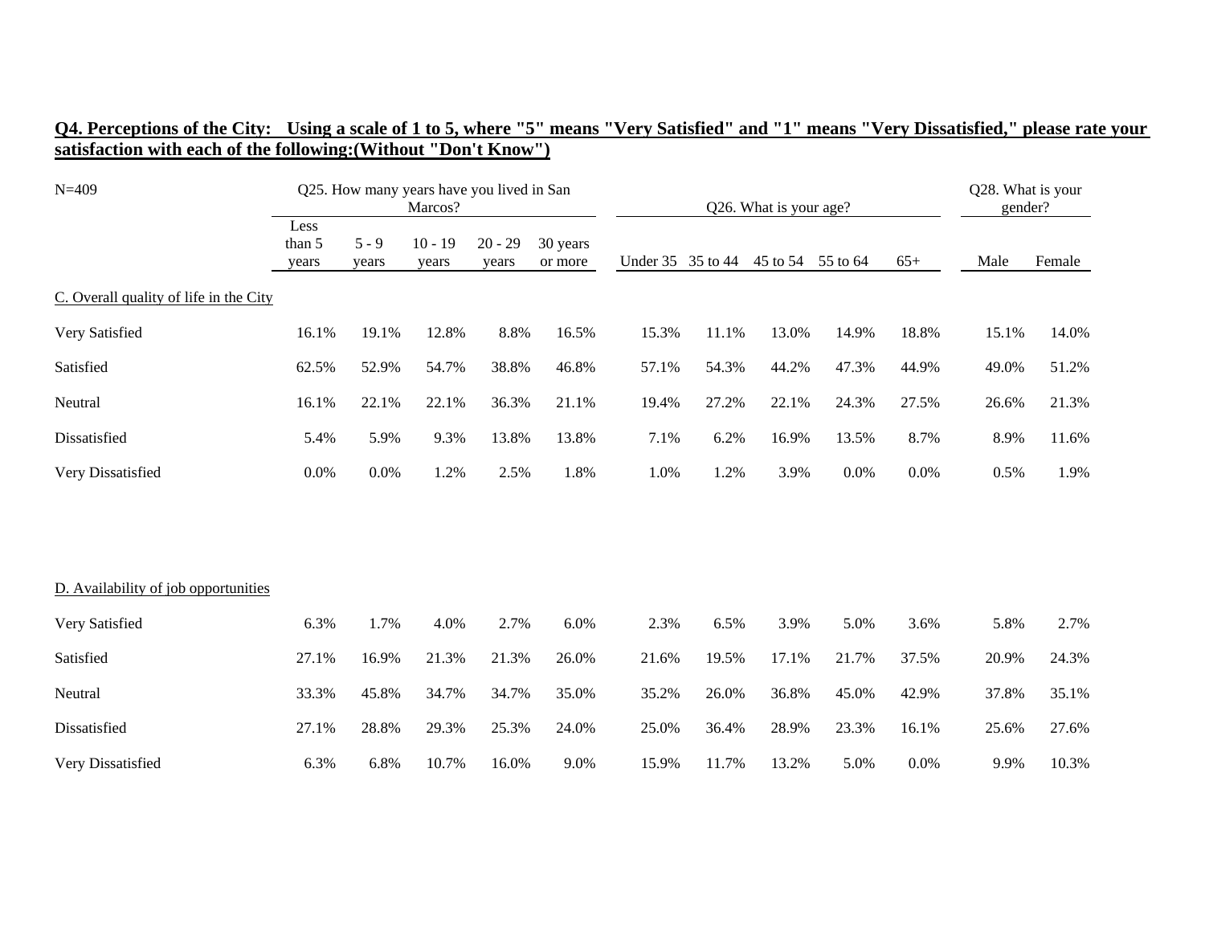**Q4. Perceptions of the City: Using a scale of 1 to 5, where "5" means "Very Satisfied" and "1" means "Very Dissatisfied," please rate your satisfaction with each of the following:(Without "Don't Know")**

N=409

| | Q25. How many years have you lived in San Marcos? | | | | | Q26. What is your age? | | | | | Q28. What is your gender? | |
|---|---|---|---|---|---|---|---|---|---|---|---|---|
| | Less than 5 years | 5 - 9 years | 10 - 19 years | 20 - 29 years | 30 years or more | Under 35 | 35 to 44 | 45 to 54 | 55 to 64 | 65+ | Male | Female |
| C. Overall quality of life in the City | | | | | | | | | | | | |
| Very Satisfied | 16.1% | 19.1% | 12.8% | 8.8% | 16.5% | 15.3% | 11.1% | 13.0% | 14.9% | 18.8% | 15.1% | 14.0% |
| Satisfied | 62.5% | 52.9% | 54.7% | 38.8% | 46.8% | 57.1% | 54.3% | 44.2% | 47.3% | 44.9% | 49.0% | 51.2% |
| Neutral | 16.1% | 22.1% | 22.1% | 36.3% | 21.1% | 19.4% | 27.2% | 22.1% | 24.3% | 27.5% | 26.6% | 21.3% |
| Dissatisfied | 5.4% | 5.9% | 9.3% | 13.8% | 13.8% | 7.1% | 6.2% | 16.9% | 13.5% | 8.7% | 8.9% | 11.6% |
| Very Dissatisfied | 0.0% | 0.0% | 1.2% | 2.5% | 1.8% | 1.0% | 1.2% | 3.9% | 0.0% | 0.0% | 0.5% | 1.9% |
| D. Availability of job opportunities | | | | | | | | | | | | |
| Very Satisfied | 6.3% | 1.7% | 4.0% | 2.7% | 6.0% | 2.3% | 6.5% | 3.9% | 5.0% | 3.6% | 5.8% | 2.7% |
| Satisfied | 27.1% | 16.9% | 21.3% | 21.3% | 26.0% | 21.6% | 19.5% | 17.1% | 21.7% | 37.5% | 20.9% | 24.3% |
| Neutral | 33.3% | 45.8% | 34.7% | 34.7% | 35.0% | 35.2% | 26.0% | 36.8% | 45.0% | 42.9% | 37.8% | 35.1% |
| Dissatisfied | 27.1% | 28.8% | 29.3% | 25.3% | 24.0% | 25.0% | 36.4% | 28.9% | 23.3% | 16.1% | 25.6% | 27.6% |
| Very Dissatisfied | 6.3% | 6.8% | 10.7% | 16.0% | 9.0% | 15.9% | 11.7% | 13.2% | 5.0% | 0.0% | 9.9% | 10.3% |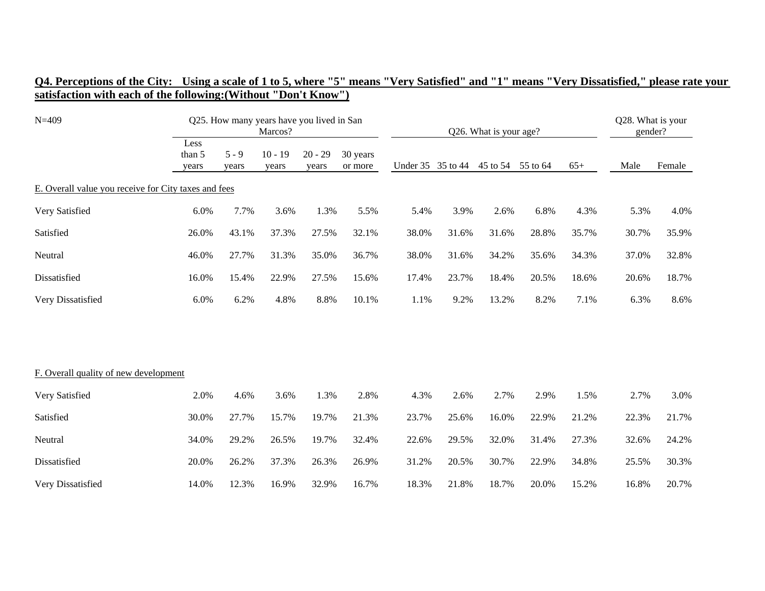**Q4. Perceptions of the City: Using a scale of 1 to 5, where "5" means "Very Satisfied" and "1" means "Very Dissatisfied," please rate your satisfaction with each of the following:(Without "Don't Know")**

| N=409 | Q25. How many years have you lived in San Marcos? | | | | | Q26. What is your age? | | | | | Q28. What is your gender? | |
|---|---|---|---|---|---|---|---|---|---|---|---|---|
| | Less than 5 years | 5 - 9 years | 10 - 19 years | 20 - 29 years | 30 years or more | Under 35 | 35 to 44 | 45 to 54 | 55 to 64 | 65+ | Male | Female |
| E. Overall value you receive for City taxes and fees | | | | | | | | | | | | |
| Very Satisfied | 6.0% | 7.7% | 3.6% | 1.3% | 5.5% | 5.4% | 3.9% | 2.6% | 6.8% | 4.3% | 5.3% | 4.0% |
| Satisfied | 26.0% | 43.1% | 37.3% | 27.5% | 32.1% | 38.0% | 31.6% | 31.6% | 28.8% | 35.7% | 30.7% | 35.9% |
| Neutral | 46.0% | 27.7% | 31.3% | 35.0% | 36.7% | 38.0% | 31.6% | 34.2% | 35.6% | 34.3% | 37.0% | 32.8% |
| Dissatisfied | 16.0% | 15.4% | 22.9% | 27.5% | 15.6% | 17.4% | 23.7% | 18.4% | 20.5% | 18.6% | 20.6% | 18.7% |
| Very Dissatisfied | 6.0% | 6.2% | 4.8% | 8.8% | 10.1% | 1.1% | 9.2% | 13.2% | 8.2% | 7.1% | 6.3% | 8.6% |
| F. Overall quality of new development | | | | | | | | | | | | |
| Very Satisfied | 2.0% | 4.6% | 3.6% | 1.3% | 2.8% | 4.3% | 2.6% | 2.7% | 2.9% | 1.5% | 2.7% | 3.0% |
| Satisfied | 30.0% | 27.7% | 15.7% | 19.7% | 21.3% | 23.7% | 25.6% | 16.0% | 22.9% | 21.2% | 22.3% | 21.7% |
| Neutral | 34.0% | 29.2% | 26.5% | 19.7% | 32.4% | 22.6% | 29.5% | 32.0% | 31.4% | 27.3% | 32.6% | 24.2% |
| Dissatisfied | 20.0% | 26.2% | 37.3% | 26.3% | 26.9% | 31.2% | 20.5% | 30.7% | 22.9% | 34.8% | 25.5% | 30.3% |
| Very Dissatisfied | 14.0% | 12.3% | 16.9% | 32.9% | 16.7% | 18.3% | 21.8% | 18.7% | 20.0% | 15.2% | 16.8% | 20.7% |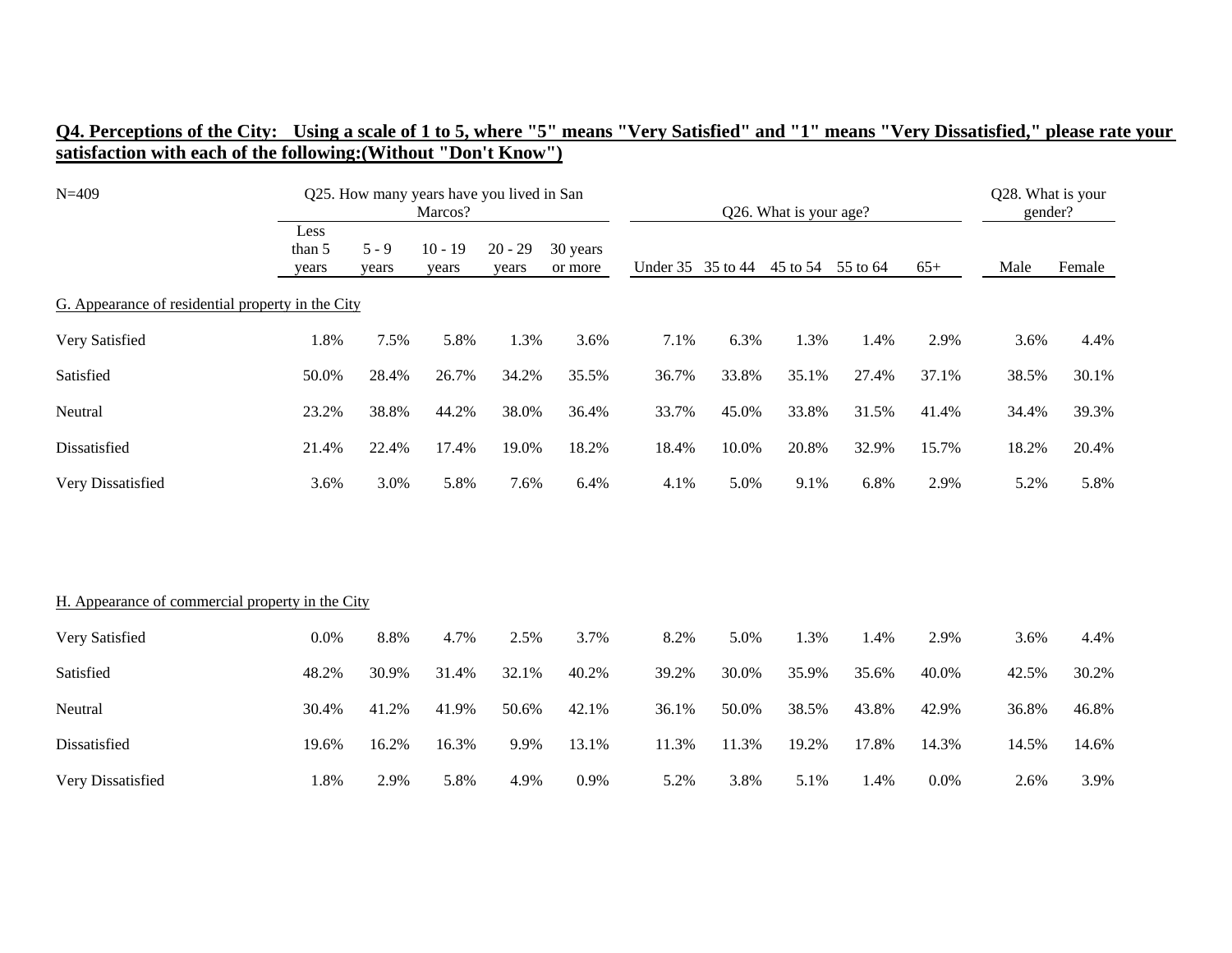**Q4. Perceptions of the City: Using a scale of 1 to 5, where "5" means "Very Satisfied" and "1" means "Very Dissatisfied," please rate your satisfaction with each of the following:(Without "Don't Know")**

| N=409 | Q25. How many years have you lived in San Marcos? | | | | | Q26. What is your age? | | | | | Q28. What is your gender? | |
|---|---|---|---|---|---|---|---|---|---|---|---|---|
| | Less than 5 years | 5 - 9 years | 10 - 19 years | 20 - 29 years | 30 years or more | Under 35 | 35 to 44 | 45 to 54 | 55 to 64 | 65+ | Male | Female |
| G. Appearance of residential property in the City | | | | | | | | | | | | |
| Very Satisfied | 1.8% | 7.5% | 5.8% | 1.3% | 3.6% | 7.1% | 6.3% | 1.3% | 1.4% | 2.9% | 3.6% | 4.4% |
| Satisfied | 50.0% | 28.4% | 26.7% | 34.2% | 35.5% | 36.7% | 33.8% | 35.1% | 27.4% | 37.1% | 38.5% | 30.1% |
| Neutral | 23.2% | 38.8% | 44.2% | 38.0% | 36.4% | 33.7% | 45.0% | 33.8% | 31.5% | 41.4% | 34.4% | 39.3% |
| Dissatisfied | 21.4% | 22.4% | 17.4% | 19.0% | 18.2% | 18.4% | 10.0% | 20.8% | 32.9% | 15.7% | 18.2% | 20.4% |
| Very Dissatisfied | 3.6% | 3.0% | 5.8% | 7.6% | 6.4% | 4.1% | 5.0% | 9.1% | 6.8% | 2.9% | 5.2% | 5.8% |
| H. Appearance of commercial property in the City | | | | | | | | | | | | |
| Very Satisfied | 0.0% | 8.8% | 4.7% | 2.5% | 3.7% | 8.2% | 5.0% | 1.3% | 1.4% | 2.9% | 3.6% | 4.4% |
| Satisfied | 48.2% | 30.9% | 31.4% | 32.1% | 40.2% | 39.2% | 30.0% | 35.9% | 35.6% | 40.0% | 42.5% | 30.2% |
| Neutral | 30.4% | 41.2% | 41.9% | 50.6% | 42.1% | 36.1% | 50.0% | 38.5% | 43.8% | 42.9% | 36.8% | 46.8% |
| Dissatisfied | 19.6% | 16.2% | 16.3% | 9.9% | 13.1% | 11.3% | 11.3% | 19.2% | 17.8% | 14.3% | 14.5% | 14.6% |
| Very Dissatisfied | 1.8% | 2.9% | 5.8% | 4.9% | 0.9% | 5.2% | 3.8% | 5.1% | 1.4% | 0.0% | 2.6% | 3.9% |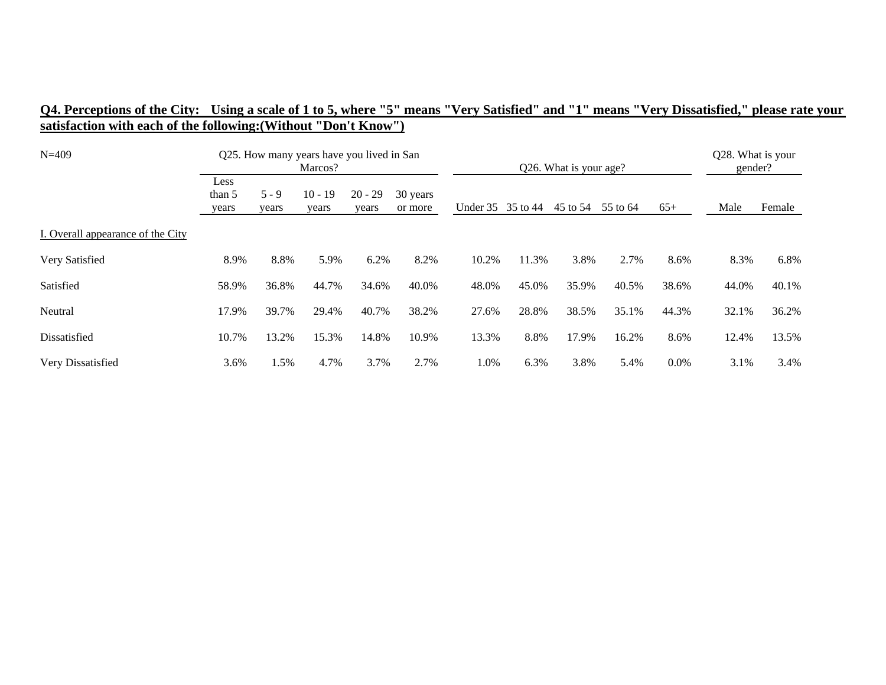**Q4. Perceptions of the City: Using a scale of 1 to 5, where "5" means "Very Satisfied" and "1" means "Very Dissatisfied," please rate your satisfaction with each of the following:(Without "Don't Know")**

| N=409 | Q25. How many years have you lived in San Marcos? | | | | | Q26. What is your age? | | | | | Q28. What is your gender? | |
|---|---|---|---|---|---|---|---|---|---|---|---|---|
| | Less than 5 years | 5 - 9 years | 10 - 19 years | 20 - 29 years | 30 years or more | Under 35 | 35 to 44 | 45 to 54 | 55 to 64 | 65+ | Male | Female |
| I. Overall appearance of the City | | | | | | | | | | | | |
| Very Satisfied | 8.9% | 8.8% | 5.9% | 6.2% | 8.2% | 10.2% | 11.3% | 3.8% | 2.7% | 8.6% | 8.3% | 6.8% |
| Satisfied | 58.9% | 36.8% | 44.7% | 34.6% | 40.0% | 48.0% | 45.0% | 35.9% | 40.5% | 38.6% | 44.0% | 40.1% |
| Neutral | 17.9% | 39.7% | 29.4% | 40.7% | 38.2% | 27.6% | 28.8% | 38.5% | 35.1% | 44.3% | 32.1% | 36.2% |
| Dissatisfied | 10.7% | 13.2% | 15.3% | 14.8% | 10.9% | 13.3% | 8.8% | 17.9% | 16.2% | 8.6% | 12.4% | 13.5% |
| Very Dissatisfied | 3.6% | 1.5% | 4.7% | 3.7% | 2.7% | 1.0% | 6.3% | 3.8% | 5.4% | 0.0% | 3.1% | 3.4% |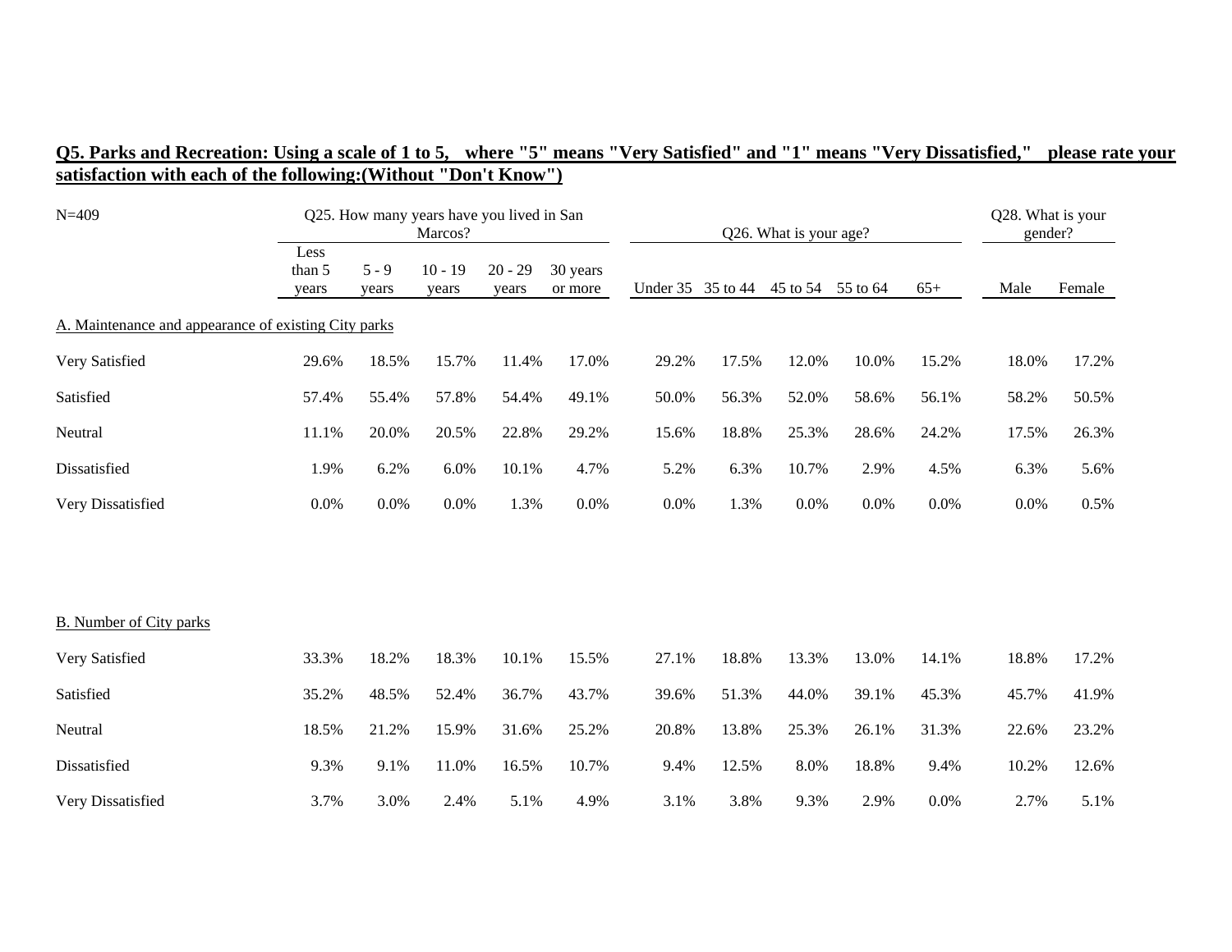**Q5. Parks and Recreation: Using a scale of 1 to 5, where "5" means "Very Satisfied" and "1" means "Very Dissatisfied," please rate your satisfaction with each of the following:(Without "Don't Know")**

| N=409 | Q25. How many years have you lived in San Marcos? | | | | | Q26. What is your age? | | | | | Q28. What is your gender? | |
|---|---|---|---|---|---|---|---|---|---|---|---|---|
| | Less than 5 years | 5 - 9 years | 10 - 19 years | 20 - 29 years | 30 years or more | Under 35 | 35 to 44 | 45 to 54 | 55 to 64 | 65+ | Male | Female |
| A. Maintenance and appearance of existing City parks | | | | | | | | | | | | |
| Very Satisfied | 29.6% | 18.5% | 15.7% | 11.4% | 17.0% | 29.2% | 17.5% | 12.0% | 10.0% | 15.2% | 18.0% | 17.2% |
| Satisfied | 57.4% | 55.4% | 57.8% | 54.4% | 49.1% | 50.0% | 56.3% | 52.0% | 58.6% | 56.1% | 58.2% | 50.5% |
| Neutral | 11.1% | 20.0% | 20.5% | 22.8% | 29.2% | 15.6% | 18.8% | 25.3% | 28.6% | 24.2% | 17.5% | 26.3% |
| Dissatisfied | 1.9% | 6.2% | 6.0% | 10.1% | 4.7% | 5.2% | 6.3% | 10.7% | 2.9% | 4.5% | 6.3% | 5.6% |
| Very Dissatisfied | 0.0% | 0.0% | 0.0% | 1.3% | 0.0% | 0.0% | 1.3% | 0.0% | 0.0% | 0.0% | 0.0% | 0.5% |
| B. Number of City parks | | | | | | | | | | | | |
| Very Satisfied | 33.3% | 18.2% | 18.3% | 10.1% | 15.5% | 27.1% | 18.8% | 13.3% | 13.0% | 14.1% | 18.8% | 17.2% |
| Satisfied | 35.2% | 48.5% | 52.4% | 36.7% | 43.7% | 39.6% | 51.3% | 44.0% | 39.1% | 45.3% | 45.7% | 41.9% |
| Neutral | 18.5% | 21.2% | 15.9% | 31.6% | 25.2% | 20.8% | 13.8% | 25.3% | 26.1% | 31.3% | 22.6% | 23.2% |
| Dissatisfied | 9.3% | 9.1% | 11.0% | 16.5% | 10.7% | 9.4% | 12.5% | 8.0% | 18.8% | 9.4% | 10.2% | 12.6% |
| Very Dissatisfied | 3.7% | 3.0% | 2.4% | 5.1% | 4.9% | 3.1% | 3.8% | 9.3% | 2.9% | 0.0% | 2.7% | 5.1% |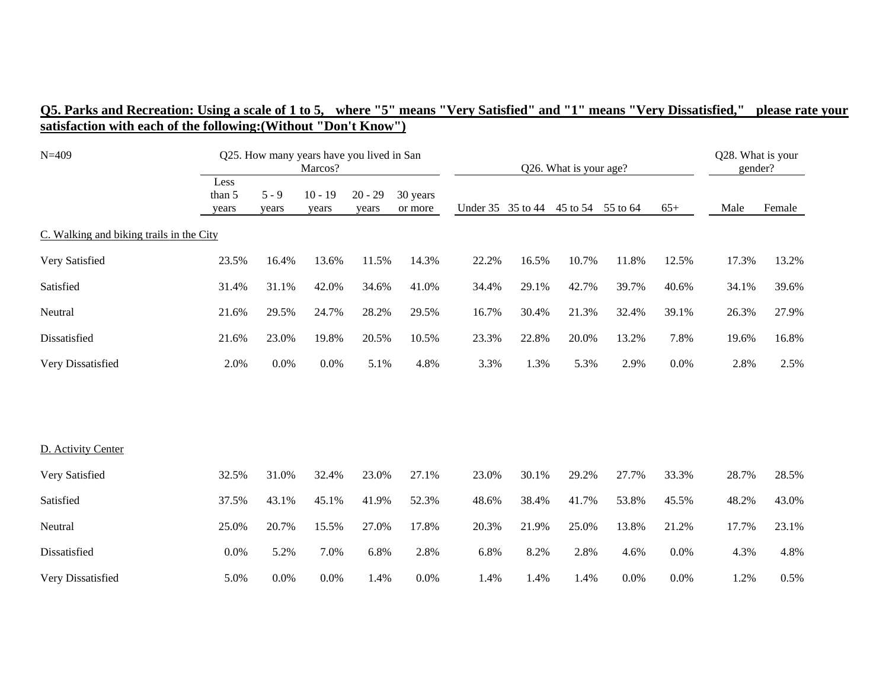**Q5. Parks and Recreation: Using a scale of 1 to 5, where "5" means "Very Satisfied" and "1" means "Very Dissatisfied," please rate your satisfaction with each of the following:(Without "Don't Know")**

| N=409 | Q25. How many years have you lived in San Marcos? | | | | | Q26. What is your age? | | | | | Q28. What is your gender? | |
|---|---|---|---|---|---|---|---|---|---|---|---|---|
| | Less than 5 years | 5 - 9 years | 10 - 19 years | 20 - 29 years | 30 years or more | Under 35 | 35 to 44 | 45 to 54 | 55 to 64 | 65+ | Male | Female |
| C. Walking and biking trails in the City | | | | | | | | | | | | |
| Very Satisfied | 23.5% | 16.4% | 13.6% | 11.5% | 14.3% | 22.2% | 16.5% | 10.7% | 11.8% | 12.5% | 17.3% | 13.2% |
| Satisfied | 31.4% | 31.1% | 42.0% | 34.6% | 41.0% | 34.4% | 29.1% | 42.7% | 39.7% | 40.6% | 34.1% | 39.6% |
| Neutral | 21.6% | 29.5% | 24.7% | 28.2% | 29.5% | 16.7% | 30.4% | 21.3% | 32.4% | 39.1% | 26.3% | 27.9% |
| Dissatisfied | 21.6% | 23.0% | 19.8% | 20.5% | 10.5% | 23.3% | 22.8% | 20.0% | 13.2% | 7.8% | 19.6% | 16.8% |
| Very Dissatisfied | 2.0% | 0.0% | 0.0% | 5.1% | 4.8% | 3.3% | 1.3% | 5.3% | 2.9% | 0.0% | 2.8% | 2.5% |
| D. Activity Center | | | | | | | | | | | | |
| Very Satisfied | 32.5% | 31.0% | 32.4% | 23.0% | 27.1% | 23.0% | 30.1% | 29.2% | 27.7% | 33.3% | 28.7% | 28.5% |
| Satisfied | 37.5% | 43.1% | 45.1% | 41.9% | 52.3% | 48.6% | 38.4% | 41.7% | 53.8% | 45.5% | 48.2% | 43.0% |
| Neutral | 25.0% | 20.7% | 15.5% | 27.0% | 17.8% | 20.3% | 21.9% | 25.0% | 13.8% | 21.2% | 17.7% | 23.1% |
| Dissatisfied | 0.0% | 5.2% | 7.0% | 6.8% | 2.8% | 6.8% | 8.2% | 2.8% | 4.6% | 0.0% | 4.3% | 4.8% |
| Very Dissatisfied | 5.0% | 0.0% | 0.0% | 1.4% | 0.0% | 1.4% | 1.4% | 1.4% | 0.0% | 0.0% | 1.2% | 0.5% |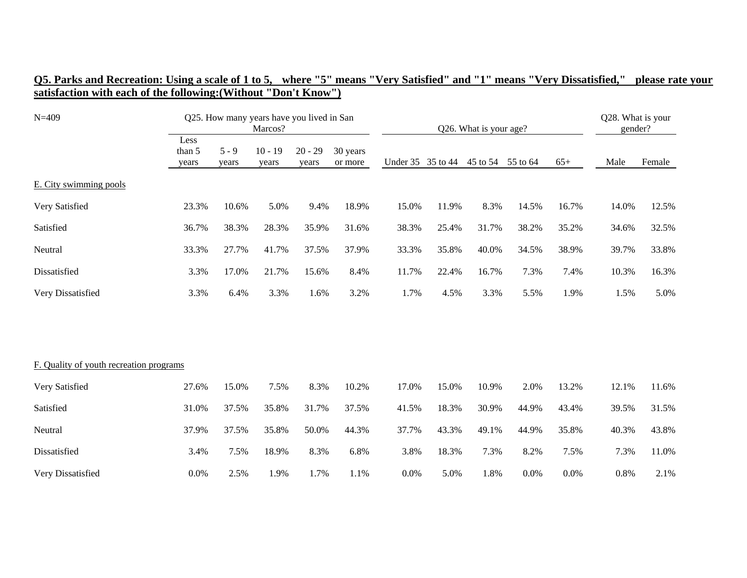**Q5. Parks and Recreation: Using a scale of 1 to 5, where "5" means "Very Satisfied" and "1" means "Very Dissatisfied," please rate your satisfaction with each of the following:(Without "Don't Know")**

| N=409 | Q25. How many years have you lived in San Marcos? | | | | | Q26. What is your age? | | | | | Q28. What is your gender? | |
|---|---|---|---|---|---|---|---|---|---|---|---|---|
| | Less than 5 years | 5 - 9 years | 10 - 19 years | 20 - 29 years | 30 years or more | Under 35 | 35 to 44 | 45 to 54 | 55 to 64 | 65+ | Male | Female |
| E. City swimming pools | | | | | | | | | | | | |
| Very Satisfied | 23.3% | 10.6% | 5.0% | 9.4% | 18.9% | 15.0% | 11.9% | 8.3% | 14.5% | 16.7% | 14.0% | 12.5% |
| Satisfied | 36.7% | 38.3% | 28.3% | 35.9% | 31.6% | 38.3% | 25.4% | 31.7% | 38.2% | 35.2% | 34.6% | 32.5% |
| Neutral | 33.3% | 27.7% | 41.7% | 37.5% | 37.9% | 33.3% | 35.8% | 40.0% | 34.5% | 38.9% | 39.7% | 33.8% |
| Dissatisfied | 3.3% | 17.0% | 21.7% | 15.6% | 8.4% | 11.7% | 22.4% | 16.7% | 7.3% | 7.4% | 10.3% | 16.3% |
| Very Dissatisfied | 3.3% | 6.4% | 3.3% | 1.6% | 3.2% | 1.7% | 4.5% | 3.3% | 5.5% | 1.9% | 1.5% | 5.0% |
| F. Quality of youth recreation programs | | | | | | | | | | | | |
| Very Satisfied | 27.6% | 15.0% | 7.5% | 8.3% | 10.2% | 17.0% | 15.0% | 10.9% | 2.0% | 13.2% | 12.1% | 11.6% |
| Satisfied | 31.0% | 37.5% | 35.8% | 31.7% | 37.5% | 41.5% | 18.3% | 30.9% | 44.9% | 43.4% | 39.5% | 31.5% |
| Neutral | 37.9% | 37.5% | 35.8% | 50.0% | 44.3% | 37.7% | 43.3% | 49.1% | 44.9% | 35.8% | 40.3% | 43.8% |
| Dissatisfied | 3.4% | 7.5% | 18.9% | 8.3% | 6.8% | 3.8% | 18.3% | 7.3% | 8.2% | 7.5% | 7.3% | 11.0% |
| Very Dissatisfied | 0.0% | 2.5% | 1.9% | 1.7% | 1.1% | 0.0% | 5.0% | 1.8% | 0.0% | 0.0% | 0.8% | 2.1% |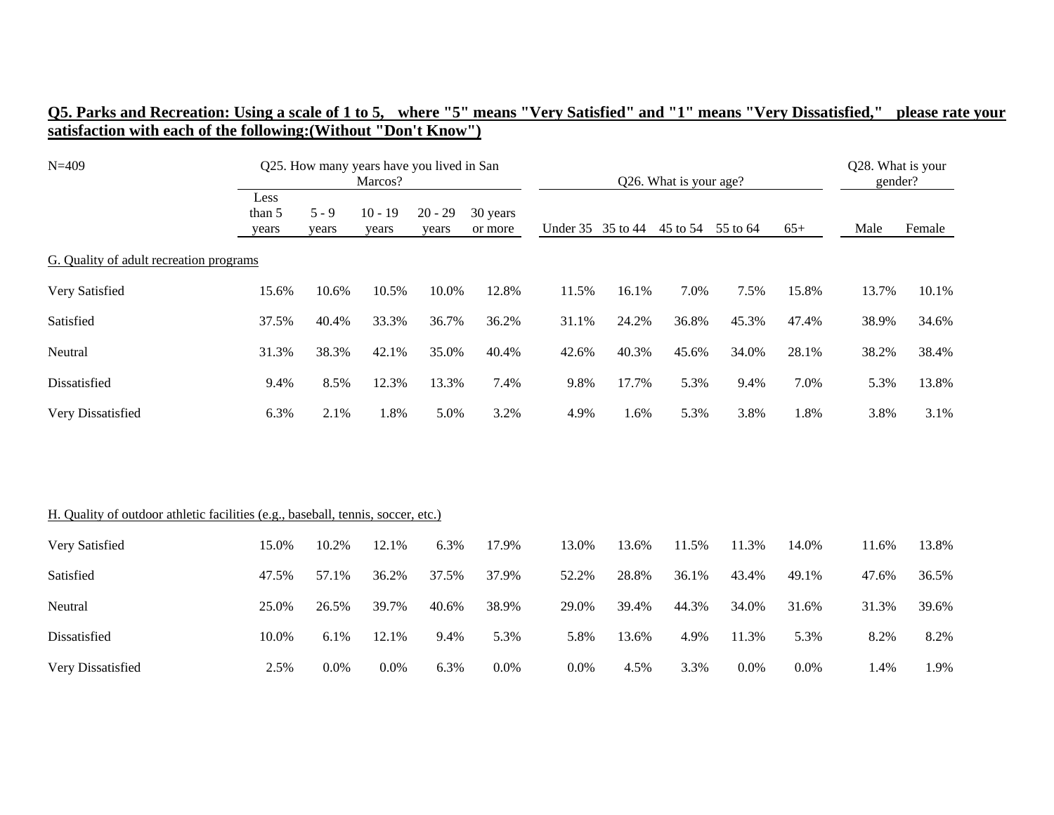## Q5. Parks and Recreation: Using a scale of 1 to 5, where "5" means "Very Satisfied" and "1" means "Very Dissatisfied," please rate your satisfaction with each of the following:(Without "Don't Know")

N=409

| | Q25. How many years have you lived in San Marcos? | | | | | Q26. What is your age? | | | | | Q28. What is your gender? | |
|---|---|---|---|---|---|---|---|---|---|---|---|---|
| | Less than 5 years | 5 - 9 years | 10 - 19 years | 20 - 29 years | 30 years or more | Under 35 | 35 to 44 | 45 to 54 | 55 to 64 | 65+ | Male | Female |
| G. Quality of adult recreation programs | | | | | | | | | | | | |
| Very Satisfied | 15.6% | 10.6% | 10.5% | 10.0% | 12.8% | 11.5% | 16.1% | 7.0% | 7.5% | 15.8% | 13.7% | 10.1% |
| Satisfied | 37.5% | 40.4% | 33.3% | 36.7% | 36.2% | 31.1% | 24.2% | 36.8% | 45.3% | 47.4% | 38.9% | 34.6% |
| Neutral | 31.3% | 38.3% | 42.1% | 35.0% | 40.4% | 42.6% | 40.3% | 45.6% | 34.0% | 28.1% | 38.2% | 38.4% |
| Dissatisfied | 9.4% | 8.5% | 12.3% | 13.3% | 7.4% | 9.8% | 17.7% | 5.3% | 9.4% | 7.0% | 5.3% | 13.8% |
| Very Dissatisfied | 6.3% | 2.1% | 1.8% | 5.0% | 3.2% | 4.9% | 1.6% | 5.3% | 3.8% | 1.8% | 3.8% | 3.1% |
| H. Quality of outdoor athletic facilities (e.g., baseball, tennis, soccer, etc.) | | | | | | | | | | | | |
| Very Satisfied | 15.0% | 10.2% | 12.1% | 6.3% | 17.9% | 13.0% | 13.6% | 11.5% | 11.3% | 14.0% | 11.6% | 13.8% |
| Satisfied | 47.5% | 57.1% | 36.2% | 37.5% | 37.9% | 52.2% | 28.8% | 36.1% | 43.4% | 49.1% | 47.6% | 36.5% |
| Neutral | 25.0% | 26.5% | 39.7% | 40.6% | 38.9% | 29.0% | 39.4% | 44.3% | 34.0% | 31.6% | 31.3% | 39.6% |
| Dissatisfied | 10.0% | 6.1% | 12.1% | 9.4% | 5.3% | 5.8% | 13.6% | 4.9% | 11.3% | 5.3% | 8.2% | 8.2% |
| Very Dissatisfied | 2.5% | 0.0% | 0.0% | 6.3% | 0.0% | 0.0% | 4.5% | 3.3% | 0.0% | 0.0% | 1.4% | 1.9% |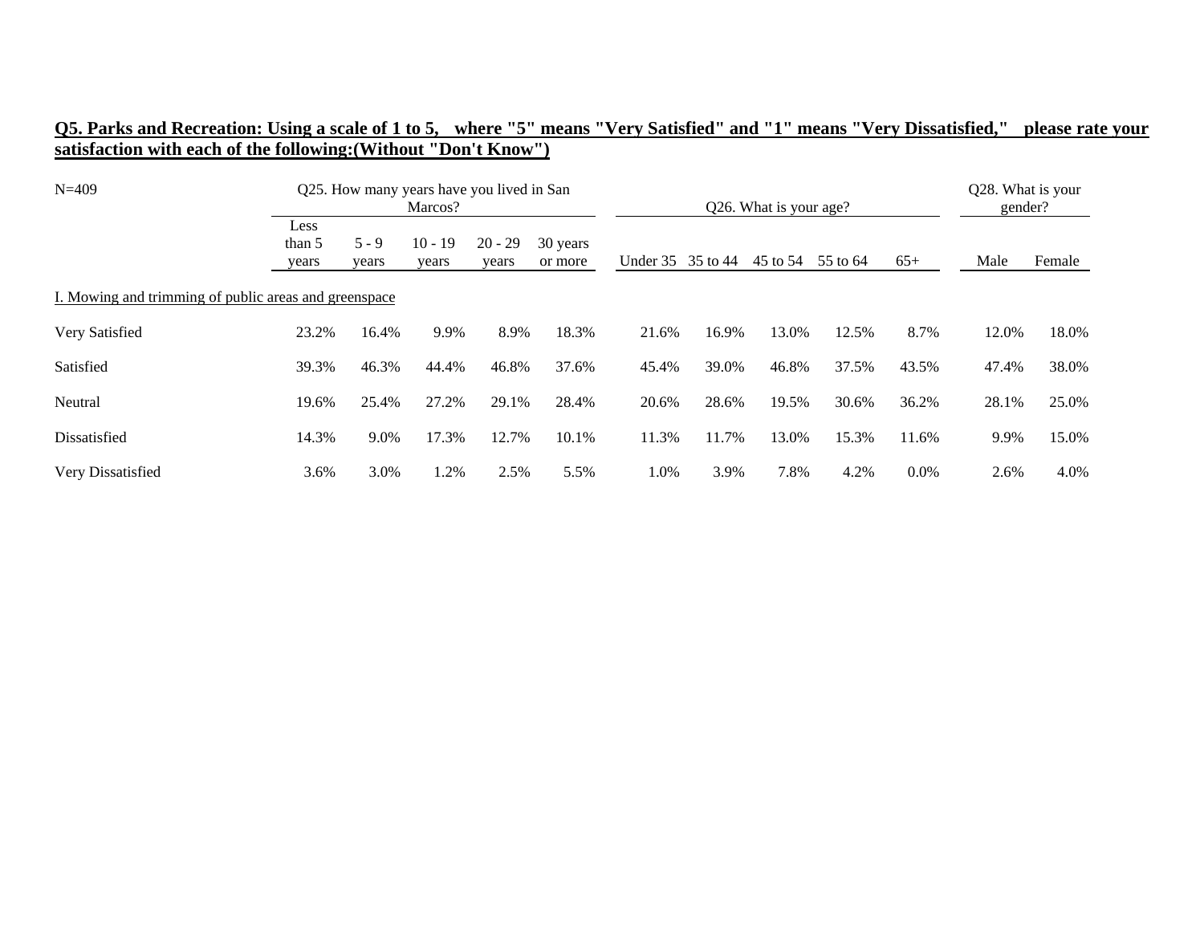## Q5. Parks and Recreation: Using a scale of 1 to 5, where "5" means "Very Satisfied" and "1" means "Very Dissatisfied," please rate your satisfaction with each of the following:(Without "Don't Know")

| N=409 | Q25. How many years have you lived in San Marcos? | | | | | Q26. What is your age? | | | | | Q28. What is your gender? | |
|---|---|---|---|---|---|---|---|---|---|---|---|---|
| | Less than 5 years | 5 - 9 years | 10 - 19 years | 20 - 29 years | 30 years or more | Under 35 | 35 to 44 | 45 to 54 | 55 to 64 | 65+ | Male | Female |
| I. Mowing and trimming of public areas and greenspace | | | | | | | | | | | | |
| Very Satisfied | 23.2% | 16.4% | 9.9% | 8.9% | 18.3% | 21.6% | 16.9% | 13.0% | 12.5% | 8.7% | 12.0% | 18.0% |
| Satisfied | 39.3% | 46.3% | 44.4% | 46.8% | 37.6% | 45.4% | 39.0% | 46.8% | 37.5% | 43.5% | 47.4% | 38.0% |
| Neutral | 19.6% | 25.4% | 27.2% | 29.1% | 28.4% | 20.6% | 28.6% | 19.5% | 30.6% | 36.2% | 28.1% | 25.0% |
| Dissatisfied | 14.3% | 9.0% | 17.3% | 12.7% | 10.1% | 11.3% | 11.7% | 13.0% | 15.3% | 11.6% | 9.9% | 15.0% |
| Very Dissatisfied | 3.6% | 3.0% | 1.2% | 2.5% | 5.5% | 1.0% | 3.9% | 7.8% | 4.2% | 0.0% | 2.6% | 4.0% |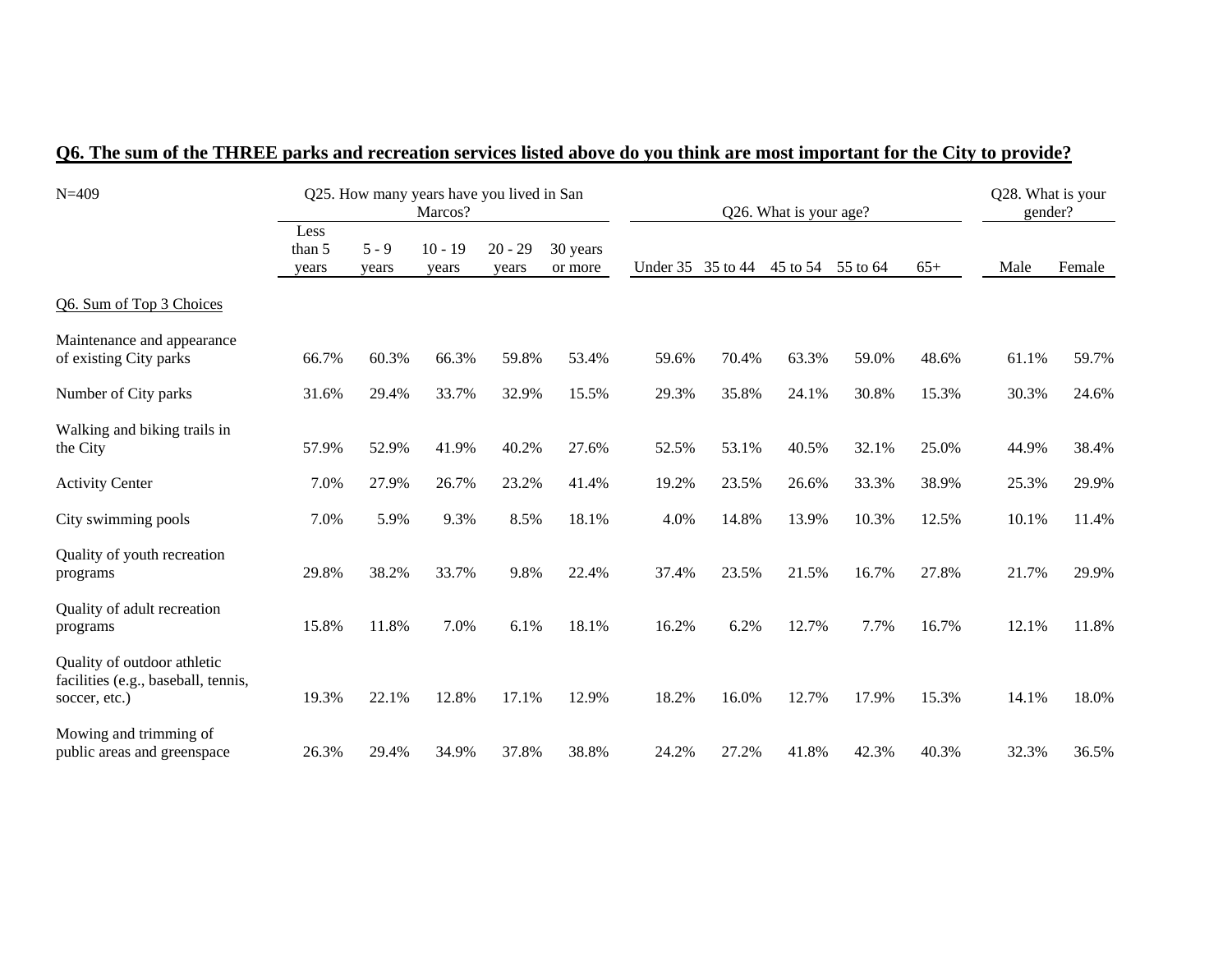## Q6. The sum of the THREE parks and recreation services listed above do you think are most important for the City to provide?

| N=409 | Q25. How many years have you lived in San Marcos? | | | | | Q26. What is your age? | | | | | Q28. What is your gender? | |
|---|---|---|---|---|---|---|---|---|---|---|---|---|
| | Less than 5 years | 5 - 9 years | 10 - 19 years | 20 - 29 years | 30 years or more | Under 35 | 35 to 44 | 45 to 54 | 55 to 64 | 65+ | Male | Female |
| Q6. Sum of Top 3 Choices | | | | | | | | | | | | |
| Maintenance and appearance of existing City parks | 66.7% | 60.3% | 66.3% | 59.8% | 53.4% | 59.6% | 70.4% | 63.3% | 59.0% | 48.6% | 61.1% | 59.7% |
| Number of City parks | 31.6% | 29.4% | 33.7% | 32.9% | 15.5% | 29.3% | 35.8% | 24.1% | 30.8% | 15.3% | 30.3% | 24.6% |
| Walking and biking trails in the City | 57.9% | 52.9% | 41.9% | 40.2% | 27.6% | 52.5% | 53.1% | 40.5% | 32.1% | 25.0% | 44.9% | 38.4% |
| Activity Center | 7.0% | 27.9% | 26.7% | 23.2% | 41.4% | 19.2% | 23.5% | 26.6% | 33.3% | 38.9% | 25.3% | 29.9% |
| City swimming pools | 7.0% | 5.9% | 9.3% | 8.5% | 18.1% | 4.0% | 14.8% | 13.9% | 10.3% | 12.5% | 10.1% | 11.4% |
| Quality of youth recreation programs | 29.8% | 38.2% | 33.7% | 9.8% | 22.4% | 37.4% | 23.5% | 21.5% | 16.7% | 27.8% | 21.7% | 29.9% |
| Quality of adult recreation programs | 15.8% | 11.8% | 7.0% | 6.1% | 18.1% | 16.2% | 6.2% | 12.7% | 7.7% | 16.7% | 12.1% | 11.8% |
| Quality of outdoor athletic facilities (e.g., baseball, tennis, soccer, etc.) | 19.3% | 22.1% | 12.8% | 17.1% | 12.9% | 18.2% | 16.0% | 12.7% | 17.9% | 15.3% | 14.1% | 18.0% |
| Mowing and trimming of public areas and greenspace | 26.3% | 29.4% | 34.9% | 37.8% | 38.8% | 24.2% | 27.2% | 41.8% | 42.3% | 40.3% | 32.3% | 36.5% |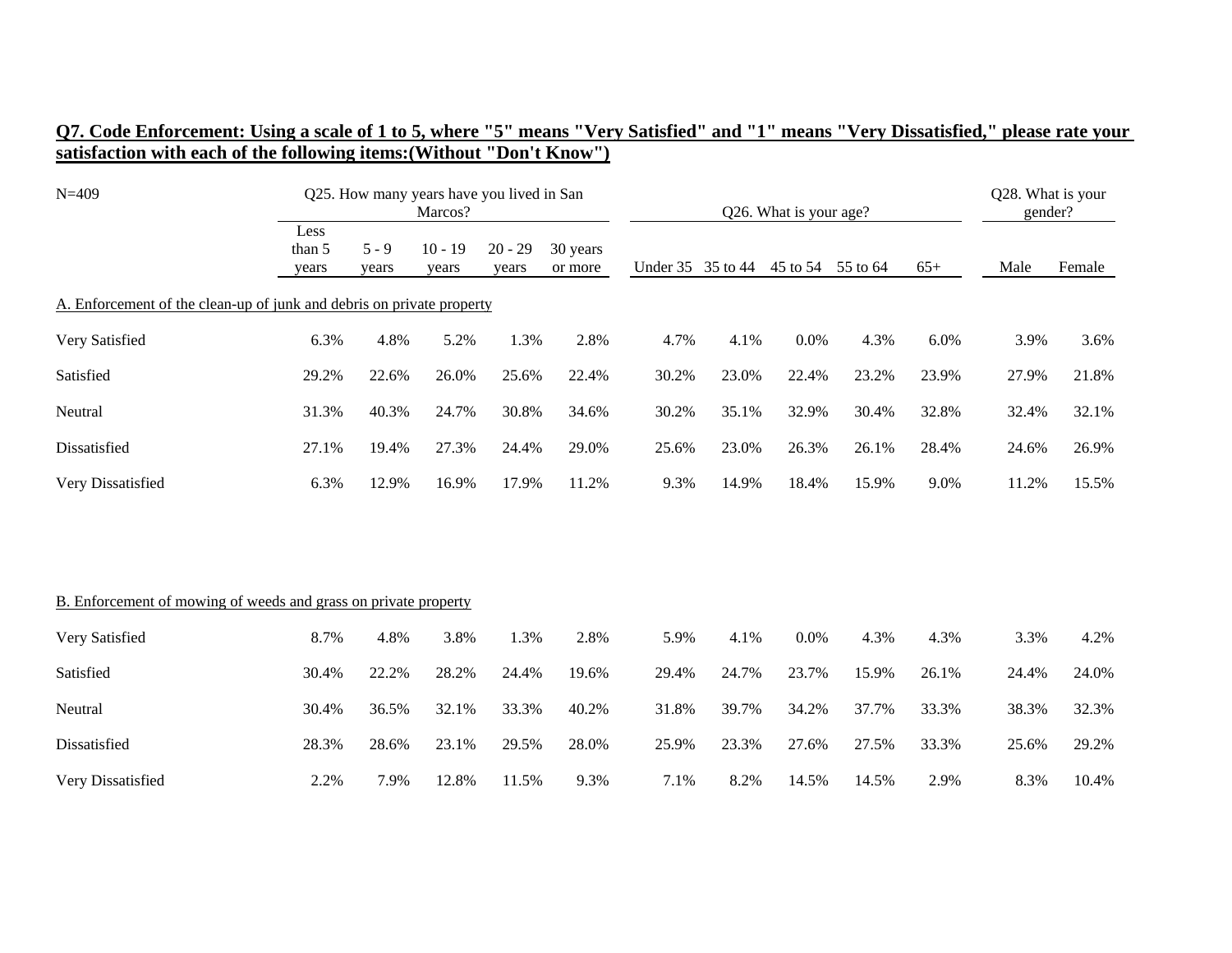**Q7. Code Enforcement: Using a scale of 1 to 5, where "5" means "Very Satisfied" and "1" means "Very Dissatisfied," please rate your satisfaction with each of the following items:(Without "Don't Know")**

| N=409 | Q25. How many years have you lived in San Marcos? | | | | | Q26. What is your age? | | | | | Q28. What is your gender? | |
|---|---|---|---|---|---|---|---|---|---|---|---|---|
| | Less than 5 years | 5 - 9 years | 10 - 19 years | 20 - 29 years | 30 years or more | Under 35 | 35 to 44 | 45 to 54 | 55 to 64 | 65+ | Male | Female |
| A. Enforcement of the clean-up of junk and debris on private property | | | | | | | | | | | | |
| Very Satisfied | 6.3% | 4.8% | 5.2% | 1.3% | 2.8% | 4.7% | 4.1% | 0.0% | 4.3% | 6.0% | 3.9% | 3.6% |
| Satisfied | 29.2% | 22.6% | 26.0% | 25.6% | 22.4% | 30.2% | 23.0% | 22.4% | 23.2% | 23.9% | 27.9% | 21.8% |
| Neutral | 31.3% | 40.3% | 24.7% | 30.8% | 34.6% | 30.2% | 35.1% | 32.9% | 30.4% | 32.8% | 32.4% | 32.1% |
| Dissatisfied | 27.1% | 19.4% | 27.3% | 24.4% | 29.0% | 25.6% | 23.0% | 26.3% | 26.1% | 28.4% | 24.6% | 26.9% |
| Very Dissatisfied | 6.3% | 12.9% | 16.9% | 17.9% | 11.2% | 9.3% | 14.9% | 18.4% | 15.9% | 9.0% | 11.2% | 15.5% |
| B. Enforcement of mowing of weeds and grass on private property | | | | | | | | | | | | |
| Very Satisfied | 8.7% | 4.8% | 3.8% | 1.3% | 2.8% | 5.9% | 4.1% | 0.0% | 4.3% | 4.3% | 3.3% | 4.2% |
| Satisfied | 30.4% | 22.2% | 28.2% | 24.4% | 19.6% | 29.4% | 24.7% | 23.7% | 15.9% | 26.1% | 24.4% | 24.0% |
| Neutral | 30.4% | 36.5% | 32.1% | 33.3% | 40.2% | 31.8% | 39.7% | 34.2% | 37.7% | 33.3% | 38.3% | 32.3% |
| Dissatisfied | 28.3% | 28.6% | 23.1% | 29.5% | 28.0% | 25.9% | 23.3% | 27.6% | 27.5% | 33.3% | 25.6% | 29.2% |
| Very Dissatisfied | 2.2% | 7.9% | 12.8% | 11.5% | 9.3% | 7.1% | 8.2% | 14.5% | 14.5% | 2.9% | 8.3% | 10.4% |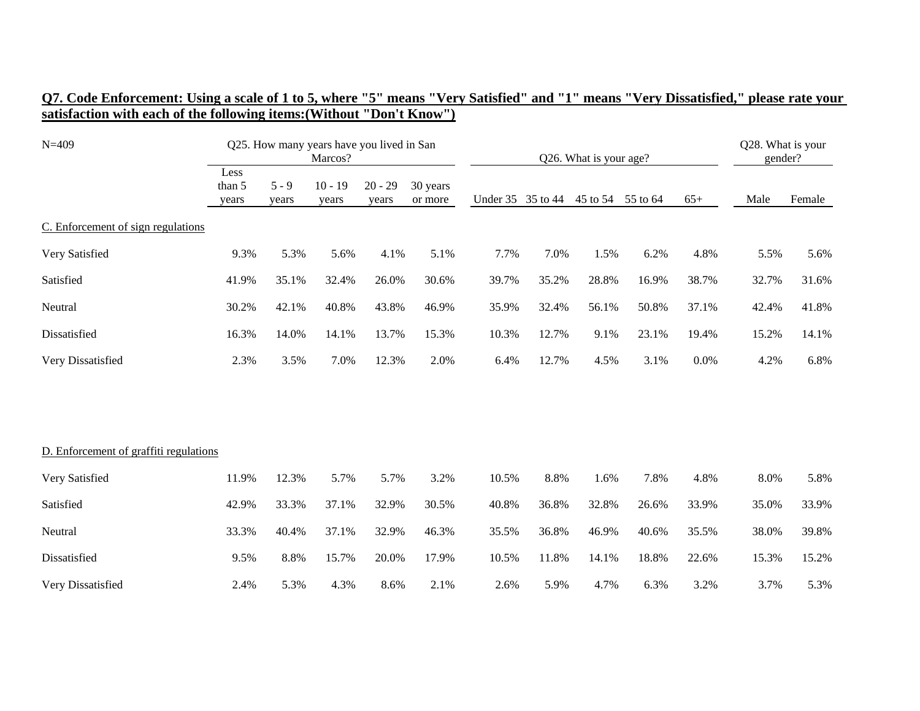**Q7. Code Enforcement: Using a scale of 1 to 5, where "5" means "Very Satisfied" and "1" means "Very Dissatisfied," please rate your satisfaction with each of the following items:(Without "Don't Know")**

| N=409 | Q25. How many years have you lived in San Marcos? | | | | | Q26. What is your age? | | | | | Q28. What is your gender? | |
|---|---|---|---|---|---|---|---|---|---|---|---|---|
| | Less than 5 years | 5 - 9 years | 10 - 19 years | 20 - 29 years | 30 years or more | Under 35 | 35 to 44 | 45 to 54 | 55 to 64 | 65+ | Male | Female |
| C. Enforcement of sign regulations | | | | | | | | | | | | |
| Very Satisfied | 9.3% | 5.3% | 5.6% | 4.1% | 5.1% | 7.7% | 7.0% | 1.5% | 6.2% | 4.8% | 5.5% | 5.6% |
| Satisfied | 41.9% | 35.1% | 32.4% | 26.0% | 30.6% | 39.7% | 35.2% | 28.8% | 16.9% | 38.7% | 32.7% | 31.6% |
| Neutral | 30.2% | 42.1% | 40.8% | 43.8% | 46.9% | 35.9% | 32.4% | 56.1% | 50.8% | 37.1% | 42.4% | 41.8% |
| Dissatisfied | 16.3% | 14.0% | 14.1% | 13.7% | 15.3% | 10.3% | 12.7% | 9.1% | 23.1% | 19.4% | 15.2% | 14.1% |
| Very Dissatisfied | 2.3% | 3.5% | 7.0% | 12.3% | 2.0% | 6.4% | 12.7% | 4.5% | 3.1% | 0.0% | 4.2% | 6.8% |
| D. Enforcement of graffiti regulations | | | | | | | | | | | | |
| Very Satisfied | 11.9% | 12.3% | 5.7% | 5.7% | 3.2% | 10.5% | 8.8% | 1.6% | 7.8% | 4.8% | 8.0% | 5.8% |
| Satisfied | 42.9% | 33.3% | 37.1% | 32.9% | 30.5% | 40.8% | 36.8% | 32.8% | 26.6% | 33.9% | 35.0% | 33.9% |
| Neutral | 33.3% | 40.4% | 37.1% | 32.9% | 46.3% | 35.5% | 36.8% | 46.9% | 40.6% | 35.5% | 38.0% | 39.8% |
| Dissatisfied | 9.5% | 8.8% | 15.7% | 20.0% | 17.9% | 10.5% | 11.8% | 14.1% | 18.8% | 22.6% | 15.3% | 15.2% |
| Very Dissatisfied | 2.4% | 5.3% | 4.3% | 8.6% | 2.1% | 2.6% | 5.9% | 4.7% | 6.3% | 3.2% | 3.7% | 5.3% |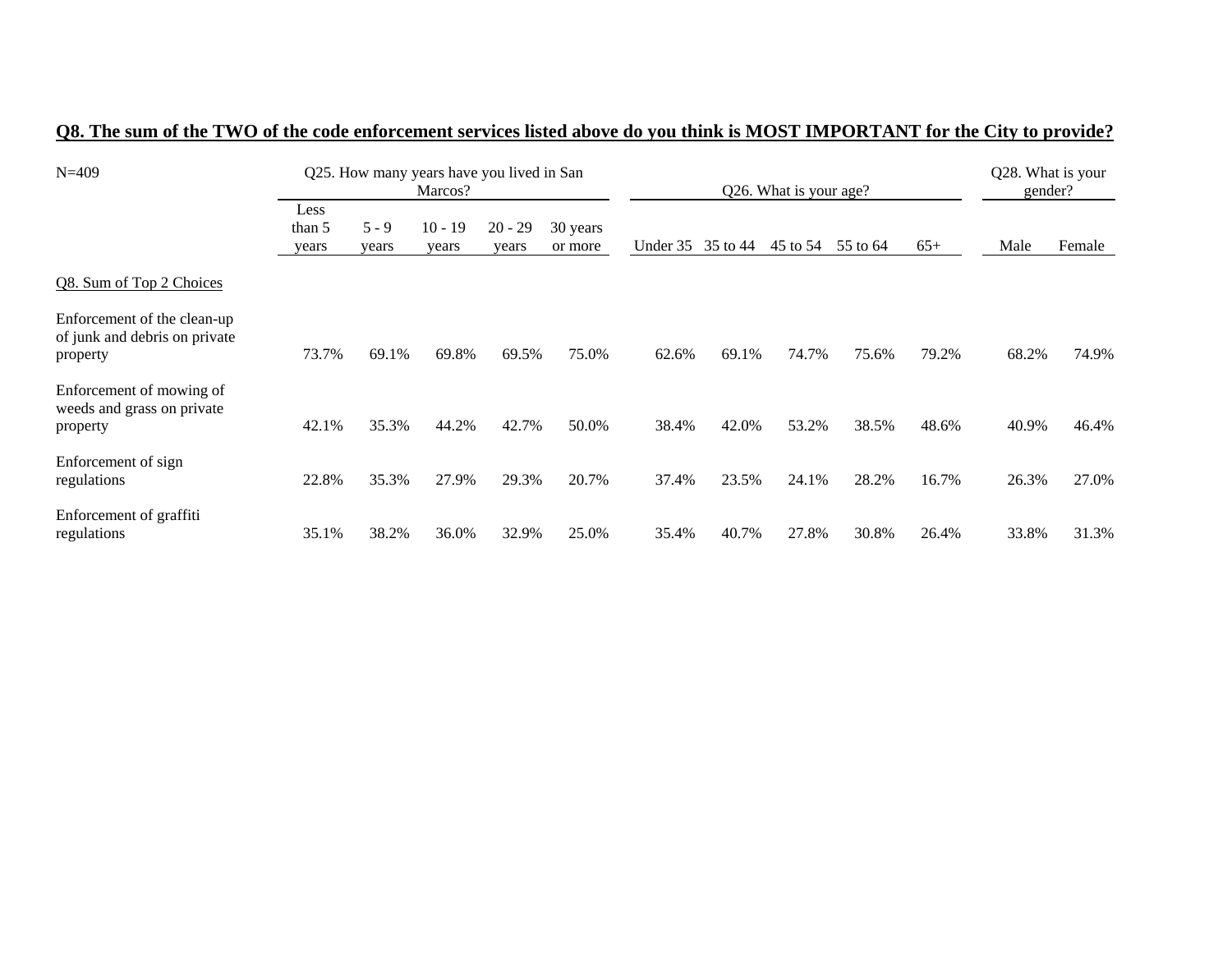## Q8. The sum of the TWO of the code enforcement services listed above do you think is MOST IMPORTANT for the City to provide?

| N=409 | Q25. How many years have you lived in San Marcos? | | | | | Q26. What is your age? | | | | | Q28. What is your gender? | |
|---|---|---|---|---|---|---|---|---|---|---|---|---|
| | Less than 5 years | 5 - 9 years | 10 - 19 years | 20 - 29 years | 30 years or more | Under 35 | 35 to 44 | 45 to 54 | 55 to 64 | 65+ | Male | Female |
| Q8. Sum of Top 2 Choices | | | | | | | | | | | | |
| Enforcement of the clean-up of junk and debris on private property | 73.7% | 69.1% | 69.8% | 69.5% | 75.0% | 62.6% | 69.1% | 74.7% | 75.6% | 79.2% | 68.2% | 74.9% |
| Enforcement of mowing of weeds and grass on private property | 42.1% | 35.3% | 44.2% | 42.7% | 50.0% | 38.4% | 42.0% | 53.2% | 38.5% | 48.6% | 40.9% | 46.4% |
| Enforcement of sign regulations | 22.8% | 35.3% | 27.9% | 29.3% | 20.7% | 37.4% | 23.5% | 24.1% | 28.2% | 16.7% | 26.3% | 27.0% |
| Enforcement of graffiti regulations | 35.1% | 38.2% | 36.0% | 32.9% | 25.0% | 35.4% | 40.7% | 27.8% | 30.8% | 26.4% | 33.8% | 31.3% |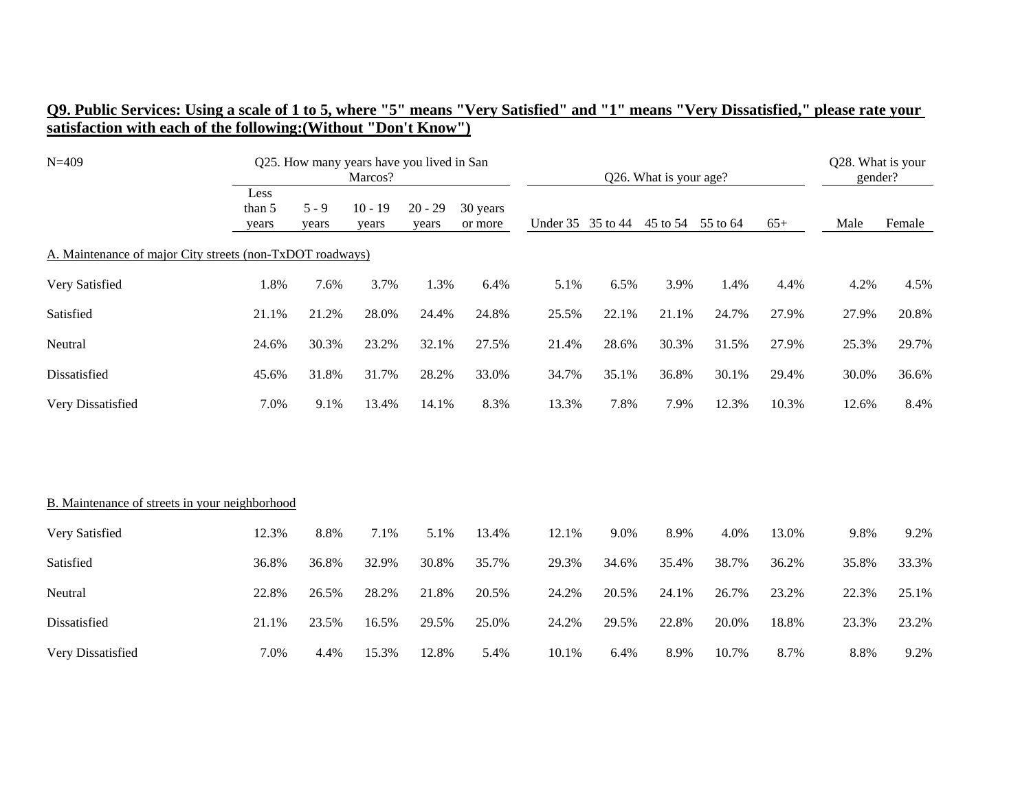**Q9. Public Services: Using a scale of 1 to 5, where "5" means "Very Satisfied" and "1" means "Very Dissatisfied," please rate your satisfaction with each of the following:(Without "Don't Know")**

| N=409 | Q25. How many years have you lived in San Marcos? | | | | | Q26. What is your age? | | | | | Q28. What is your gender? | |
|---|---|---|---|---|---|---|---|---|---|---|---|---|
| | Less than 5 years | 5 - 9 years | 10 - 19 years | 20 - 29 years | 30 years or more | Under 35 | 35 to 44 | 45 to 54 | 55 to 64 | 65+ | Male | Female |
| A. Maintenance of major City streets (non-TxDOT roadways) | | | | | | | | | | | | |
| Very Satisfied | 1.8% | 7.6% | 3.7% | 1.3% | 6.4% | 5.1% | 6.5% | 3.9% | 1.4% | 4.4% | 4.2% | 4.5% |
| Satisfied | 21.1% | 21.2% | 28.0% | 24.4% | 24.8% | 25.5% | 22.1% | 21.1% | 24.7% | 27.9% | 27.9% | 20.8% |
| Neutral | 24.6% | 30.3% | 23.2% | 32.1% | 27.5% | 21.4% | 28.6% | 30.3% | 31.5% | 27.9% | 25.3% | 29.7% |
| Dissatisfied | 45.6% | 31.8% | 31.7% | 28.2% | 33.0% | 34.7% | 35.1% | 36.8% | 30.1% | 29.4% | 30.0% | 36.6% |
| Very Dissatisfied | 7.0% | 9.1% | 13.4% | 14.1% | 8.3% | 13.3% | 7.8% | 7.9% | 12.3% | 10.3% | 12.6% | 8.4% |
| B. Maintenance of streets in your neighborhood | | | | | | | | | | | | |
| Very Satisfied | 12.3% | 8.8% | 7.1% | 5.1% | 13.4% | 12.1% | 9.0% | 8.9% | 4.0% | 13.0% | 9.8% | 9.2% |
| Satisfied | 36.8% | 36.8% | 32.9% | 30.8% | 35.7% | 29.3% | 34.6% | 35.4% | 38.7% | 36.2% | 35.8% | 33.3% |
| Neutral | 22.8% | 26.5% | 28.2% | 21.8% | 20.5% | 24.2% | 20.5% | 24.1% | 26.7% | 23.2% | 22.3% | 25.1% |
| Dissatisfied | 21.1% | 23.5% | 16.5% | 29.5% | 25.0% | 24.2% | 29.5% | 22.8% | 20.0% | 18.8% | 23.3% | 23.2% |
| Very Dissatisfied | 7.0% | 4.4% | 15.3% | 12.8% | 5.4% | 10.1% | 6.4% | 8.9% | 10.7% | 8.7% | 8.8% | 9.2% |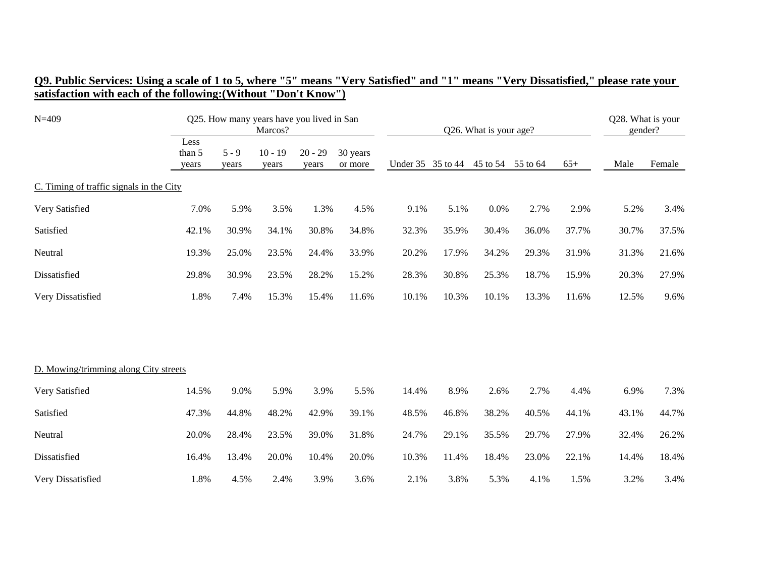**Q9. Public Services: Using a scale of 1 to 5, where "5" means "Very Satisfied" and "1" means "Very Dissatisfied," please rate your satisfaction with each of the following:(Without "Don't Know")**

| N=409 | Q25. How many years have you lived in San Marcos? | | | | | Q26. What is your age? | | | | | Q28. What is your gender? | |
|---|---|---|---|---|---|---|---|---|---|---|---|---|
| | Less than 5 years | 5 - 9 years | 10 - 19 years | 20 - 29 years | 30 years or more | Under 35 | 35 to 44 | 45 to 54 | 55 to 64 | 65+ | Male | Female |
| C. Timing of traffic signals in the City | | | | | | | | | | | | |
| Very Satisfied | 7.0% | 5.9% | 3.5% | 1.3% | 4.5% | 9.1% | 5.1% | 0.0% | 2.7% | 2.9% | 5.2% | 3.4% |
| Satisfied | 42.1% | 30.9% | 34.1% | 30.8% | 34.8% | 32.3% | 35.9% | 30.4% | 36.0% | 37.7% | 30.7% | 37.5% |
| Neutral | 19.3% | 25.0% | 23.5% | 24.4% | 33.9% | 20.2% | 17.9% | 34.2% | 29.3% | 31.9% | 31.3% | 21.6% |
| Dissatisfied | 29.8% | 30.9% | 23.5% | 28.2% | 15.2% | 28.3% | 30.8% | 25.3% | 18.7% | 15.9% | 20.3% | 27.9% |
| Very Dissatisfied | 1.8% | 7.4% | 15.3% | 15.4% | 11.6% | 10.1% | 10.3% | 10.1% | 13.3% | 11.6% | 12.5% | 9.6% |
| D. Mowing/trimming along City streets | | | | | | | | | | | | |
| Very Satisfied | 14.5% | 9.0% | 5.9% | 3.9% | 5.5% | 14.4% | 8.9% | 2.6% | 2.7% | 4.4% | 6.9% | 7.3% |
| Satisfied | 47.3% | 44.8% | 48.2% | 42.9% | 39.1% | 48.5% | 46.8% | 38.2% | 40.5% | 44.1% | 43.1% | 44.7% |
| Neutral | 20.0% | 28.4% | 23.5% | 39.0% | 31.8% | 24.7% | 29.1% | 35.5% | 29.7% | 27.9% | 32.4% | 26.2% |
| Dissatisfied | 16.4% | 13.4% | 20.0% | 10.4% | 20.0% | 10.3% | 11.4% | 18.4% | 23.0% | 22.1% | 14.4% | 18.4% |
| Very Dissatisfied | 1.8% | 4.5% | 2.4% | 3.9% | 3.6% | 2.1% | 3.8% | 5.3% | 4.1% | 1.5% | 3.2% | 3.4% |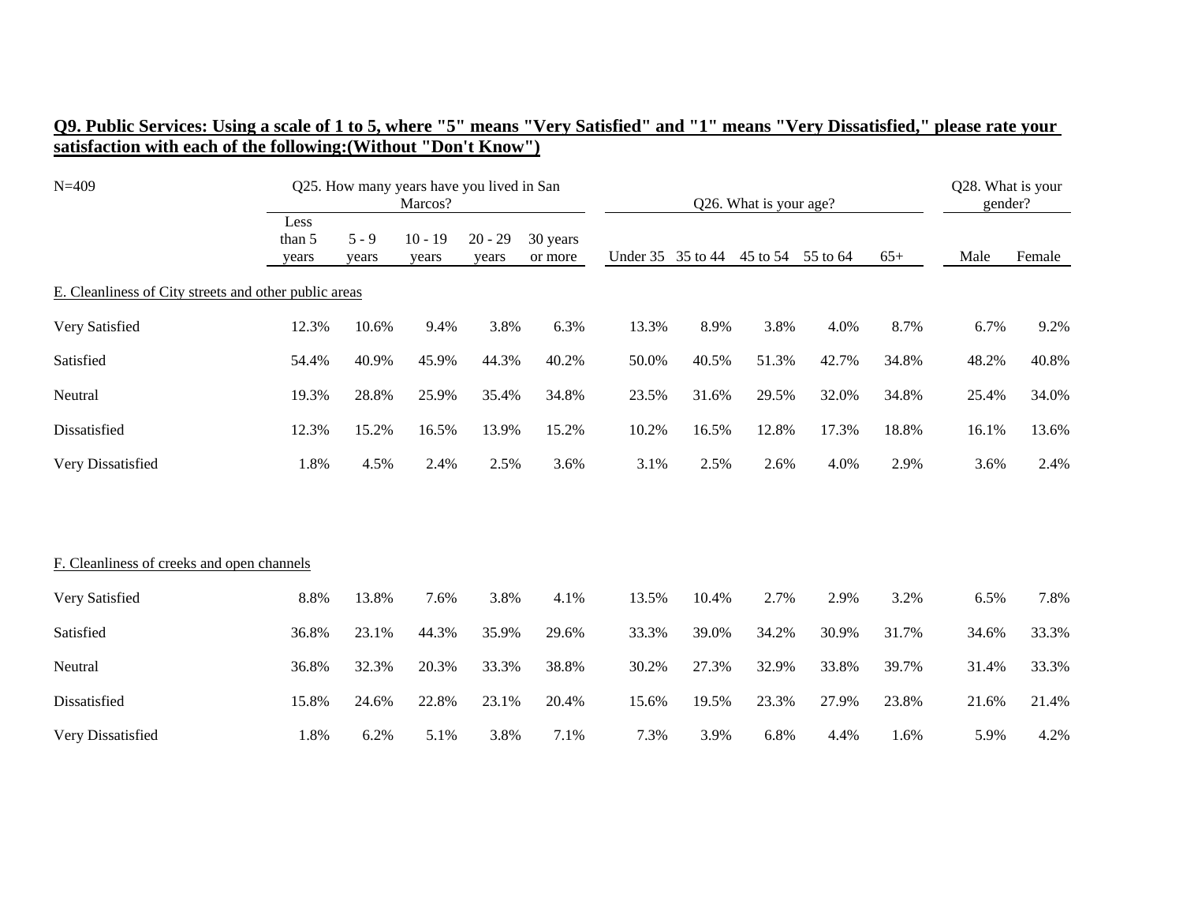**Q9. Public Services: Using a scale of 1 to 5, where "5" means "Very Satisfied" and "1" means "Very Dissatisfied," please rate your satisfaction with each of the following:(Without "Don't Know")**

| N=409 | Q25. How many years have you lived in San Marcos? | | | | | Q26. What is your age? | | | | | Q28. What is your gender? | |
|---|---|---|---|---|---|---|---|---|---|---|---|---|
| | Less than 5 years | 5 - 9 years | 10 - 19 years | 20 - 29 years | 30 years or more | Under 35 | 35 to 44 | 45 to 54 | 55 to 64 | 65+ | Male | Female |
| E. Cleanliness of City streets and other public areas | | | | | | | | | | | | |
| Very Satisfied | 12.3% | 10.6% | 9.4% | 3.8% | 6.3% | 13.3% | 8.9% | 3.8% | 4.0% | 8.7% | 6.7% | 9.2% |
| Satisfied | 54.4% | 40.9% | 45.9% | 44.3% | 40.2% | 50.0% | 40.5% | 51.3% | 42.7% | 34.8% | 48.2% | 40.8% |
| Neutral | 19.3% | 28.8% | 25.9% | 35.4% | 34.8% | 23.5% | 31.6% | 29.5% | 32.0% | 34.8% | 25.4% | 34.0% |
| Dissatisfied | 12.3% | 15.2% | 16.5% | 13.9% | 15.2% | 10.2% | 16.5% | 12.8% | 17.3% | 18.8% | 16.1% | 13.6% |
| Very Dissatisfied | 1.8% | 4.5% | 2.4% | 2.5% | 3.6% | 3.1% | 2.5% | 2.6% | 4.0% | 2.9% | 3.6% | 2.4% |
| F. Cleanliness of creeks and open channels | | | | | | | | | | | | |
| Very Satisfied | 8.8% | 13.8% | 7.6% | 3.8% | 4.1% | 13.5% | 10.4% | 2.7% | 2.9% | 3.2% | 6.5% | 7.8% |
| Satisfied | 36.8% | 23.1% | 44.3% | 35.9% | 29.6% | 33.3% | 39.0% | 34.2% | 30.9% | 31.7% | 34.6% | 33.3% |
| Neutral | 36.8% | 32.3% | 20.3% | 33.3% | 38.8% | 30.2% | 27.3% | 32.9% | 33.8% | 39.7% | 31.4% | 33.3% |
| Dissatisfied | 15.8% | 24.6% | 22.8% | 23.1% | 20.4% | 15.6% | 19.5% | 23.3% | 27.9% | 23.8% | 21.6% | 21.4% |
| Very Dissatisfied | 1.8% | 6.2% | 5.1% | 3.8% | 7.1% | 7.3% | 3.9% | 6.8% | 4.4% | 1.6% | 5.9% | 4.2% |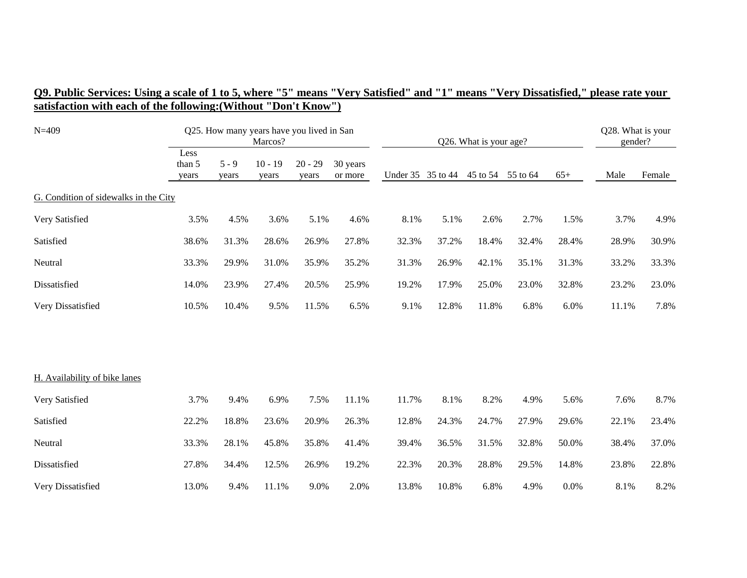**Q9. Public Services: Using a scale of 1 to 5, where "5" means "Very Satisfied" and "1" means "Very Dissatisfied," please rate your satisfaction with each of the following:(Without "Don't Know")**

| N=409 | Q25. How many years have you lived in San Marcos? | | | | | Q26. What is your age? | | | | | Q28. What is your gender? | |
|---|---|---|---|---|---|---|---|---|---|---|---|---|
| | Less than 5 years | 5 - 9 years | 10 - 19 years | 20 - 29 years | 30 years or more | Under 35 | 35 to 44 | 45 to 54 | 55 to 64 | 65+ | Male | Female |
| G. Condition of sidewalks in the City | | | | | | | | | | | | |
| Very Satisfied | 3.5% | 4.5% | 3.6% | 5.1% | 4.6% | 8.1% | 5.1% | 2.6% | 2.7% | 1.5% | 3.7% | 4.9% |
| Satisfied | 38.6% | 31.3% | 28.6% | 26.9% | 27.8% | 32.3% | 37.2% | 18.4% | 32.4% | 28.4% | 28.9% | 30.9% |
| Neutral | 33.3% | 29.9% | 31.0% | 35.9% | 35.2% | 31.3% | 26.9% | 42.1% | 35.1% | 31.3% | 33.2% | 33.3% |
| Dissatisfied | 14.0% | 23.9% | 27.4% | 20.5% | 25.9% | 19.2% | 17.9% | 25.0% | 23.0% | 32.8% | 23.2% | 23.0% |
| Very Dissatisfied | 10.5% | 10.4% | 9.5% | 11.5% | 6.5% | 9.1% | 12.8% | 11.8% | 6.8% | 6.0% | 11.1% | 7.8% |
| H. Availability of bike lanes | | | | | | | | | | | | |
| Very Satisfied | 3.7% | 9.4% | 6.9% | 7.5% | 11.1% | 11.7% | 8.1% | 8.2% | 4.9% | 5.6% | 7.6% | 8.7% |
| Satisfied | 22.2% | 18.8% | 23.6% | 20.9% | 26.3% | 12.8% | 24.3% | 24.7% | 27.9% | 29.6% | 22.1% | 23.4% |
| Neutral | 33.3% | 28.1% | 45.8% | 35.8% | 41.4% | 39.4% | 36.5% | 31.5% | 32.8% | 50.0% | 38.4% | 37.0% |
| Dissatisfied | 27.8% | 34.4% | 12.5% | 26.9% | 19.2% | 22.3% | 20.3% | 28.8% | 29.5% | 14.8% | 23.8% | 22.8% |
| Very Dissatisfied | 13.0% | 9.4% | 11.1% | 9.0% | 2.0% | 13.8% | 10.8% | 6.8% | 4.9% | 0.0% | 8.1% | 8.2% |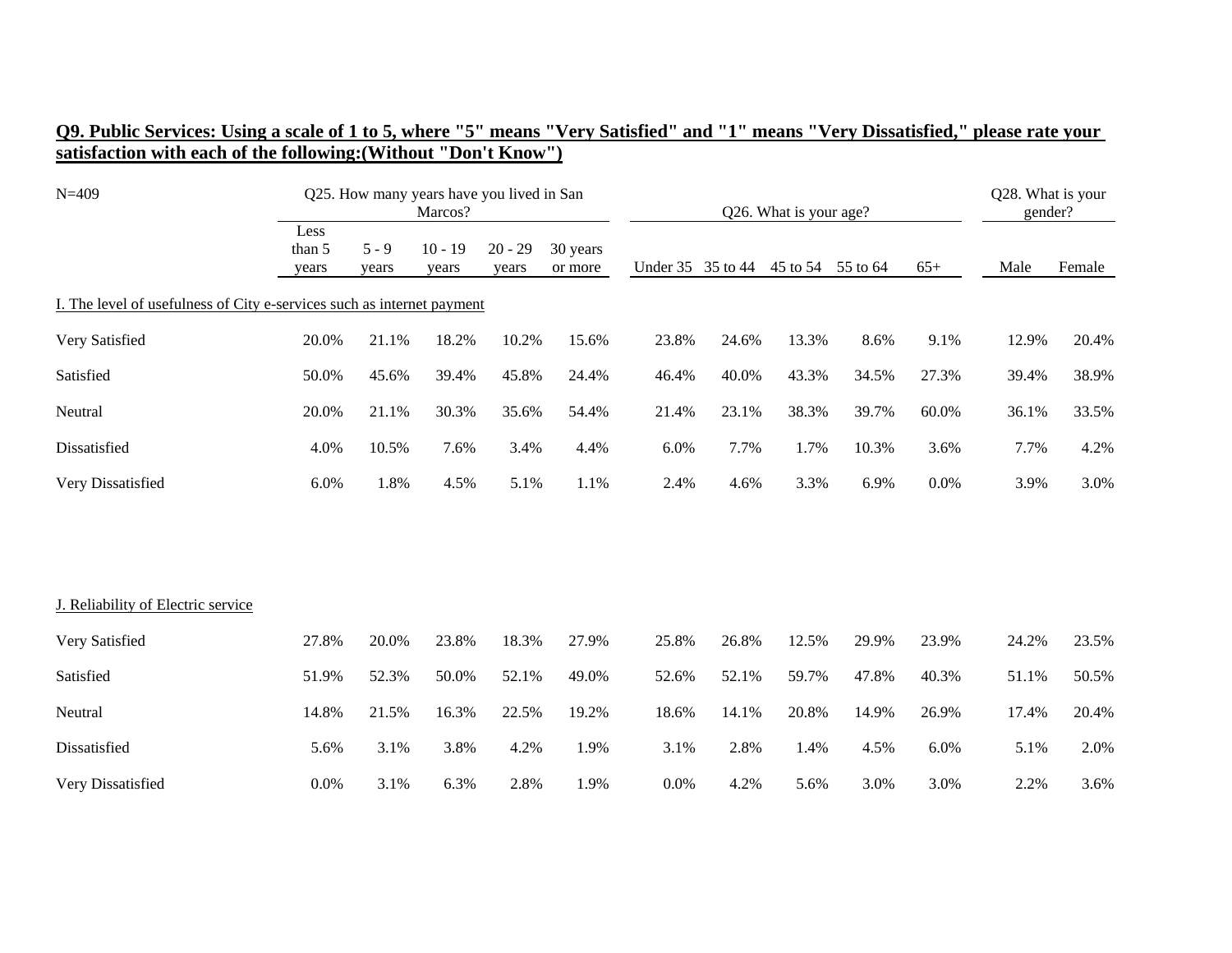**Q9. Public Services: Using a scale of 1 to 5, where "5" means "Very Satisfied" and "1" means "Very Dissatisfied," please rate your satisfaction with each of the following:(Without "Don't Know")**

| N=409 | Q25. How many years have you lived in San Marcos? | | | | | Q26. What is your age? | | | | | Q28. What is your gender? | |
|---|---|---|---|---|---|---|---|---|---|---|---|---|
| | Less than 5 years | 5 - 9 years | 10 - 19 years | 20 - 29 years | 30 years or more | Under 35 | 35 to 44 | 45 to 54 | 55 to 64 | 65+ | Male | Female |
| I. The level of usefulness of City e-services such as internet payment | | | | | | | | | | | | |
| Very Satisfied | 20.0% | 21.1% | 18.2% | 10.2% | 15.6% | 23.8% | 24.6% | 13.3% | 8.6% | 9.1% | 12.9% | 20.4% |
| Satisfied | 50.0% | 45.6% | 39.4% | 45.8% | 24.4% | 46.4% | 40.0% | 43.3% | 34.5% | 27.3% | 39.4% | 38.9% |
| Neutral | 20.0% | 21.1% | 30.3% | 35.6% | 54.4% | 21.4% | 23.1% | 38.3% | 39.7% | 60.0% | 36.1% | 33.5% |
| Dissatisfied | 4.0% | 10.5% | 7.6% | 3.4% | 4.4% | 6.0% | 7.7% | 1.7% | 10.3% | 3.6% | 7.7% | 4.2% |
| Very Dissatisfied | 6.0% | 1.8% | 4.5% | 5.1% | 1.1% | 2.4% | 4.6% | 3.3% | 6.9% | 0.0% | 3.9% | 3.0% |
| J. Reliability of Electric service | | | | | | | | | | | | |
| Very Satisfied | 27.8% | 20.0% | 23.8% | 18.3% | 27.9% | 25.8% | 26.8% | 12.5% | 29.9% | 23.9% | 24.2% | 23.5% |
| Satisfied | 51.9% | 52.3% | 50.0% | 52.1% | 49.0% | 52.6% | 52.1% | 59.7% | 47.8% | 40.3% | 51.1% | 50.5% |
| Neutral | 14.8% | 21.5% | 16.3% | 22.5% | 19.2% | 18.6% | 14.1% | 20.8% | 14.9% | 26.9% | 17.4% | 20.4% |
| Dissatisfied | 5.6% | 3.1% | 3.8% | 4.2% | 1.9% | 3.1% | 2.8% | 1.4% | 4.5% | 6.0% | 5.1% | 2.0% |
| Very Dissatisfied | 0.0% | 3.1% | 6.3% | 2.8% | 1.9% | 0.0% | 4.2% | 5.6% | 3.0% | 3.0% | 2.2% | 3.6% |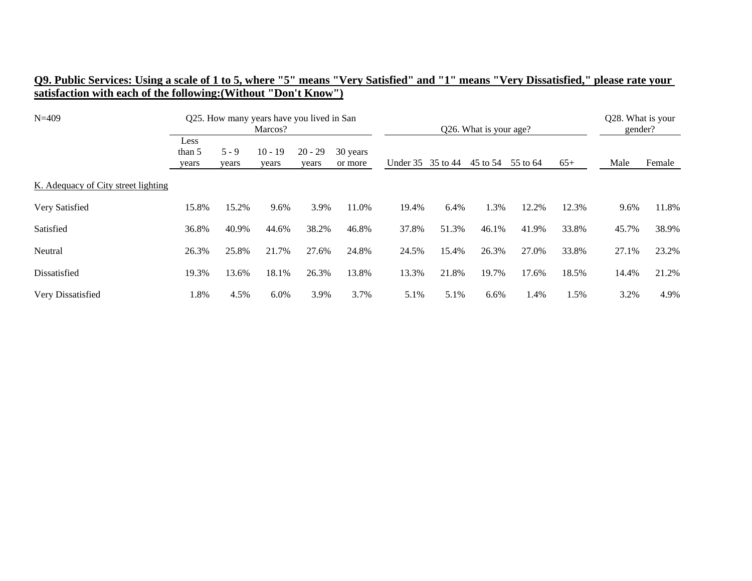**Q9. Public Services: Using a scale of 1 to 5, where "5" means "Very Satisfied" and "1" means "Very Dissatisfied," please rate your satisfaction with each of the following:(Without "Don't Know")**

| N=409 | Q25. How many years have you lived in San Marcos? | | | | | Q26. What is your age? | | | | | Q28. What is your gender? | |
|---|---|---|---|---|---|---|---|---|---|---|---|---|
| | Less than 5 years | 5 - 9 years | 10 - 19 years | 20 - 29 years | 30 years or more | Under 35 | 35 to 44 | 45 to 54 | 55 to 64 | 65+ | Male | Female |
| K. Adequacy of City street lighting | | | | | | | | | | | | |
| Very Satisfied | 15.8% | 15.2% | 9.6% | 3.9% | 11.0% | 19.4% | 6.4% | 1.3% | 12.2% | 12.3% | 9.6% | 11.8% |
| Satisfied | 36.8% | 40.9% | 44.6% | 38.2% | 46.8% | 37.8% | 51.3% | 46.1% | 41.9% | 33.8% | 45.7% | 38.9% |
| Neutral | 26.3% | 25.8% | 21.7% | 27.6% | 24.8% | 24.5% | 15.4% | 26.3% | 27.0% | 33.8% | 27.1% | 23.2% |
| Dissatisfied | 19.3% | 13.6% | 18.1% | 26.3% | 13.8% | 13.3% | 21.8% | 19.7% | 17.6% | 18.5% | 14.4% | 21.2% |
| Very Dissatisfied | 1.8% | 4.5% | 6.0% | 3.9% | 3.7% | 5.1% | 5.1% | 6.6% | 1.4% | 1.5% | 3.2% | 4.9% |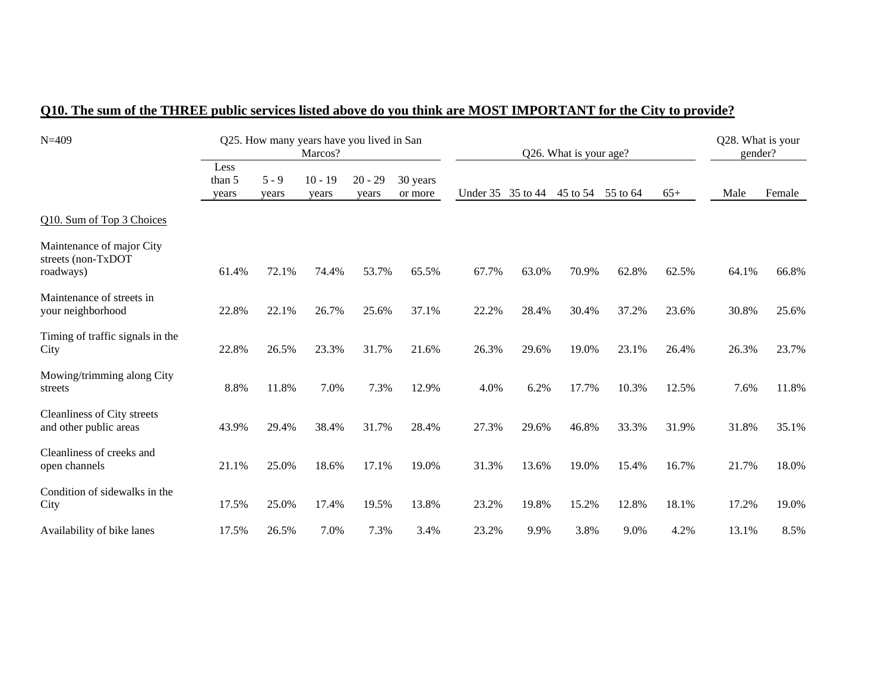## Q10. The sum of the THREE public services listed above do you think are MOST IMPORTANT for the City to provide?

| N=409 | Q25. How many years have you lived in San Marcos? | | | | | Q26. What is your age? | | | | | Q28. What is your gender? | |
|---|---|---|---|---|---|---|---|---|---|---|---|---|
| | Less than 5 years | 5 - 9 years | 10 - 19 years | 20 - 29 years | 30 years or more | Under 35 | 35 to 44 | 45 to 54 | 55 to 64 | 65+ | Male | Female |
| Q10. Sum of Top 3 Choices | | | | | | | | | | | | |
| Maintenance of major City streets (non-TxDOT roadways) | 61.4% | 72.1% | 74.4% | 53.7% | 65.5% | 67.7% | 63.0% | 70.9% | 62.8% | 62.5% | 64.1% | 66.8% |
| Maintenance of streets in your neighborhood | 22.8% | 22.1% | 26.7% | 25.6% | 37.1% | 22.2% | 28.4% | 30.4% | 37.2% | 23.6% | 30.8% | 25.6% |
| Timing of traffic signals in the City | 22.8% | 26.5% | 23.3% | 31.7% | 21.6% | 26.3% | 29.6% | 19.0% | 23.1% | 26.4% | 26.3% | 23.7% |
| Mowing/trimming along City streets | 8.8% | 11.8% | 7.0% | 7.3% | 12.9% | 4.0% | 6.2% | 17.7% | 10.3% | 12.5% | 7.6% | 11.8% |
| Cleanliness of City streets and other public areas | 43.9% | 29.4% | 38.4% | 31.7% | 28.4% | 27.3% | 29.6% | 46.8% | 33.3% | 31.9% | 31.8% | 35.1% |
| Cleanliness of creeks and open channels | 21.1% | 25.0% | 18.6% | 17.1% | 19.0% | 31.3% | 13.6% | 19.0% | 15.4% | 16.7% | 21.7% | 18.0% |
| Condition of sidewalks in the City | 17.5% | 25.0% | 17.4% | 19.5% | 13.8% | 23.2% | 19.8% | 15.2% | 12.8% | 18.1% | 17.2% | 19.0% |
| Availability of bike lanes | 17.5% | 26.5% | 7.0% | 7.3% | 3.4% | 23.2% | 9.9% | 3.8% | 9.0% | 4.2% | 13.1% | 8.5% |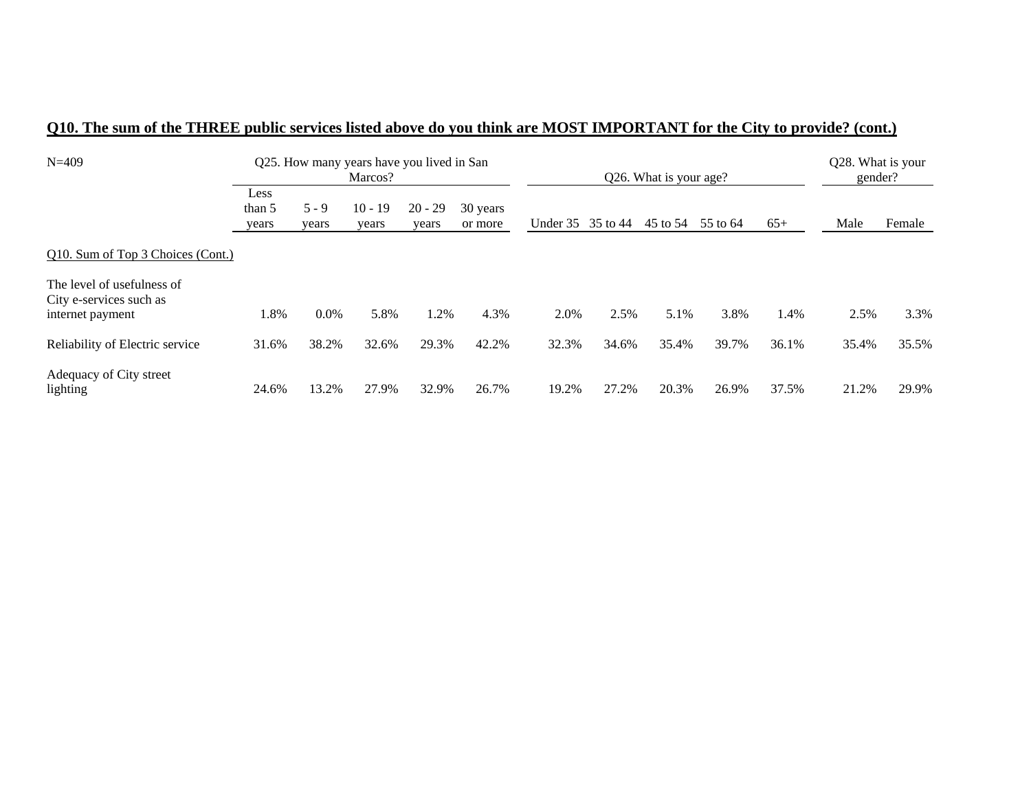## Q10. The sum of the THREE public services listed above do you think are MOST IMPORTANT for the City to provide? (cont.)

| N=409 | Q25. How many years have you lived in San Marcos? | | | | | Q26. What is your age? | | | | | Q28. What is your gender? | |
|---|---|---|---|---|---|---|---|---|---|---|---|---|
| | Less than 5 years | 5 - 9 years | 10 - 19 years | 20 - 29 years | 30 years or more | Under 35 | 35 to 44 | 45 to 54 | 55 to 64 | 65+ | Male | Female |
| Q10. Sum of Top 3 Choices (Cont.) | | | | | | | | | | | | |
| The level of usefulness of City e-services such as internet payment | 1.8% | 0.0% | 5.8% | 1.2% | 4.3% | 2.0% | 2.5% | 5.1% | 3.8% | 1.4% | 2.5% | 3.3% |
| Reliability of Electric service | 31.6% | 38.2% | 32.6% | 29.3% | 42.2% | 32.3% | 34.6% | 35.4% | 39.7% | 36.1% | 35.4% | 35.5% |
| Adequacy of City street lighting | 24.6% | 13.2% | 27.9% | 32.9% | 26.7% | 19.2% | 27.2% | 20.3% | 26.9% | 37.5% | 21.2% | 29.9% |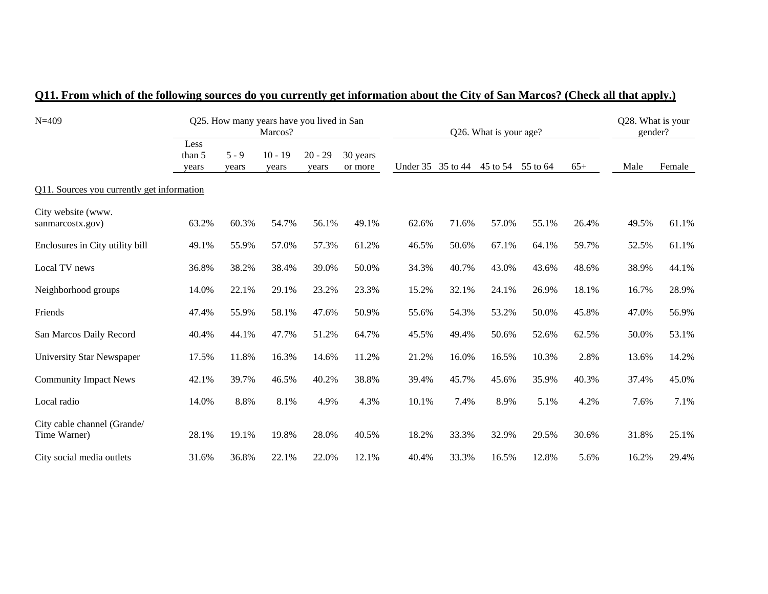**Q11. From which of the following sources do you currently get information about the City of San Marcos? (Check all that apply.)**

| N=409 | Q25. How many years have you lived in San Marcos? | | | | | Q26. What is your age? | | | | | Q28. What is your gender? | |
|---|---|---|---|---|---|---|---|---|---|---|---|---|
| | Less than 5 years | 5 - 9 years | 10 - 19 years | 20 - 29 years | 30 years or more | Under 35 | 35 to 44 | 45 to 54 | 55 to 64 | 65+ | Male | Female |
| Q11. Sources you currently get information | | | | | | | | | | | | |
| City website (www.sanmarcostx.gov) | 63.2% | 60.3% | 54.7% | 56.1% | 49.1% | 62.6% | 71.6% | 57.0% | 55.1% | 26.4% | 49.5% | 61.1% |
| Enclosures in City utility bill | 49.1% | 55.9% | 57.0% | 57.3% | 61.2% | 46.5% | 50.6% | 67.1% | 64.1% | 59.7% | 52.5% | 61.1% |
| Local TV news | 36.8% | 38.2% | 38.4% | 39.0% | 50.0% | 34.3% | 40.7% | 43.0% | 43.6% | 48.6% | 38.9% | 44.1% |
| Neighborhood groups | 14.0% | 22.1% | 29.1% | 23.2% | 23.3% | 15.2% | 32.1% | 24.1% | 26.9% | 18.1% | 16.7% | 28.9% |
| Friends | 47.4% | 55.9% | 58.1% | 47.6% | 50.9% | 55.6% | 54.3% | 53.2% | 50.0% | 45.8% | 47.0% | 56.9% |
| San Marcos Daily Record | 40.4% | 44.1% | 47.7% | 51.2% | 64.7% | 45.5% | 49.4% | 50.6% | 52.6% | 62.5% | 50.0% | 53.1% |
| University Star Newspaper | 17.5% | 11.8% | 16.3% | 14.6% | 11.2% | 21.2% | 16.0% | 16.5% | 10.3% | 2.8% | 13.6% | 14.2% |
| Community Impact News | 42.1% | 39.7% | 46.5% | 40.2% | 38.8% | 39.4% | 45.7% | 45.6% | 35.9% | 40.3% | 37.4% | 45.0% |
| Local radio | 14.0% | 8.8% | 8.1% | 4.9% | 4.3% | 10.1% | 7.4% | 8.9% | 5.1% | 4.2% | 7.6% | 7.1% |
| City cable channel (Grande/ Time Warner) | 28.1% | 19.1% | 19.8% | 28.0% | 40.5% | 18.2% | 33.3% | 32.9% | 29.5% | 30.6% | 31.8% | 25.1% |
| City social media outlets | 31.6% | 36.8% | 22.1% | 22.0% | 12.1% | 40.4% | 33.3% | 16.5% | 12.8% | 5.6% | 16.2% | 29.4% |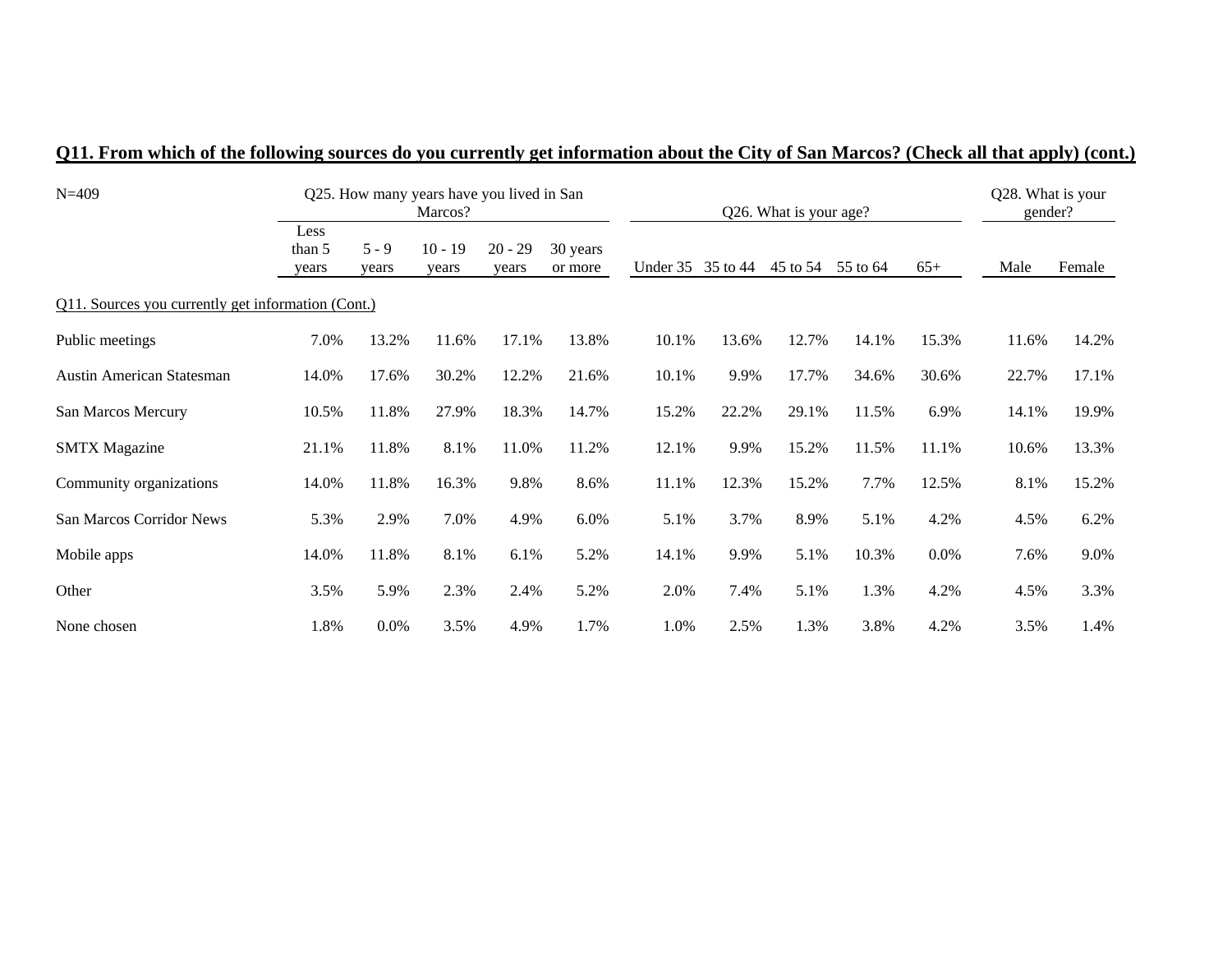## Q11. From which of the following sources do you currently get information about the City of San Marcos? (Check all that apply) (cont.)

| N=409 | Q25. How many years have you lived in San Marcos? | | | | | Q26. What is your age? | | | | | Q28. What is your gender? | |
|---|---|---|---|---|---|---|---|---|---|---|---|---|
| | Less than 5 years | 5 - 9 years | 10 - 19 years | 20 - 29 years | 30 years or more | Under 35 | 35 to 44 | 45 to 54 | 55 to 64 | 65+ | Male | Female |
| Q11. Sources you currently get information (Cont.) | | | | | | | | | | | | |
| Public meetings | 7.0% | 13.2% | 11.6% | 17.1% | 13.8% | 10.1% | 13.6% | 12.7% | 14.1% | 15.3% | 11.6% | 14.2% |
| Austin American Statesman | 14.0% | 17.6% | 30.2% | 12.2% | 21.6% | 10.1% | 9.9% | 17.7% | 34.6% | 30.6% | 22.7% | 17.1% |
| San Marcos Mercury | 10.5% | 11.8% | 27.9% | 18.3% | 14.7% | 15.2% | 22.2% | 29.1% | 11.5% | 6.9% | 14.1% | 19.9% |
| SMTX Magazine | 21.1% | 11.8% | 8.1% | 11.0% | 11.2% | 12.1% | 9.9% | 15.2% | 11.5% | 11.1% | 10.6% | 13.3% |
| Community organizations | 14.0% | 11.8% | 16.3% | 9.8% | 8.6% | 11.1% | 12.3% | 15.2% | 7.7% | 12.5% | 8.1% | 15.2% |
| San Marcos Corridor News | 5.3% | 2.9% | 7.0% | 4.9% | 6.0% | 5.1% | 3.7% | 8.9% | 5.1% | 4.2% | 4.5% | 6.2% |
| Mobile apps | 14.0% | 11.8% | 8.1% | 6.1% | 5.2% | 14.1% | 9.9% | 5.1% | 10.3% | 0.0% | 7.6% | 9.0% |
| Other | 3.5% | 5.9% | 2.3% | 2.4% | 5.2% | 2.0% | 7.4% | 5.1% | 1.3% | 4.2% | 4.5% | 3.3% |
| None chosen | 1.8% | 0.0% | 3.5% | 4.9% | 1.7% | 1.0% | 2.5% | 1.3% | 3.8% | 4.2% | 3.5% | 1.4% |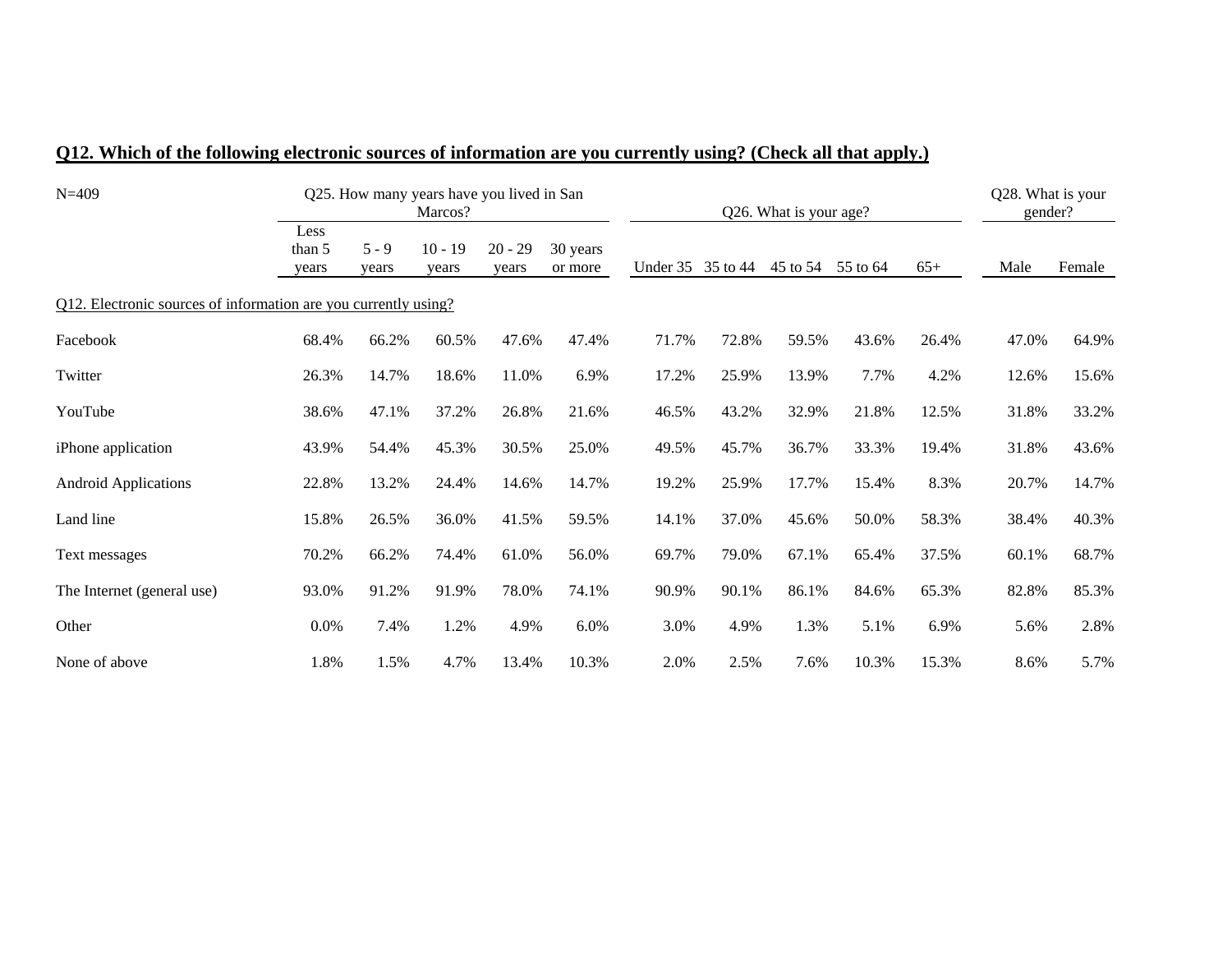## Q12. Which of the following electronic sources of information are you currently using? (Check all that apply.)

| N=409 | Q25. How many years have you lived in San Marcos? | | | | | Q26. What is your age? | | | | | Q28. What is your gender? | |
|---|---|---|---|---|---|---|---|---|---|---|---|---|
| | Less than 5 years | 5 - 9 years | 10 - 19 years | 20 - 29 years | 30 years or more | Under 35 | 35 to 44 | 45 to 54 | 55 to 64 | 65+ | Male | Female |
| Q12. Electronic sources of information are you currently using? | | | | | | | | | | | | |
| Facebook | 68.4% | 66.2% | 60.5% | 47.6% | 47.4% | 71.7% | 72.8% | 59.5% | 43.6% | 26.4% | 47.0% | 64.9% |
| Twitter | 26.3% | 14.7% | 18.6% | 11.0% | 6.9% | 17.2% | 25.9% | 13.9% | 7.7% | 4.2% | 12.6% | 15.6% |
| YouTube | 38.6% | 47.1% | 37.2% | 26.8% | 21.6% | 46.5% | 43.2% | 32.9% | 21.8% | 12.5% | 31.8% | 33.2% |
| iPhone application | 43.9% | 54.4% | 45.3% | 30.5% | 25.0% | 49.5% | 45.7% | 36.7% | 33.3% | 19.4% | 31.8% | 43.6% |
| Android Applications | 22.8% | 13.2% | 24.4% | 14.6% | 14.7% | 19.2% | 25.9% | 17.7% | 15.4% | 8.3% | 20.7% | 14.7% |
| Land line | 15.8% | 26.5% | 36.0% | 41.5% | 59.5% | 14.1% | 37.0% | 45.6% | 50.0% | 58.3% | 38.4% | 40.3% |
| Text messages | 70.2% | 66.2% | 74.4% | 61.0% | 56.0% | 69.7% | 79.0% | 67.1% | 65.4% | 37.5% | 60.1% | 68.7% |
| The Internet (general use) | 93.0% | 91.2% | 91.9% | 78.0% | 74.1% | 90.9% | 90.1% | 86.1% | 84.6% | 65.3% | 82.8% | 85.3% |
| Other | 0.0% | 7.4% | 1.2% | 4.9% | 6.0% | 3.0% | 4.9% | 1.3% | 5.1% | 6.9% | 5.6% | 2.8% |
| None of above | 1.8% | 1.5% | 4.7% | 13.4% | 10.3% | 2.0% | 2.5% | 7.6% | 10.3% | 15.3% | 8.6% | 5.7% |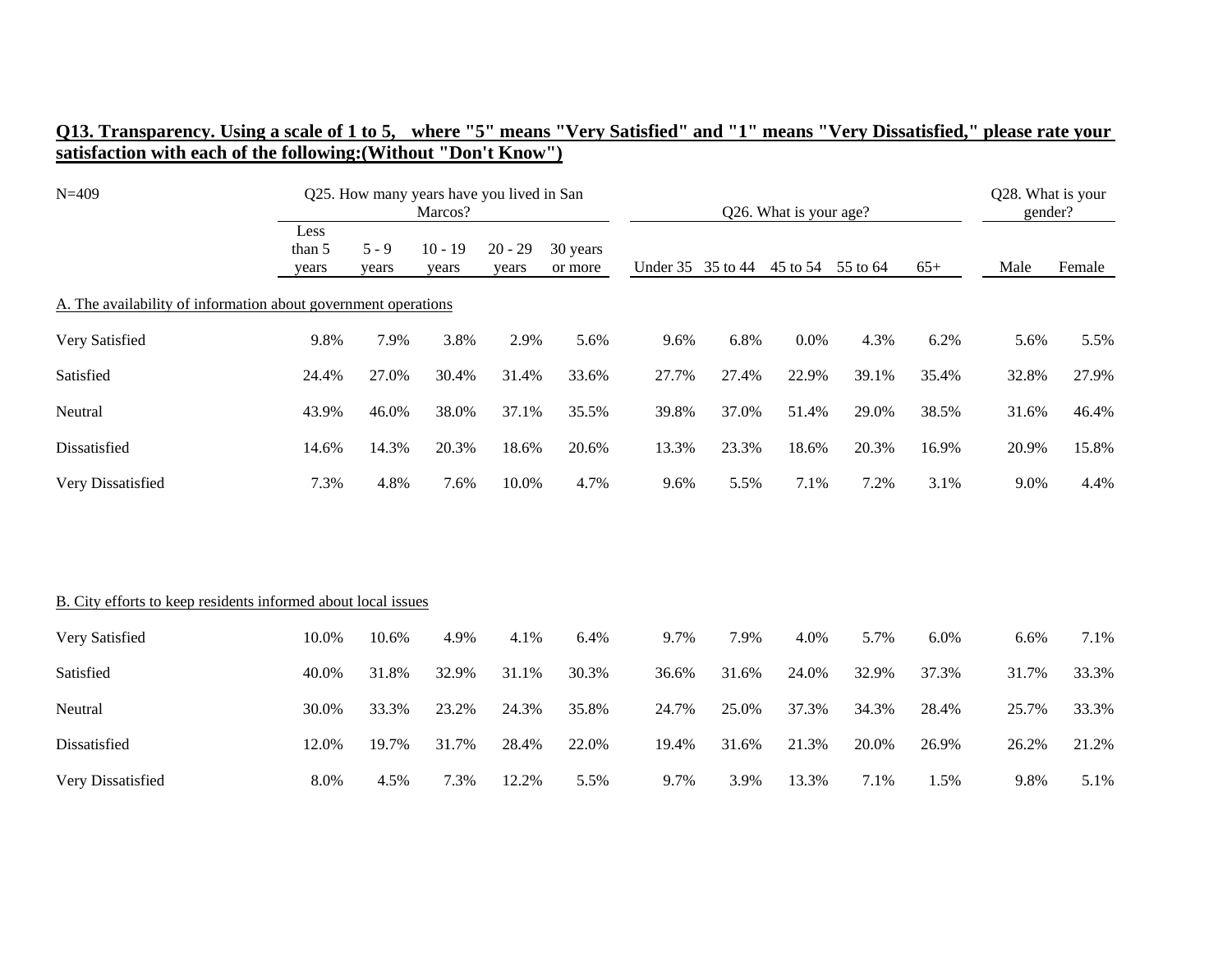## Q13. Transparency. Using a scale of 1 to 5, where "5" means "Very Satisfied" and "1" means "Very Dissatisfied," please rate your satisfaction with each of the following:(Without "Don't Know")

| N=409 | Q25. How many years have you lived in San Marcos? | | | | | Q26. What is your age? | | | | | Q28. What is your gender? | |
|---|---|---|---|---|---|---|---|---|---|---|---|---|
| | Less than 5 years | 5 - 9 years | 10 - 19 years | 20 - 29 years | 30 years or more | Under 35 | 35 to 44 | 45 to 54 | 55 to 64 | 65+ | Male | Female |
| A. The availability of information about government operations | | | | | | | | | | | | |
| Very Satisfied | 9.8% | 7.9% | 3.8% | 2.9% | 5.6% | 9.6% | 6.8% | 0.0% | 4.3% | 6.2% | 5.6% | 5.5% |
| Satisfied | 24.4% | 27.0% | 30.4% | 31.4% | 33.6% | 27.7% | 27.4% | 22.9% | 39.1% | 35.4% | 32.8% | 27.9% |
| Neutral | 43.9% | 46.0% | 38.0% | 37.1% | 35.5% | 39.8% | 37.0% | 51.4% | 29.0% | 38.5% | 31.6% | 46.4% |
| Dissatisfied | 14.6% | 14.3% | 20.3% | 18.6% | 20.6% | 13.3% | 23.3% | 18.6% | 20.3% | 16.9% | 20.9% | 15.8% |
| Very Dissatisfied | 7.3% | 4.8% | 7.6% | 10.0% | 4.7% | 9.6% | 5.5% | 7.1% | 7.2% | 3.1% | 9.0% | 4.4% |
| B. City efforts to keep residents informed about local issues | | | | | | | | | | | | |
| Very Satisfied | 10.0% | 10.6% | 4.9% | 4.1% | 6.4% | 9.7% | 7.9% | 4.0% | 5.7% | 6.0% | 6.6% | 7.1% |
| Satisfied | 40.0% | 31.8% | 32.9% | 31.1% | 30.3% | 36.6% | 31.6% | 24.0% | 32.9% | 37.3% | 31.7% | 33.3% |
| Neutral | 30.0% | 33.3% | 23.2% | 24.3% | 35.8% | 24.7% | 25.0% | 37.3% | 34.3% | 28.4% | 25.7% | 33.3% |
| Dissatisfied | 12.0% | 19.7% | 31.7% | 28.4% | 22.0% | 19.4% | 31.6% | 21.3% | 20.0% | 26.9% | 26.2% | 21.2% |
| Very Dissatisfied | 8.0% | 4.5% | 7.3% | 12.2% | 5.5% | 9.7% | 3.9% | 13.3% | 7.1% | 1.5% | 9.8% | 5.1% |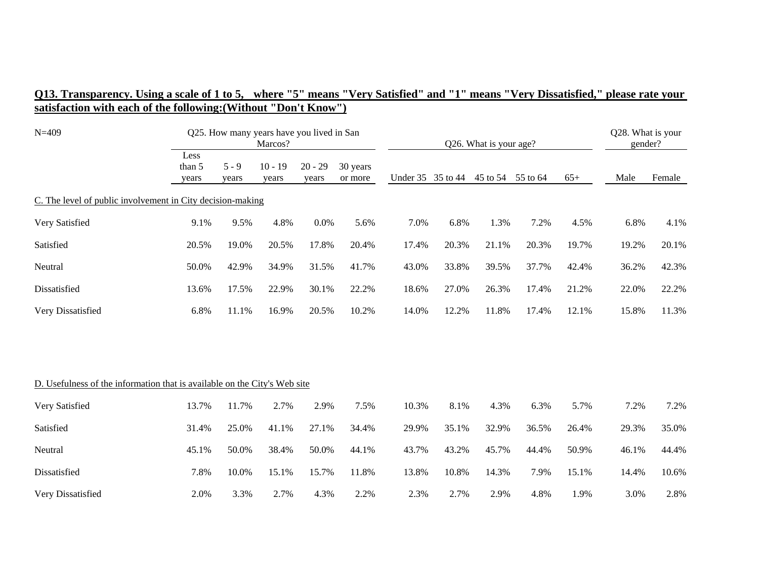**Q13. Transparency. Using a scale of 1 to 5, where "5" means "Very Satisfied" and "1" means "Very Dissatisfied," please rate your satisfaction with each of the following:(Without "Don't Know")**

| N=409 | Q25. How many years have you lived in San Marcos? | | | | | Q26. What is your age? | | | | | Q28. What is your gender? | |
|---|---|---|---|---|---|---|---|---|---|---|---|---|
| | Less than 5 years | 5 - 9 years | 10 - 19 years | 20 - 29 years | 30 years or more | Under 35 | 35 to 44 | 45 to 54 | 55 to 64 | 65+ | Male | Female |
| C. The level of public involvement in City decision-making | | | | | | | | | | | | |
| Very Satisfied | 9.1% | 9.5% | 4.8% | 0.0% | 5.6% | 7.0% | 6.8% | 1.3% | 7.2% | 4.5% | 6.8% | 4.1% |
| Satisfied | 20.5% | 19.0% | 20.5% | 17.8% | 20.4% | 17.4% | 20.3% | 21.1% | 20.3% | 19.7% | 19.2% | 20.1% |
| Neutral | 50.0% | 42.9% | 34.9% | 31.5% | 41.7% | 43.0% | 33.8% | 39.5% | 37.7% | 42.4% | 36.2% | 42.3% |
| Dissatisfied | 13.6% | 17.5% | 22.9% | 30.1% | 22.2% | 18.6% | 27.0% | 26.3% | 17.4% | 21.2% | 22.0% | 22.2% |
| Very Dissatisfied | 6.8% | 11.1% | 16.9% | 20.5% | 10.2% | 14.0% | 12.2% | 11.8% | 17.4% | 12.1% | 15.8% | 11.3% |
| D. Usefulness of the information that is available on the City's Web site | | | | | | | | | | | | |
| Very Satisfied | 13.7% | 11.7% | 2.7% | 2.9% | 7.5% | 10.3% | 8.1% | 4.3% | 6.3% | 5.7% | 7.2% | 7.2% |
| Satisfied | 31.4% | 25.0% | 41.1% | 27.1% | 34.4% | 29.9% | 35.1% | 32.9% | 36.5% | 26.4% | 29.3% | 35.0% |
| Neutral | 45.1% | 50.0% | 38.4% | 50.0% | 44.1% | 43.7% | 43.2% | 45.7% | 44.4% | 50.9% | 46.1% | 44.4% |
| Dissatisfied | 7.8% | 10.0% | 15.1% | 15.7% | 11.8% | 13.8% | 10.8% | 14.3% | 7.9% | 15.1% | 14.4% | 10.6% |
| Very Dissatisfied | 2.0% | 3.3% | 2.7% | 4.3% | 2.2% | 2.3% | 2.7% | 2.9% | 4.8% | 1.9% | 3.0% | 2.8% |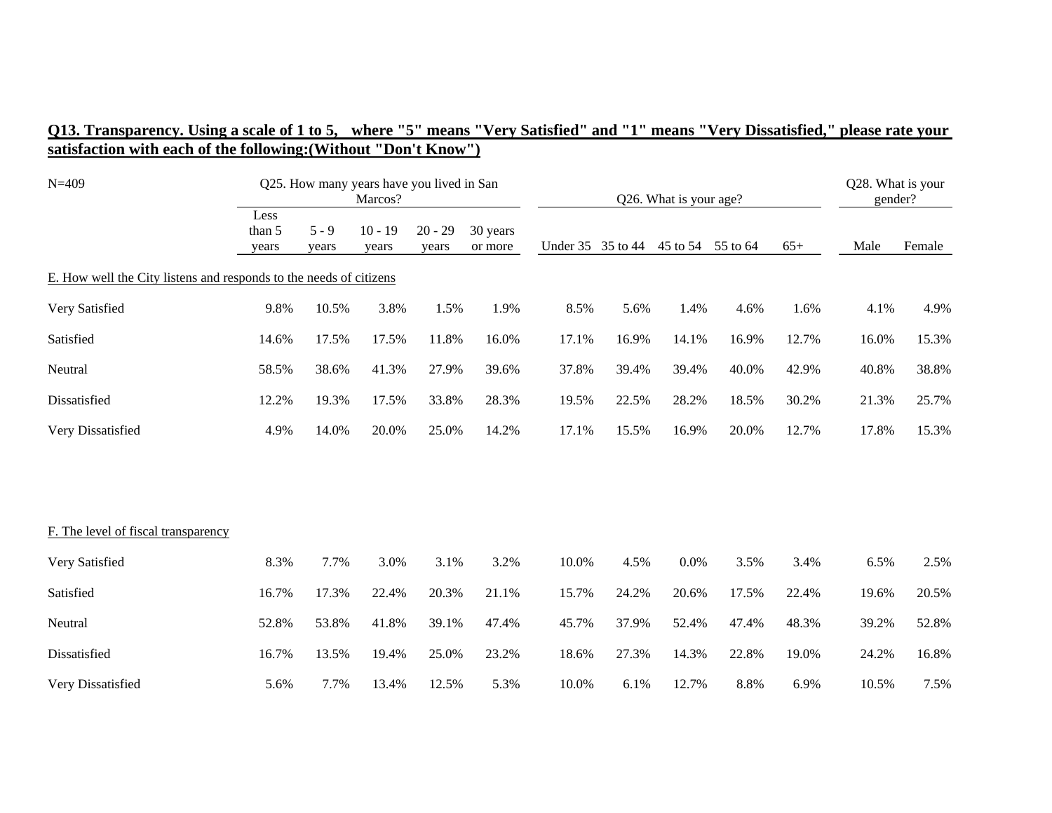## Q13. Transparency. Using a scale of 1 to 5, where "5" means "Very Satisfied" and "1" means "Very Dissatisfied," please rate your satisfaction with each of the following:(Without "Don't Know")

| N=409 | Q25. How many years have you lived in San Marcos? | | | | | Q26. What is your age? | | | | | Q28. What is your gender? | |
|---|---|---|---|---|---|---|---|---|---|---|---|---|
| | Less than 5 years | 5 - 9 years | 10 - 19 years | 20 - 29 years | 30 years or more | Under 35 | 35 to 44 | 45 to 54 | 55 to 64 | 65+ | Male | Female |
| **E. How well the City listens and responds to the needs of citizens** | | | | | | | | | | | | |
| Very Satisfied | 9.8% | 10.5% | 3.8% | 1.5% | 1.9% | 8.5% | 5.6% | 1.4% | 4.6% | 1.6% | 4.1% | 4.9% |
| Satisfied | 14.6% | 17.5% | 17.5% | 11.8% | 16.0% | 17.1% | 16.9% | 14.1% | 16.9% | 12.7% | 16.0% | 15.3% |
| Neutral | 58.5% | 38.6% | 41.3% | 27.9% | 39.6% | 37.8% | 39.4% | 39.4% | 40.0% | 42.9% | 40.8% | 38.8% |
| Dissatisfied | 12.2% | 19.3% | 17.5% | 33.8% | 28.3% | 19.5% | 22.5% | 28.2% | 18.5% | 30.2% | 21.3% | 25.7% |
| Very Dissatisfied | 4.9% | 14.0% | 20.0% | 25.0% | 14.2% | 17.1% | 15.5% | 16.9% | 20.0% | 12.7% | 17.8% | 15.3% |
| **F. The level of fiscal transparency** | | | | | | | | | | | | |
| Very Satisfied | 8.3% | 7.7% | 3.0% | 3.1% | 3.2% | 10.0% | 4.5% | 0.0% | 3.5% | 3.4% | 6.5% | 2.5% |
| Satisfied | 16.7% | 17.3% | 22.4% | 20.3% | 21.1% | 15.7% | 24.2% | 20.6% | 17.5% | 22.4% | 19.6% | 20.5% |
| Neutral | 52.8% | 53.8% | 41.8% | 39.1% | 47.4% | 45.7% | 37.9% | 52.4% | 47.4% | 48.3% | 39.2% | 52.8% |
| Dissatisfied | 16.7% | 13.5% | 19.4% | 25.0% | 23.2% | 18.6% | 27.3% | 14.3% | 22.8% | 19.0% | 24.2% | 16.8% |
| Very Dissatisfied | 5.6% | 7.7% | 13.4% | 12.5% | 5.3% | 10.0% | 6.1% | 12.7% | 8.8% | 6.9% | 10.5% | 7.5% |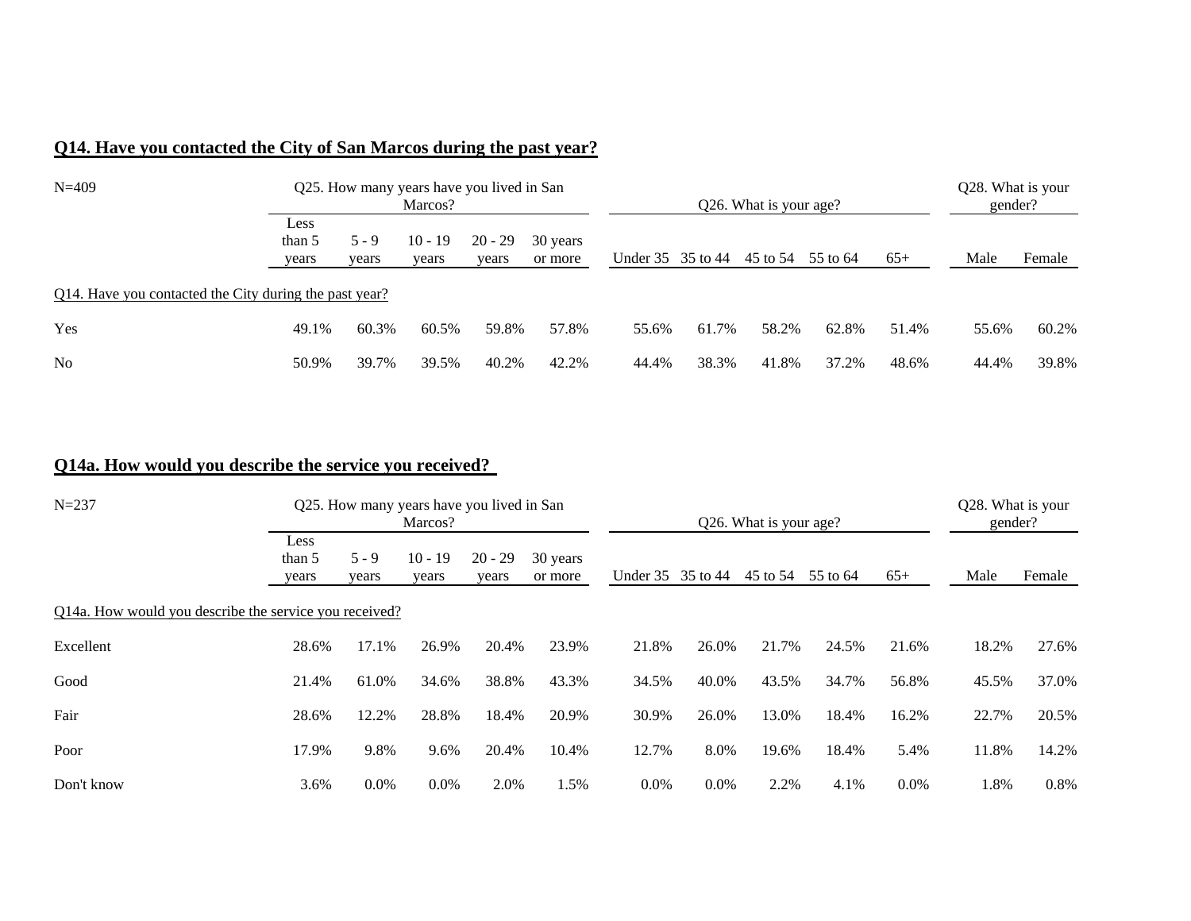## Q14. Have you contacted the City of San Marcos during the past year?

| N=409 | Q25. How many years have you lived in San Marcos? | | | | | Q26. What is your age? | | | | | Q28. What is your gender? | |
|---|---|---|---|---|---|---|---|---|---|---|---|---|
| | Less than 5 years | 5 - 9 years | 10 - 19 years | 20 - 29 years | 30 years or more | Under 35 | 35 to 44 | 45 to 54 | 55 to 64 | 65+ | Male | Female |
| Q14. Have you contacted the City during the past year? | | | | | | | | | | | | |
| Yes | 49.1% | 60.3% | 60.5% | 59.8% | 57.8% | 55.6% | 61.7% | 58.2% | 62.8% | 51.4% | 55.6% | 60.2% |
| No | 50.9% | 39.7% | 39.5% | 40.2% | 42.2% | 44.4% | 38.3% | 41.8% | 37.2% | 48.6% | 44.4% | 39.8% |

## Q14a. How would you describe the service you received?

| N=237 | Q25. How many years have you lived in San Marcos? | | | | | Q26. What is your age? | | | | | Q28. What is your gender? | |
|---|---|---|---|---|---|---|---|---|---|---|---|---|
| | Less than 5 years | 5 - 9 years | 10 - 19 years | 20 - 29 years | 30 years or more | Under 35 | 35 to 44 | 45 to 54 | 55 to 64 | 65+ | Male | Female |
| Q14a. How would you describe the service you received? | | | | | | | | | | | | |
| Excellent | 28.6% | 17.1% | 26.9% | 20.4% | 23.9% | 21.8% | 26.0% | 21.7% | 24.5% | 21.6% | 18.2% | 27.6% |
| Good | 21.4% | 61.0% | 34.6% | 38.8% | 43.3% | 34.5% | 40.0% | 43.5% | 34.7% | 56.8% | 45.5% | 37.0% |
| Fair | 28.6% | 12.2% | 28.8% | 18.4% | 20.9% | 30.9% | 26.0% | 13.0% | 18.4% | 16.2% | 22.7% | 20.5% |
| Poor | 17.9% | 9.8% | 9.6% | 20.4% | 10.4% | 12.7% | 8.0% | 19.6% | 18.4% | 5.4% | 11.8% | 14.2% |
| Don't know | 3.6% | 0.0% | 0.0% | 2.0% | 1.5% | 0.0% | 0.0% | 2.2% | 4.1% | 0.0% | 1.8% | 0.8% |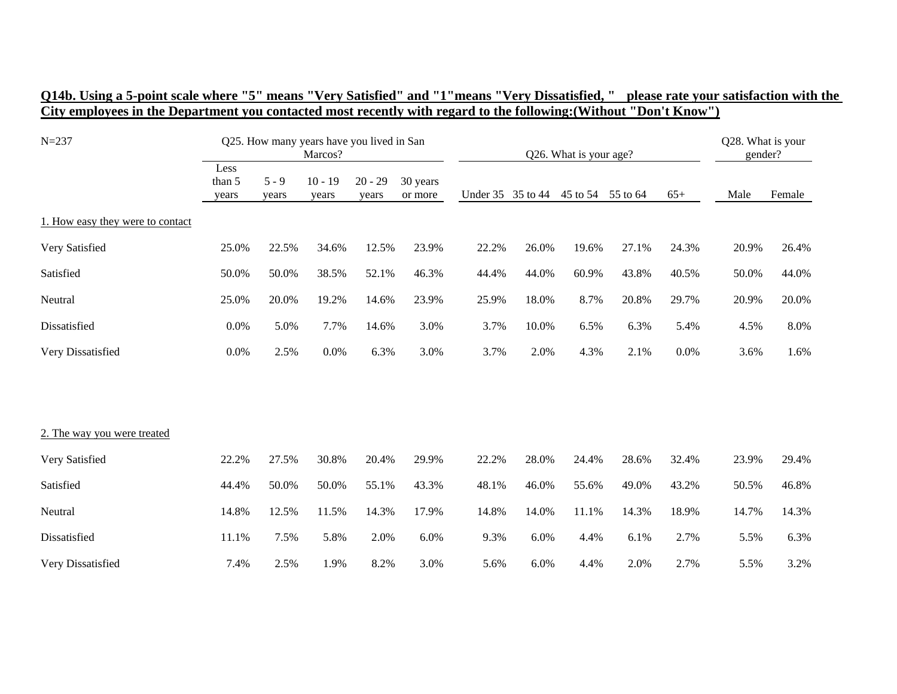**Q14b. Using a 5-point scale where "5" means "Very Satisfied" and "1"means "Very Dissatisfied, " please rate your satisfaction with the City employees in the Department you contacted most recently with regard to the following:(Without "Don't Know")**

| N=237 | Q25. How many years have you lived in San Marcos? | | | | | Q26. What is your age? | | | | | Q28. What is your gender? | |
|---|---|---|---|---|---|---|---|---|---|---|---|---|
| | Less than 5 years | 5 - 9 years | 10 - 19 years | 20 - 29 years | 30 years or more | Under 35 | 35 to 44 | 45 to 54 | 55 to 64 | 65+ | Male | Female |
| 1. How easy they were to contact | | | | | | | | | | | | |
| Very Satisfied | 25.0% | 22.5% | 34.6% | 12.5% | 23.9% | 22.2% | 26.0% | 19.6% | 27.1% | 24.3% | 20.9% | 26.4% |
| Satisfied | 50.0% | 50.0% | 38.5% | 52.1% | 46.3% | 44.4% | 44.0% | 60.9% | 43.8% | 40.5% | 50.0% | 44.0% |
| Neutral | 25.0% | 20.0% | 19.2% | 14.6% | 23.9% | 25.9% | 18.0% | 8.7% | 20.8% | 29.7% | 20.9% | 20.0% |
| Dissatisfied | 0.0% | 5.0% | 7.7% | 14.6% | 3.0% | 3.7% | 10.0% | 6.5% | 6.3% | 5.4% | 4.5% | 8.0% |
| Very Dissatisfied | 0.0% | 2.5% | 0.0% | 6.3% | 3.0% | 3.7% | 2.0% | 4.3% | 2.1% | 0.0% | 3.6% | 1.6% |
| 2. The way you were treated | | | | | | | | | | | | |
| Very Satisfied | 22.2% | 27.5% | 30.8% | 20.4% | 29.9% | 22.2% | 28.0% | 24.4% | 28.6% | 32.4% | 23.9% | 29.4% |
| Satisfied | 44.4% | 50.0% | 50.0% | 55.1% | 43.3% | 48.1% | 46.0% | 55.6% | 49.0% | 43.2% | 50.5% | 46.8% |
| Neutral | 14.8% | 12.5% | 11.5% | 14.3% | 17.9% | 14.8% | 14.0% | 11.1% | 14.3% | 18.9% | 14.7% | 14.3% |
| Dissatisfied | 11.1% | 7.5% | 5.8% | 2.0% | 6.0% | 9.3% | 6.0% | 4.4% | 6.1% | 2.7% | 5.5% | 6.3% |
| Very Dissatisfied | 7.4% | 2.5% | 1.9% | 8.2% | 3.0% | 5.6% | 6.0% | 4.4% | 2.0% | 2.7% | 5.5% | 3.2% |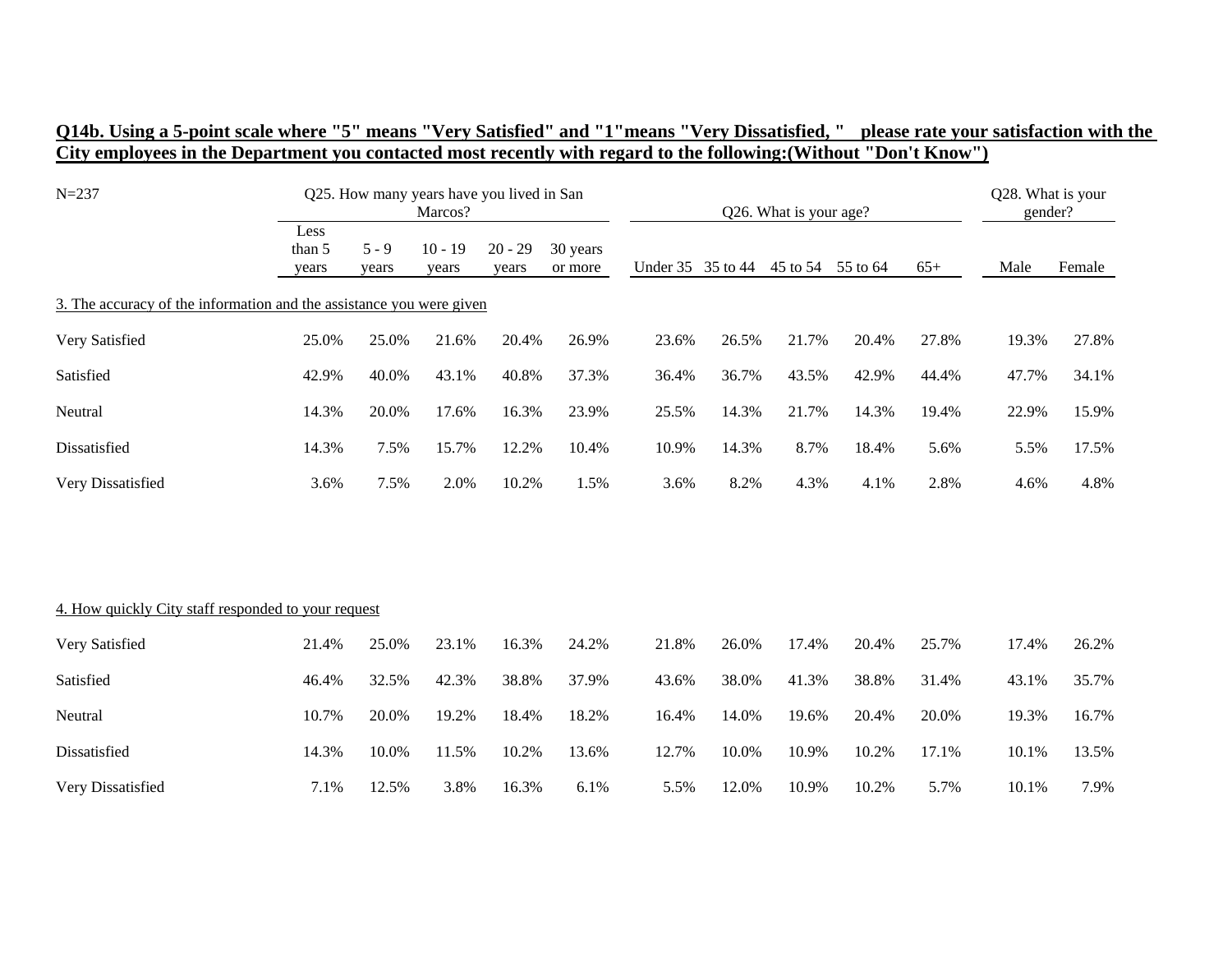**Q14b. Using a 5-point scale where "5" means "Very Satisfied" and "1"means "Very Dissatisfied, " please rate your satisfaction with the City employees in the Department you contacted most recently with regard to the following:(Without "Don't Know")**

| N=237 | Q25. How many years have you lived in San Marcos? | | | | | Q26. What is your age? | | | | | Q28. What is your gender? | |
|---|---|---|---|---|---|---|---|---|---|---|---|---|
| | Less than 5 years | 5 - 9 years | 10 - 19 years | 20 - 29 years | 30 years or more | Under 35 | 35 to 44 | 45 to 54 | 55 to 64 | 65+ | Male | Female |
| 3. The accuracy of the information and the assistance you were given | | | | | | | | | | | | |
| Very Satisfied | 25.0% | 25.0% | 21.6% | 20.4% | 26.9% | 23.6% | 26.5% | 21.7% | 20.4% | 27.8% | 19.3% | 27.8% |
| Satisfied | 42.9% | 40.0% | 43.1% | 40.8% | 37.3% | 36.4% | 36.7% | 43.5% | 42.9% | 44.4% | 47.7% | 34.1% |
| Neutral | 14.3% | 20.0% | 17.6% | 16.3% | 23.9% | 25.5% | 14.3% | 21.7% | 14.3% | 19.4% | 22.9% | 15.9% |
| Dissatisfied | 14.3% | 7.5% | 15.7% | 12.2% | 10.4% | 10.9% | 14.3% | 8.7% | 18.4% | 5.6% | 5.5% | 17.5% |
| Very Dissatisfied | 3.6% | 7.5% | 2.0% | 10.2% | 1.5% | 3.6% | 8.2% | 4.3% | 4.1% | 2.8% | 4.6% | 4.8% |
| 4. How quickly City staff responded to your request | | | | | | | | | | | | |
| Very Satisfied | 21.4% | 25.0% | 23.1% | 16.3% | 24.2% | 21.8% | 26.0% | 17.4% | 20.4% | 25.7% | 17.4% | 26.2% |
| Satisfied | 46.4% | 32.5% | 42.3% | 38.8% | 37.9% | 43.6% | 38.0% | 41.3% | 38.8% | 31.4% | 43.1% | 35.7% |
| Neutral | 10.7% | 20.0% | 19.2% | 18.4% | 18.2% | 16.4% | 14.0% | 19.6% | 20.4% | 20.0% | 19.3% | 16.7% |
| Dissatisfied | 14.3% | 10.0% | 11.5% | 10.2% | 13.6% | 12.7% | 10.0% | 10.9% | 10.2% | 17.1% | 10.1% | 13.5% |
| Very Dissatisfied | 7.1% | 12.5% | 3.8% | 16.3% | 6.1% | 5.5% | 12.0% | 10.9% | 10.2% | 5.7% | 10.1% | 7.9% |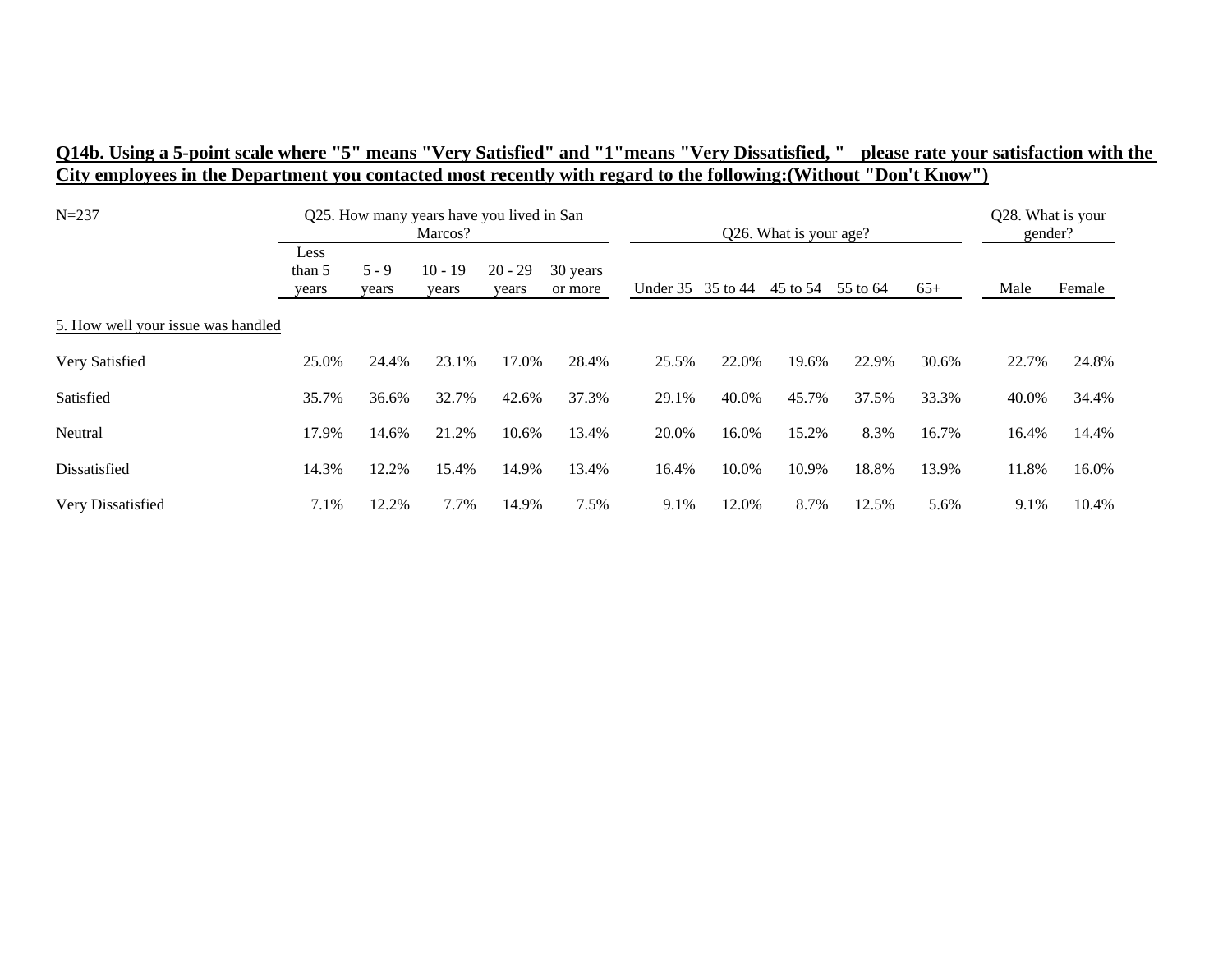**Q14b. Using a 5-point scale where "5" means "Very Satisfied" and "1"means "Very Dissatisfied, " please rate your satisfaction with the City employees in the Department you contacted most recently with regard to the following:(Without "Don't Know")**

| N=237 | Q25. How many years have you lived in San Marcos? | | | | | Q26. What is your age? | | | | | Q28. What is your gender? | |
|---|---|---|---|---|---|---|---|---|---|---|---|---|
| | Less than 5 years | 5 - 9 years | 10 - 19 years | 20 - 29 years | 30 years or more | Under 35 | 35 to 44 | 45 to 54 | 55 to 64 | 65+ | Male | Female |
| 5. How well your issue was handled | | | | | | | | | | | | |
| Very Satisfied | 25.0% | 24.4% | 23.1% | 17.0% | 28.4% | 25.5% | 22.0% | 19.6% | 22.9% | 30.6% | 22.7% | 24.8% |
| Satisfied | 35.7% | 36.6% | 32.7% | 42.6% | 37.3% | 29.1% | 40.0% | 45.7% | 37.5% | 33.3% | 40.0% | 34.4% |
| Neutral | 17.9% | 14.6% | 21.2% | 10.6% | 13.4% | 20.0% | 16.0% | 15.2% | 8.3% | 16.7% | 16.4% | 14.4% |
| Dissatisfied | 14.3% | 12.2% | 15.4% | 14.9% | 13.4% | 16.4% | 10.0% | 10.9% | 18.8% | 13.9% | 11.8% | 16.0% |
| Very Dissatisfied | 7.1% | 12.2% | 7.7% | 14.9% | 7.5% | 9.1% | 12.0% | 8.7% | 12.5% | 5.6% | 9.1% | 10.4% |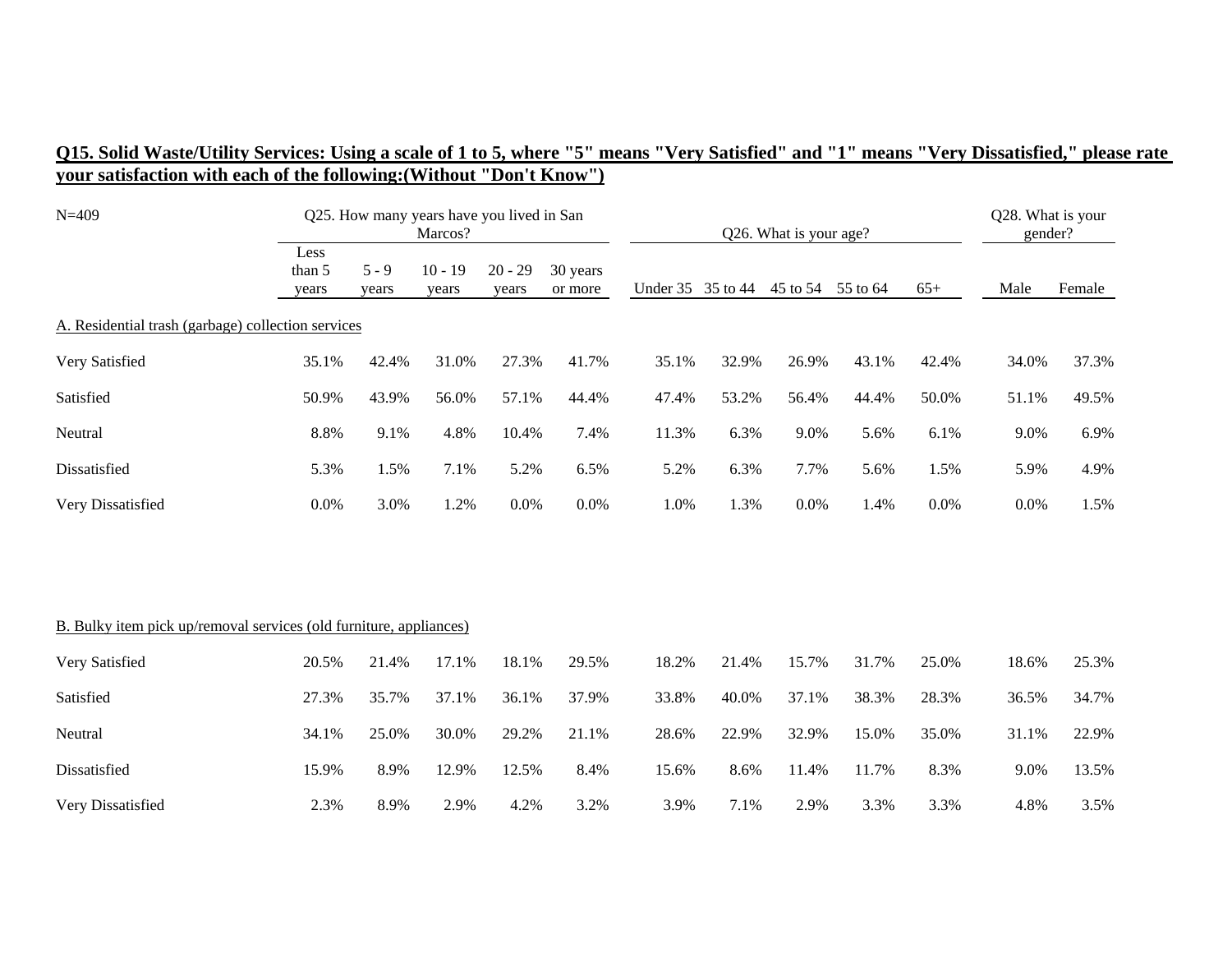**Q15. Solid Waste/Utility Services: Using a scale of 1 to 5, where "5" means "Very Satisfied" and "1" means "Very Dissatisfied," please rate your satisfaction with each of the following:(Without "Don't Know")**

| N=409 | Q25. How many years have you lived in San Marcos? | | | | | Q26. What is your age? | | | | | Q28. What is your gender? | |
|---|---|---|---|---|---|---|---|---|---|---|---|---|
| | Less than 5 years | 5 - 9 years | 10 - 19 years | 20 - 29 years | 30 years or more | Under 35 | 35 to 44 | 45 to 54 | 55 to 64 | 65+ | Male | Female |
| A. Residential trash (garbage) collection services | | | | | | | | | | | | |
| Very Satisfied | 35.1% | 42.4% | 31.0% | 27.3% | 41.7% | 35.1% | 32.9% | 26.9% | 43.1% | 42.4% | 34.0% | 37.3% |
| Satisfied | 50.9% | 43.9% | 56.0% | 57.1% | 44.4% | 47.4% | 53.2% | 56.4% | 44.4% | 50.0% | 51.1% | 49.5% |
| Neutral | 8.8% | 9.1% | 4.8% | 10.4% | 7.4% | 11.3% | 6.3% | 9.0% | 5.6% | 6.1% | 9.0% | 6.9% |
| Dissatisfied | 5.3% | 1.5% | 7.1% | 5.2% | 6.5% | 5.2% | 6.3% | 7.7% | 5.6% | 1.5% | 5.9% | 4.9% |
| Very Dissatisfied | 0.0% | 3.0% | 1.2% | 0.0% | 0.0% | 1.0% | 1.3% | 0.0% | 1.4% | 0.0% | 0.0% | 1.5% |
| B. Bulky item pick up/removal services (old furniture, appliances) | | | | | | | | | | | | |
| Very Satisfied | 20.5% | 21.4% | 17.1% | 18.1% | 29.5% | 18.2% | 21.4% | 15.7% | 31.7% | 25.0% | 18.6% | 25.3% |
| Satisfied | 27.3% | 35.7% | 37.1% | 36.1% | 37.9% | 33.8% | 40.0% | 37.1% | 38.3% | 28.3% | 36.5% | 34.7% |
| Neutral | 34.1% | 25.0% | 30.0% | 29.2% | 21.1% | 28.6% | 22.9% | 32.9% | 15.0% | 35.0% | 31.1% | 22.9% |
| Dissatisfied | 15.9% | 8.9% | 12.9% | 12.5% | 8.4% | 15.6% | 8.6% | 11.4% | 11.7% | 8.3% | 9.0% | 13.5% |
| Very Dissatisfied | 2.3% | 8.9% | 2.9% | 4.2% | 3.2% | 3.9% | 7.1% | 2.9% | 3.3% | 3.3% | 4.8% | 3.5% |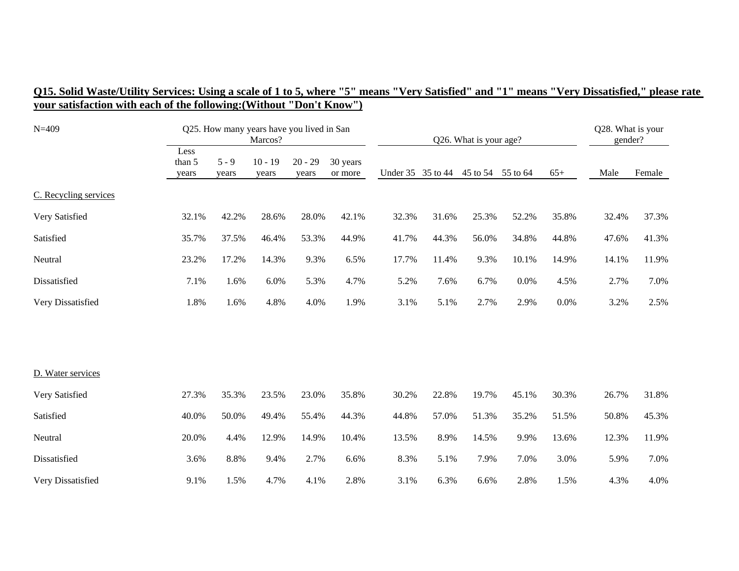**Q15. Solid Waste/Utility Services: Using a scale of 1 to 5, where "5" means "Very Satisfied" and "1" means "Very Dissatisfied," please rate your satisfaction with each of the following:(Without "Don't Know")**

| N=409 | Q25. How many years have you lived in San Marcos? | | | | | Q26. What is your age? | | | | | Q28. What is your gender? | |
|---|---|---|---|---|---|---|---|---|---|---|---|---|
| | Less than 5 years | 5 - 9 years | 10 - 19 years | 20 - 29 years | 30 years or more | Under 35 | 35 to 44 | 45 to 54 | 55 to 64 | 65+ | Male | Female |
| C. Recycling services | | | | | | | | | | | | |
| Very Satisfied | 32.1% | 42.2% | 28.6% | 28.0% | 42.1% | 32.3% | 31.6% | 25.3% | 52.2% | 35.8% | 32.4% | 37.3% |
| Satisfied | 35.7% | 37.5% | 46.4% | 53.3% | 44.9% | 41.7% | 44.3% | 56.0% | 34.8% | 44.8% | 47.6% | 41.3% |
| Neutral | 23.2% | 17.2% | 14.3% | 9.3% | 6.5% | 17.7% | 11.4% | 9.3% | 10.1% | 14.9% | 14.1% | 11.9% |
| Dissatisfied | 7.1% | 1.6% | 6.0% | 5.3% | 4.7% | 5.2% | 7.6% | 6.7% | 0.0% | 4.5% | 2.7% | 7.0% |
| Very Dissatisfied | 1.8% | 1.6% | 4.8% | 4.0% | 1.9% | 3.1% | 5.1% | 2.7% | 2.9% | 0.0% | 3.2% | 2.5% |
| D. Water services | | | | | | | | | | | | |
| Very Satisfied | 27.3% | 35.3% | 23.5% | 23.0% | 35.8% | 30.2% | 22.8% | 19.7% | 45.1% | 30.3% | 26.7% | 31.8% |
| Satisfied | 40.0% | 50.0% | 49.4% | 55.4% | 44.3% | 44.8% | 57.0% | 51.3% | 35.2% | 51.5% | 50.8% | 45.3% |
| Neutral | 20.0% | 4.4% | 12.9% | 14.9% | 10.4% | 13.5% | 8.9% | 14.5% | 9.9% | 13.6% | 12.3% | 11.9% |
| Dissatisfied | 3.6% | 8.8% | 9.4% | 2.7% | 6.6% | 8.3% | 5.1% | 7.9% | 7.0% | 3.0% | 5.9% | 7.0% |
| Very Dissatisfied | 9.1% | 1.5% | 4.7% | 4.1% | 2.8% | 3.1% | 6.3% | 6.6% | 2.8% | 1.5% | 4.3% | 4.0% |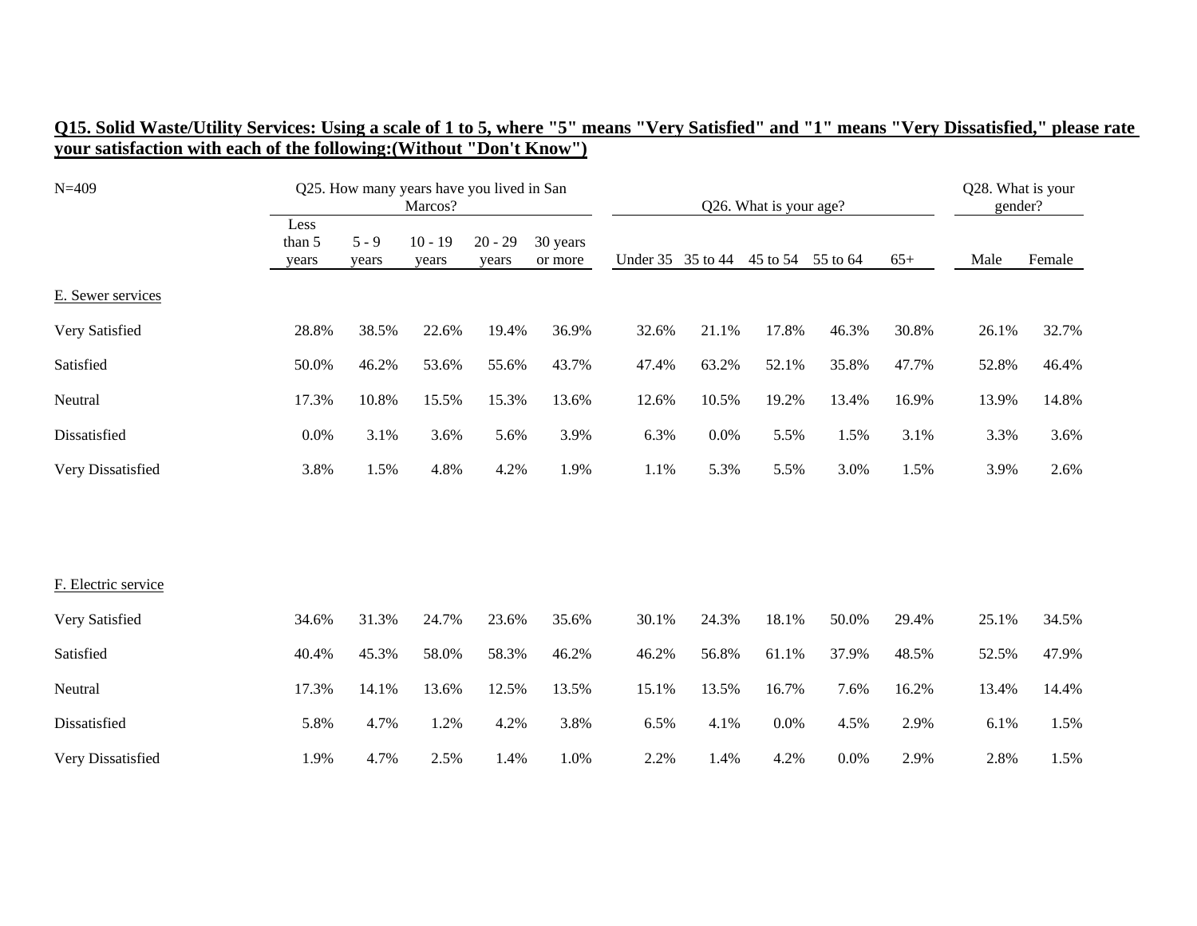**Q15. Solid Waste/Utility Services: Using a scale of 1 to 5, where "5" means "Very Satisfied" and "1" means "Very Dissatisfied," please rate your satisfaction with each of the following:(Without "Don't Know")**

| N=409 | Q25. How many years have you lived in San Marcos? | | | | | Q26. What is your age? | | | | | Q28. What is your gender? | |
|---|---|---|---|---|---|---|---|---|---|---|---|---|
| | Less than 5 years | 5 - 9 years | 10 - 19 years | 20 - 29 years | 30 years or more | Under 35 | 35 to 44 | 45 to 54 | 55 to 64 | 65+ | Male | Female |
| E. Sewer services | | | | | | | | | | | | |
| Very Satisfied | 28.8% | 38.5% | 22.6% | 19.4% | 36.9% | 32.6% | 21.1% | 17.8% | 46.3% | 30.8% | 26.1% | 32.7% |
| Satisfied | 50.0% | 46.2% | 53.6% | 55.6% | 43.7% | 47.4% | 63.2% | 52.1% | 35.8% | 47.7% | 52.8% | 46.4% |
| Neutral | 17.3% | 10.8% | 15.5% | 15.3% | 13.6% | 12.6% | 10.5% | 19.2% | 13.4% | 16.9% | 13.9% | 14.8% |
| Dissatisfied | 0.0% | 3.1% | 3.6% | 5.6% | 3.9% | 6.3% | 0.0% | 5.5% | 1.5% | 3.1% | 3.3% | 3.6% |
| Very Dissatisfied | 3.8% | 1.5% | 4.8% | 4.2% | 1.9% | 1.1% | 5.3% | 5.5% | 3.0% | 1.5% | 3.9% | 2.6% |
| F. Electric service | | | | | | | | | | | | |
| Very Satisfied | 34.6% | 31.3% | 24.7% | 23.6% | 35.6% | 30.1% | 24.3% | 18.1% | 50.0% | 29.4% | 25.1% | 34.5% |
| Satisfied | 40.4% | 45.3% | 58.0% | 58.3% | 46.2% | 46.2% | 56.8% | 61.1% | 37.9% | 48.5% | 52.5% | 47.9% |
| Neutral | 17.3% | 14.1% | 13.6% | 12.5% | 13.5% | 15.1% | 13.5% | 16.7% | 7.6% | 16.2% | 13.4% | 14.4% |
| Dissatisfied | 5.8% | 4.7% | 1.2% | 4.2% | 3.8% | 6.5% | 4.1% | 0.0% | 4.5% | 2.9% | 6.1% | 1.5% |
| Very Dissatisfied | 1.9% | 4.7% | 2.5% | 1.4% | 1.0% | 2.2% | 1.4% | 4.2% | 0.0% | 2.9% | 2.8% | 1.5% |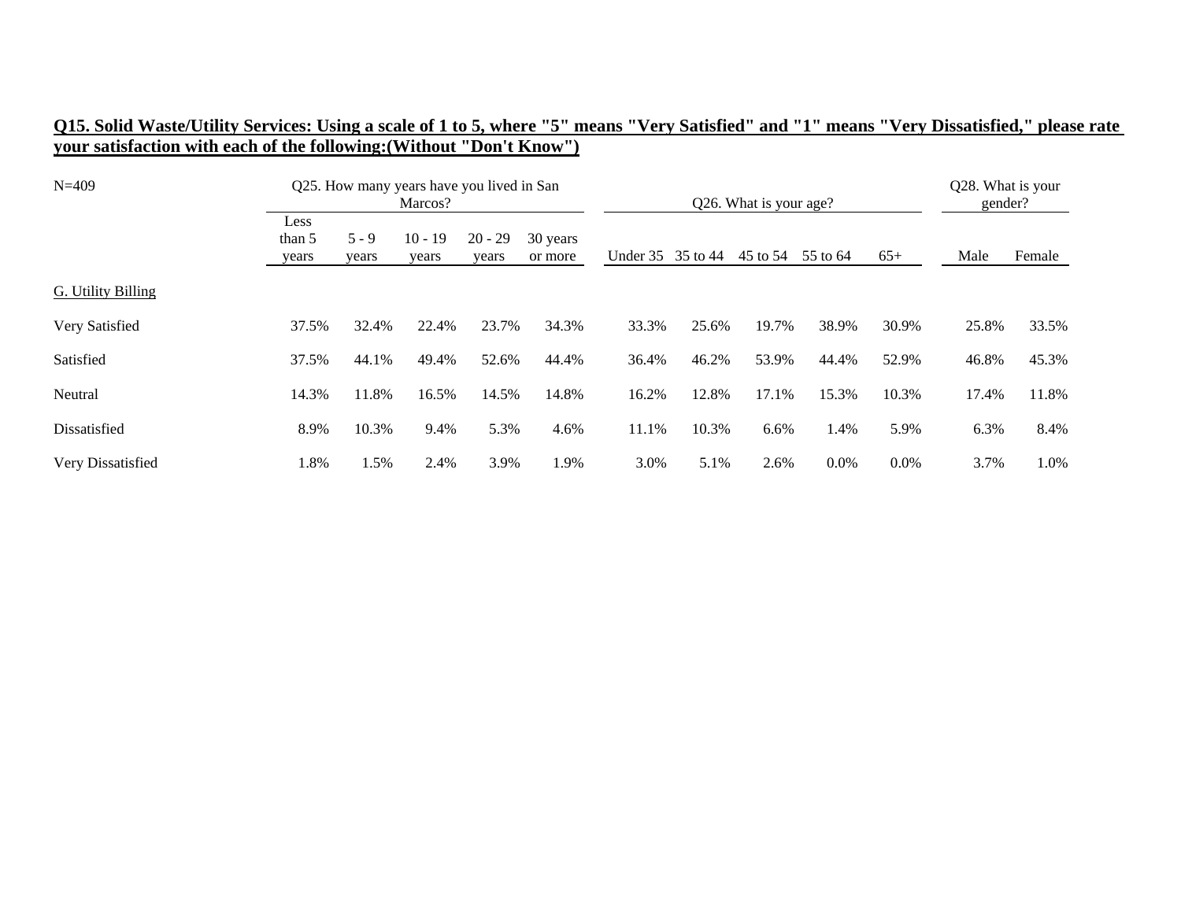**Q15. Solid Waste/Utility Services: Using a scale of 1 to 5, where "5" means "Very Satisfied" and "1" means "Very Dissatisfied," please rate your satisfaction with each of the following:(Without "Don't Know")**

| N=409 | Q25. How many years have you lived in San Marcos? | | | | | Q26. What is your age? | | | | | Q28. What is your gender? | |
|---|---|---|---|---|---|---|---|---|---|---|---|---|
| | Less than 5 years | 5 - 9 years | 10 - 19 years | 20 - 29 years | 30 years or more | Under 35 | 35 to 44 | 45 to 54 | 55 to 64 | 65+ | Male | Female |
| G. Utility Billing | | | | | | | | | | | | |
| Very Satisfied | 37.5% | 32.4% | 22.4% | 23.7% | 34.3% | 33.3% | 25.6% | 19.7% | 38.9% | 30.9% | 25.8% | 33.5% |
| Satisfied | 37.5% | 44.1% | 49.4% | 52.6% | 44.4% | 36.4% | 46.2% | 53.9% | 44.4% | 52.9% | 46.8% | 45.3% |
| Neutral | 14.3% | 11.8% | 16.5% | 14.5% | 14.8% | 16.2% | 12.8% | 17.1% | 15.3% | 10.3% | 17.4% | 11.8% |
| Dissatisfied | 8.9% | 10.3% | 9.4% | 5.3% | 4.6% | 11.1% | 10.3% | 6.6% | 1.4% | 5.9% | 6.3% | 8.4% |
| Very Dissatisfied | 1.8% | 1.5% | 2.4% | 3.9% | 1.9% | 3.0% | 5.1% | 2.6% | 0.0% | 0.0% | 3.7% | 1.0% |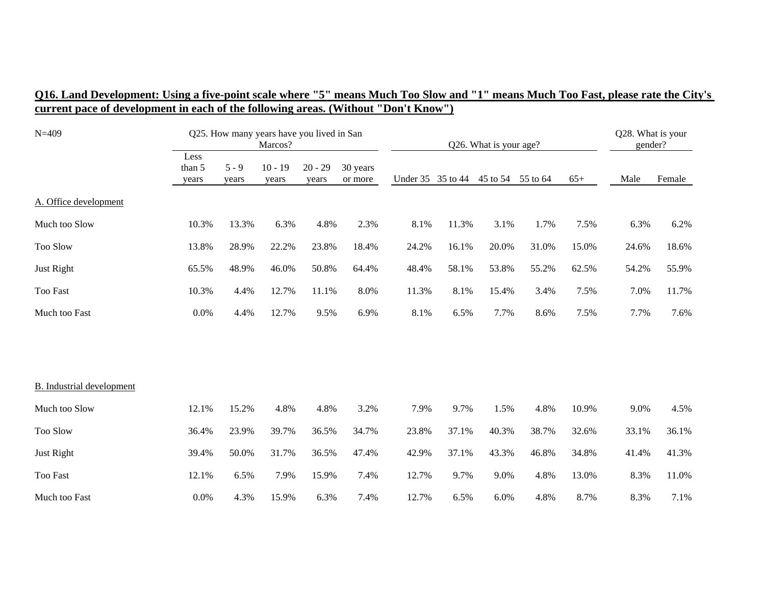**Q16. Land Development: Using a five-point scale where "5" means Much Too Slow and "1" means Much Too Fast, please rate the City's current pace of development in each of the following areas. (Without "Don't Know")**

| N=409 | Q25. How many years have you lived in San Marcos? | | | | | Q26. What is your age? | | | | | Q28. What is your gender? | |
|---|---|---|---|---|---|---|---|---|---|---|---|---|
| | Less than 5 years | 5 - 9 years | 10 - 19 years | 20 - 29 years | 30 years or more | Under 35 | 35 to 44 | 45 to 54 | 55 to 64 | 65+ | Male | Female |
| A. Office development | | | | | | | | | | | | |
| Much too Slow | 10.3% | 13.3% | 6.3% | 4.8% | 2.3% | 8.1% | 11.3% | 3.1% | 1.7% | 7.5% | 6.3% | 6.2% |
| Too Slow | 13.8% | 28.9% | 22.2% | 23.8% | 18.4% | 24.2% | 16.1% | 20.0% | 31.0% | 15.0% | 24.6% | 18.6% |
| Just Right | 65.5% | 48.9% | 46.0% | 50.8% | 64.4% | 48.4% | 58.1% | 53.8% | 55.2% | 62.5% | 54.2% | 55.9% |
| Too Fast | 10.3% | 4.4% | 12.7% | 11.1% | 8.0% | 11.3% | 8.1% | 15.4% | 3.4% | 7.5% | 7.0% | 11.7% |
| Much too Fast | 0.0% | 4.4% | 12.7% | 9.5% | 6.9% | 8.1% | 6.5% | 7.7% | 8.6% | 7.5% | 7.7% | 7.6% |
| B. Industrial development | | | | | | | | | | | | |
| Much too Slow | 12.1% | 15.2% | 4.8% | 4.8% | 3.2% | 7.9% | 9.7% | 1.5% | 4.8% | 10.9% | 9.0% | 4.5% |
| Too Slow | 36.4% | 23.9% | 39.7% | 36.5% | 34.7% | 23.8% | 37.1% | 40.3% | 38.7% | 32.6% | 33.1% | 36.1% |
| Just Right | 39.4% | 50.0% | 31.7% | 36.5% | 47.4% | 42.9% | 37.1% | 43.3% | 46.8% | 34.8% | 41.4% | 41.3% |
| Too Fast | 12.1% | 6.5% | 7.9% | 15.9% | 7.4% | 12.7% | 9.7% | 9.0% | 4.8% | 13.0% | 8.3% | 11.0% |
| Much too Fast | 0.0% | 4.3% | 15.9% | 6.3% | 7.4% | 12.7% | 6.5% | 6.0% | 4.8% | 8.7% | 8.3% | 7.1% |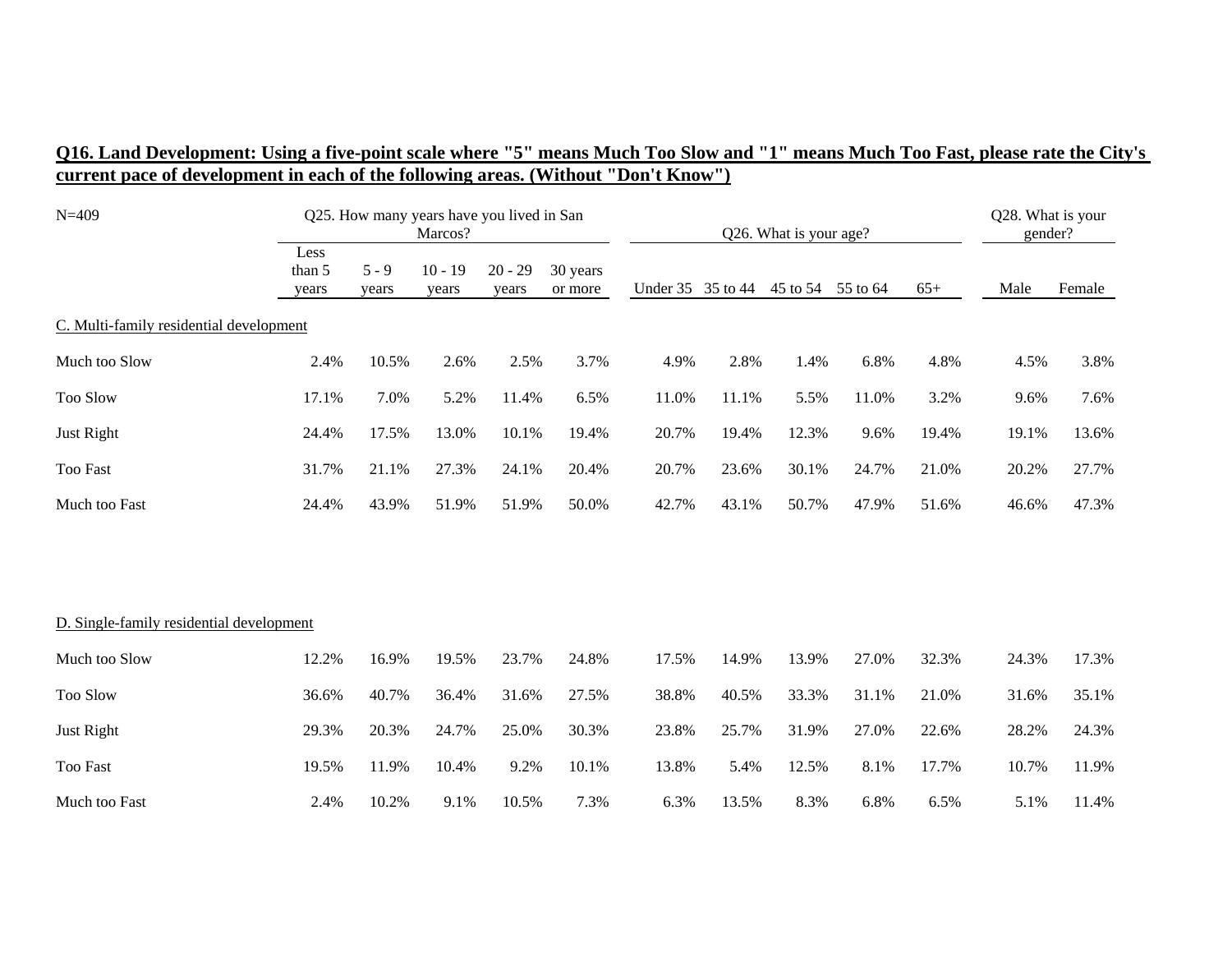**Q16. Land Development: Using a five-point scale where "5" means Much Too Slow and "1" means Much Too Fast, please rate the City's current pace of development in each of the following areas. (Without "Don't Know")**

| N=409 | Q25. How many years have you lived in San Marcos? | | | | | Q26. What is your age? | | | | | Q28. What is your gender? | |
|---|---|---|---|---|---|---|---|---|---|---|---|---|
| | Less than 5 years | 5 - 9 years | 10 - 19 years | 20 - 29 years | 30 years or more | Under 35 | 35 to 44 | 45 to 54 | 55 to 64 | 65+ | Male | Female |
| C. Multi-family residential development | | | | | | | | | | | | |
| Much too Slow | 2.4% | 10.5% | 2.6% | 2.5% | 3.7% | 4.9% | 2.8% | 1.4% | 6.8% | 4.8% | 4.5% | 3.8% |
| Too Slow | 17.1% | 7.0% | 5.2% | 11.4% | 6.5% | 11.0% | 11.1% | 5.5% | 11.0% | 3.2% | 9.6% | 7.6% |
| Just Right | 24.4% | 17.5% | 13.0% | 10.1% | 19.4% | 20.7% | 19.4% | 12.3% | 9.6% | 19.4% | 19.1% | 13.6% |
| Too Fast | 31.7% | 21.1% | 27.3% | 24.1% | 20.4% | 20.7% | 23.6% | 30.1% | 24.7% | 21.0% | 20.2% | 27.7% |
| Much too Fast | 24.4% | 43.9% | 51.9% | 51.9% | 50.0% | 42.7% | 43.1% | 50.7% | 47.9% | 51.6% | 46.6% | 47.3% |
| D. Single-family residential development | | | | | | | | | | | | |
| Much too Slow | 12.2% | 16.9% | 19.5% | 23.7% | 24.8% | 17.5% | 14.9% | 13.9% | 27.0% | 32.3% | 24.3% | 17.3% |
| Too Slow | 36.6% | 40.7% | 36.4% | 31.6% | 27.5% | 38.8% | 40.5% | 33.3% | 31.1% | 21.0% | 31.6% | 35.1% |
| Just Right | 29.3% | 20.3% | 24.7% | 25.0% | 30.3% | 23.8% | 25.7% | 31.9% | 27.0% | 22.6% | 28.2% | 24.3% |
| Too Fast | 19.5% | 11.9% | 10.4% | 9.2% | 10.1% | 13.8% | 5.4% | 12.5% | 8.1% | 17.7% | 10.7% | 11.9% |
| Much too Fast | 2.4% | 10.2% | 9.1% | 10.5% | 7.3% | 6.3% | 13.5% | 8.3% | 6.8% | 6.5% | 5.1% | 11.4% |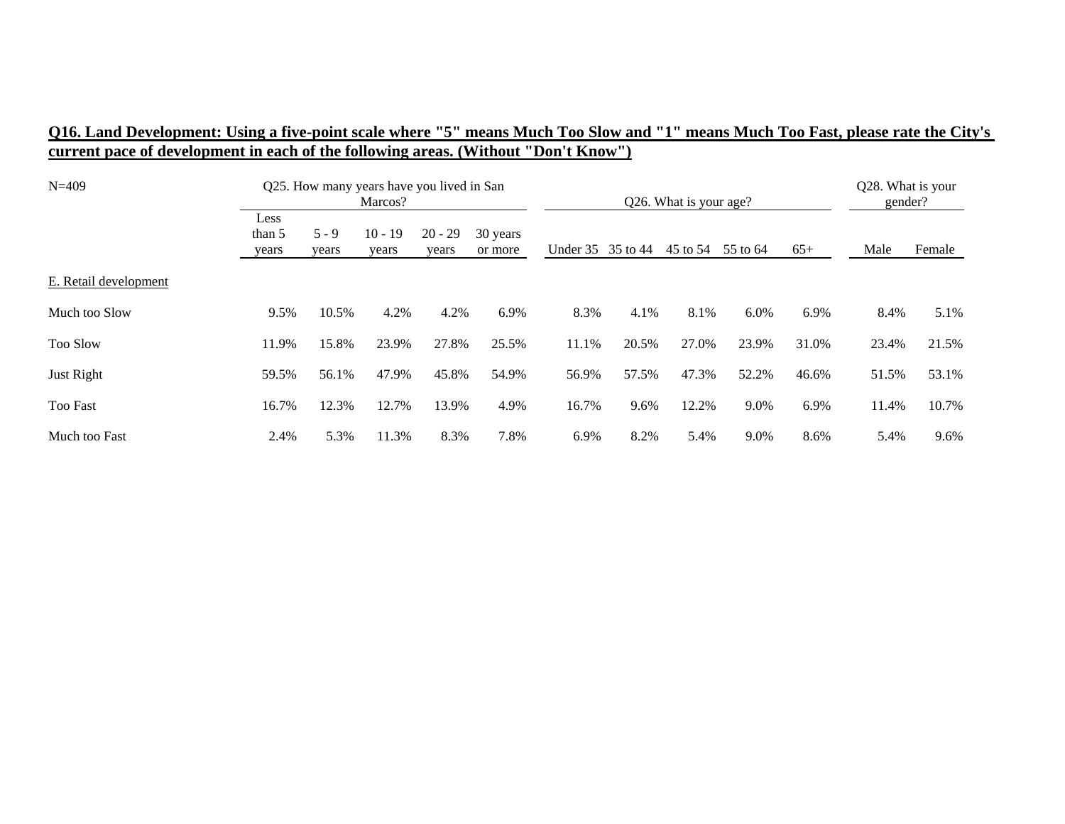**Q16. Land Development: Using a five-point scale where "5" means Much Too Slow and "1" means Much Too Fast, please rate the City's current pace of development in each of the following areas. (Without "Don't Know")**

| N=409 | Q25. How many years have you lived in San Marcos? | | | | | Q26. What is your age? | | | | | Q28. What is your gender? | |
|---|---|---|---|---|---|---|---|---|---|---|---|---|
| | Less than 5 years | 5 - 9 years | 10 - 19 years | 20 - 29 years | 30 years or more | Under 35 | 35 to 44 | 45 to 54 | 55 to 64 | 65+ | Male | Female |
| E. Retail development | | | | | | | | | | | | |
| Much too Slow | 9.5% | 10.5% | 4.2% | 4.2% | 6.9% | 8.3% | 4.1% | 8.1% | 6.0% | 6.9% | 8.4% | 5.1% |
| Too Slow | 11.9% | 15.8% | 23.9% | 27.8% | 25.5% | 11.1% | 20.5% | 27.0% | 23.9% | 31.0% | 23.4% | 21.5% |
| Just Right | 59.5% | 56.1% | 47.9% | 45.8% | 54.9% | 56.9% | 57.5% | 47.3% | 52.2% | 46.6% | 51.5% | 53.1% |
| Too Fast | 16.7% | 12.3% | 12.7% | 13.9% | 4.9% | 16.7% | 9.6% | 12.2% | 9.0% | 6.9% | 11.4% | 10.7% |
| Much too Fast | 2.4% | 5.3% | 11.3% | 8.3% | 7.8% | 6.9% | 8.2% | 5.4% | 9.0% | 8.6% | 5.4% | 9.6% |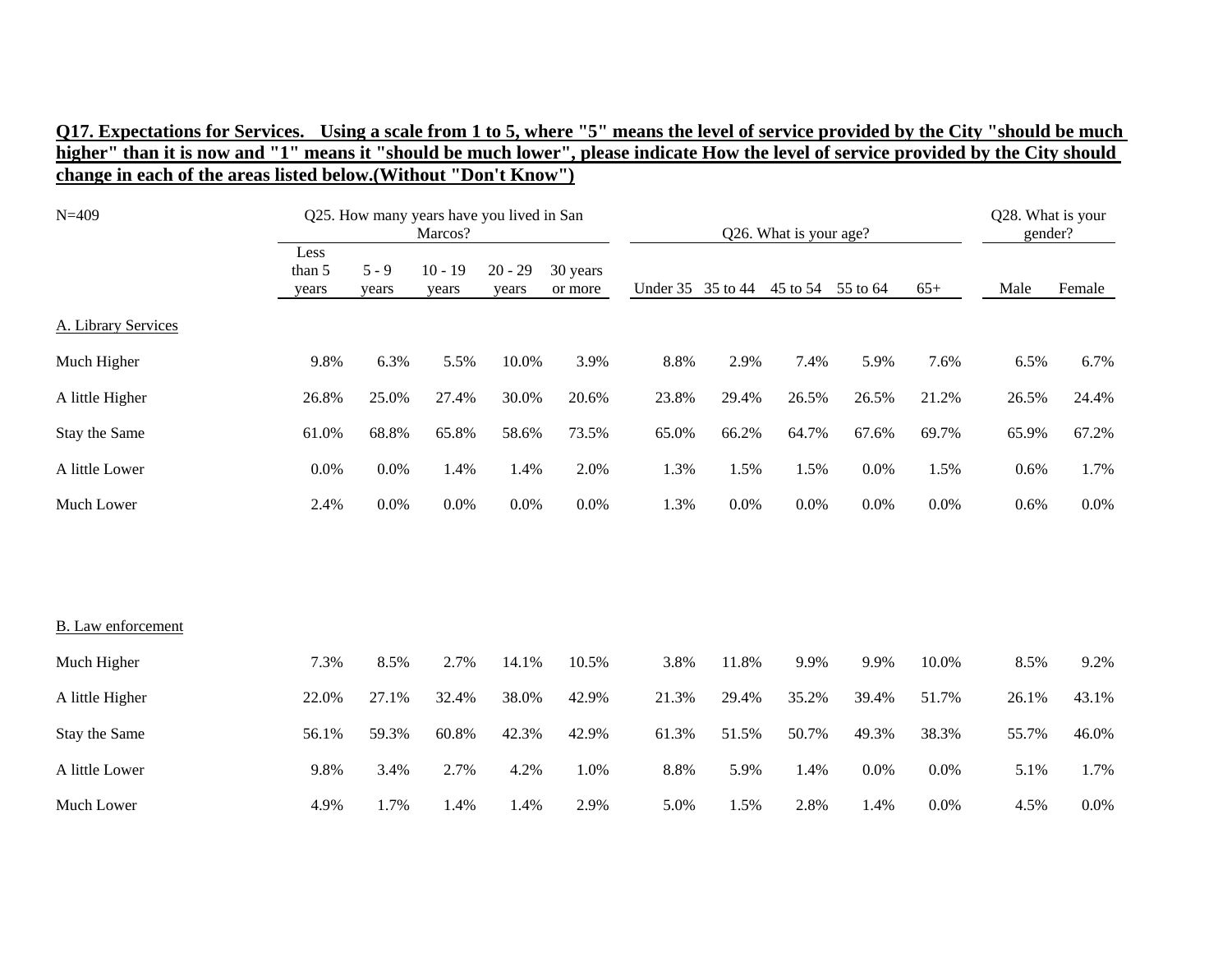**Q17. Expectations for Services. Using a scale from 1 to 5, where "5" means the level of service provided by the City "should be much higher" than it is now and "1" means it "should be much lower", please indicate How the level of service provided by the City should change in each of the areas listed below.(Without "Don't Know")**

| N=409 | Q25. How many years have you lived in San Marcos? | | | | | Q26. What is your age? | | | | | Q28. What is your gender? | |
|---|---|---|---|---|---|---|---|---|---|---|---|---|
| | Less than 5 years | 5 - 9 years | 10 - 19 years | 20 - 29 years | 30 years or more | Under 35 | 35 to 44 | 45 to 54 | 55 to 64 | 65+ | Male | Female |
| A. Library Services | | | | | | | | | | | | |
| Much Higher | 9.8% | 6.3% | 5.5% | 10.0% | 3.9% | 8.8% | 2.9% | 7.4% | 5.9% | 7.6% | 6.5% | 6.7% |
| A little Higher | 26.8% | 25.0% | 27.4% | 30.0% | 20.6% | 23.8% | 29.4% | 26.5% | 26.5% | 21.2% | 26.5% | 24.4% |
| Stay the Same | 61.0% | 68.8% | 65.8% | 58.6% | 73.5% | 65.0% | 66.2% | 64.7% | 67.6% | 69.7% | 65.9% | 67.2% |
| A little Lower | 0.0% | 0.0% | 1.4% | 1.4% | 2.0% | 1.3% | 1.5% | 1.5% | 0.0% | 1.5% | 0.6% | 1.7% |
| Much Lower | 2.4% | 0.0% | 0.0% | 0.0% | 0.0% | 1.3% | 0.0% | 0.0% | 0.0% | 0.0% | 0.6% | 0.0% |
| B. Law enforcement | | | | | | | | | | | | |
| Much Higher | 7.3% | 8.5% | 2.7% | 14.1% | 10.5% | 3.8% | 11.8% | 9.9% | 9.9% | 10.0% | 8.5% | 9.2% |
| A little Higher | 22.0% | 27.1% | 32.4% | 38.0% | 42.9% | 21.3% | 29.4% | 35.2% | 39.4% | 51.7% | 26.1% | 43.1% |
| Stay the Same | 56.1% | 59.3% | 60.8% | 42.3% | 42.9% | 61.3% | 51.5% | 50.7% | 49.3% | 38.3% | 55.7% | 46.0% |
| A little Lower | 9.8% | 3.4% | 2.7% | 4.2% | 1.0% | 8.8% | 5.9% | 1.4% | 0.0% | 0.0% | 5.1% | 1.7% |
| Much Lower | 4.9% | 1.7% | 1.4% | 1.4% | 2.9% | 5.0% | 1.5% | 2.8% | 1.4% | 0.0% | 4.5% | 0.0% |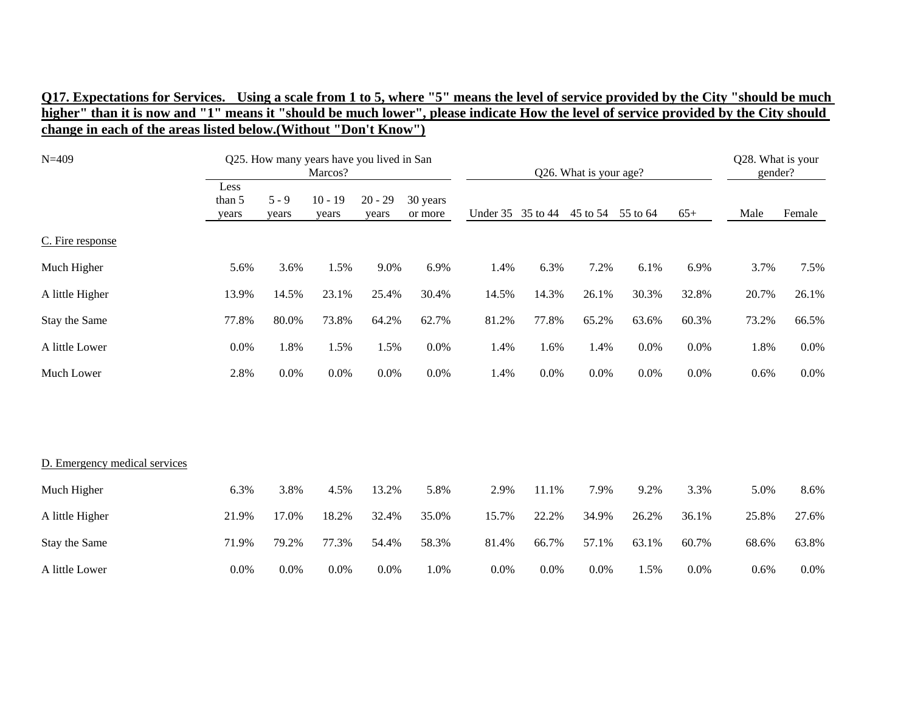**Q17. Expectations for Services. Using a scale from 1 to 5, where "5" means the level of service provided by the City "should be much higher" than it is now and "1" means it "should be much lower", please indicate How the level of service provided by the City should change in each of the areas listed below.(Without "Don't Know")**

| N=409 | Q25. How many years have you lived in San Marcos? | | | | | Q26. What is your age? | | | | | Q28. What is your gender? | |
|---|---|---|---|---|---|---|---|---|---|---|---|---|
| | Less than 5 years | 5 - 9 years | 10 - 19 years | 20 - 29 years | 30 years or more | Under 35 | 35 to 44 | 45 to 54 | 55 to 64 | 65+ | Male | Female |
| C. Fire response | | | | | | | | | | | | |
| Much Higher | 5.6% | 3.6% | 1.5% | 9.0% | 6.9% | 1.4% | 6.3% | 7.2% | 6.1% | 6.9% | 3.7% | 7.5% |
| A little Higher | 13.9% | 14.5% | 23.1% | 25.4% | 30.4% | 14.5% | 14.3% | 26.1% | 30.3% | 32.8% | 20.7% | 26.1% |
| Stay the Same | 77.8% | 80.0% | 73.8% | 64.2% | 62.7% | 81.2% | 77.8% | 65.2% | 63.6% | 60.3% | 73.2% | 66.5% |
| A little Lower | 0.0% | 1.8% | 1.5% | 1.5% | 0.0% | 1.4% | 1.6% | 1.4% | 0.0% | 0.0% | 1.8% | 0.0% |
| Much Lower | 2.8% | 0.0% | 0.0% | 0.0% | 0.0% | 1.4% | 0.0% | 0.0% | 0.0% | 0.0% | 0.6% | 0.0% |
| D. Emergency medical services | | | | | | | | | | | | |
| Much Higher | 6.3% | 3.8% | 4.5% | 13.2% | 5.8% | 2.9% | 11.1% | 7.9% | 9.2% | 3.3% | 5.0% | 8.6% |
| A little Higher | 21.9% | 17.0% | 18.2% | 32.4% | 35.0% | 15.7% | 22.2% | 34.9% | 26.2% | 36.1% | 25.8% | 27.6% |
| Stay the Same | 71.9% | 79.2% | 77.3% | 54.4% | 58.3% | 81.4% | 66.7% | 57.1% | 63.1% | 60.7% | 68.6% | 63.8% |
| A little Lower | 0.0% | 0.0% | 0.0% | 0.0% | 1.0% | 0.0% | 0.0% | 0.0% | 1.5% | 0.0% | 0.6% | 0.0% |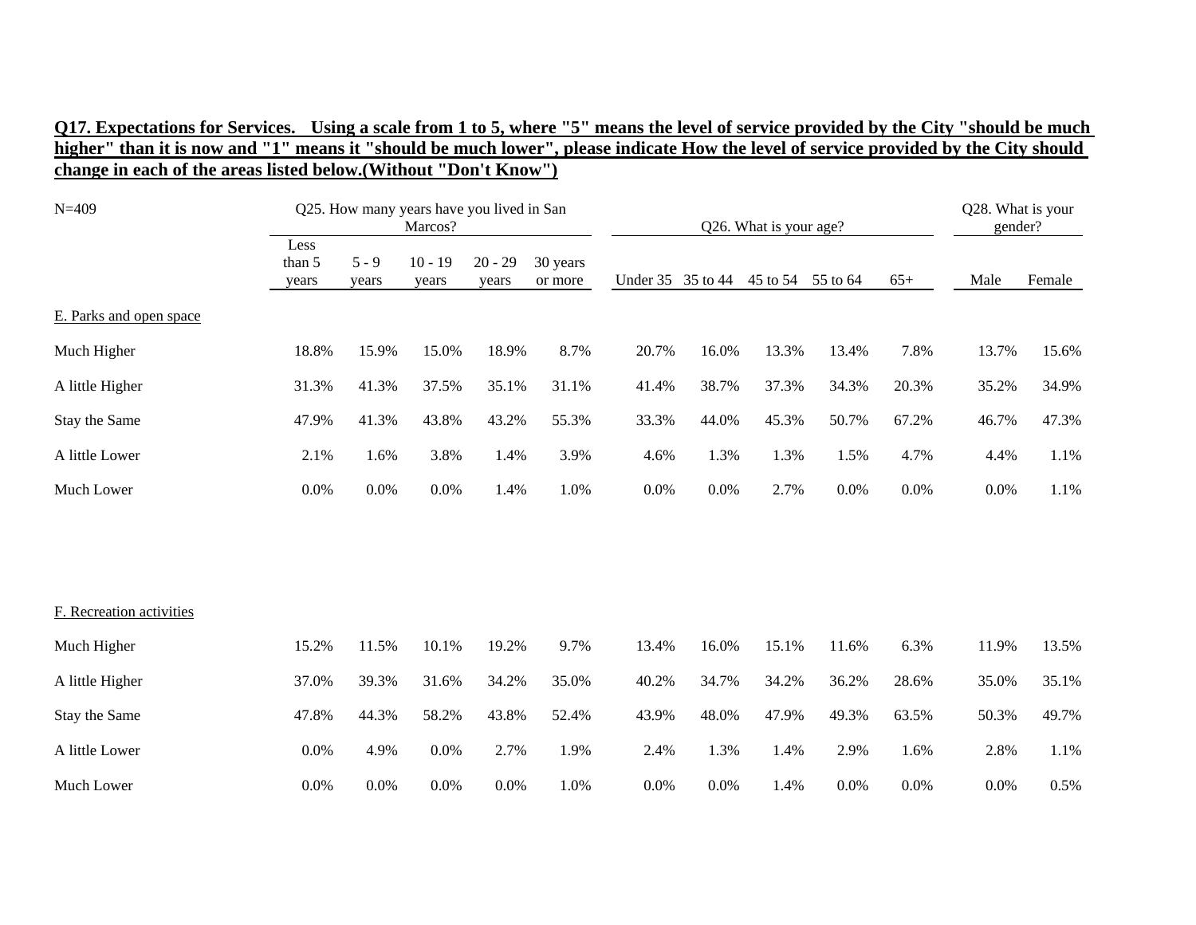**Q17. Expectations for Services. Using a scale from 1 to 5, where "5" means the level of service provided by the City "should be much higher" than it is now and "1" means it "should be much lower", please indicate How the level of service provided by the City should change in each of the areas listed below.(Without "Don't Know")**

| N=409 | Q25. How many years have you lived in San Marcos? | | | | | Q26. What is your age? | | | | | Q28. What is your gender? | |
|---|---|---|---|---|---|---|---|---|---|---|---|---|
| | Less than 5 years | 5 - 9 years | 10 - 19 years | 20 - 29 years | 30 years or more | Under 35 | 35 to 44 | 45 to 54 | 55 to 64 | 65+ | Male | Female |
| E. Parks and open space | | | | | | | | | | | | |
| Much Higher | 18.8% | 15.9% | 15.0% | 18.9% | 8.7% | 20.7% | 16.0% | 13.3% | 13.4% | 7.8% | 13.7% | 15.6% |
| A little Higher | 31.3% | 41.3% | 37.5% | 35.1% | 31.1% | 41.4% | 38.7% | 37.3% | 34.3% | 20.3% | 35.2% | 34.9% |
| Stay the Same | 47.9% | 41.3% | 43.8% | 43.2% | 55.3% | 33.3% | 44.0% | 45.3% | 50.7% | 67.2% | 46.7% | 47.3% |
| A little Lower | 2.1% | 1.6% | 3.8% | 1.4% | 3.9% | 4.6% | 1.3% | 1.3% | 1.5% | 4.7% | 4.4% | 1.1% |
| Much Lower | 0.0% | 0.0% | 0.0% | 1.4% | 1.0% | 0.0% | 0.0% | 2.7% | 0.0% | 0.0% | 0.0% | 1.1% |
| F. Recreation activities | | | | | | | | | | | | |
| Much Higher | 15.2% | 11.5% | 10.1% | 19.2% | 9.7% | 13.4% | 16.0% | 15.1% | 11.6% | 6.3% | 11.9% | 13.5% |
| A little Higher | 37.0% | 39.3% | 31.6% | 34.2% | 35.0% | 40.2% | 34.7% | 34.2% | 36.2% | 28.6% | 35.0% | 35.1% |
| Stay the Same | 47.8% | 44.3% | 58.2% | 43.8% | 52.4% | 43.9% | 48.0% | 47.9% | 49.3% | 63.5% | 50.3% | 49.7% |
| A little Lower | 0.0% | 4.9% | 0.0% | 2.7% | 1.9% | 2.4% | 1.3% | 1.4% | 2.9% | 1.6% | 2.8% | 1.1% |
| Much Lower | 0.0% | 0.0% | 0.0% | 0.0% | 1.0% | 0.0% | 0.0% | 1.4% | 0.0% | 0.0% | 0.0% | 0.5% |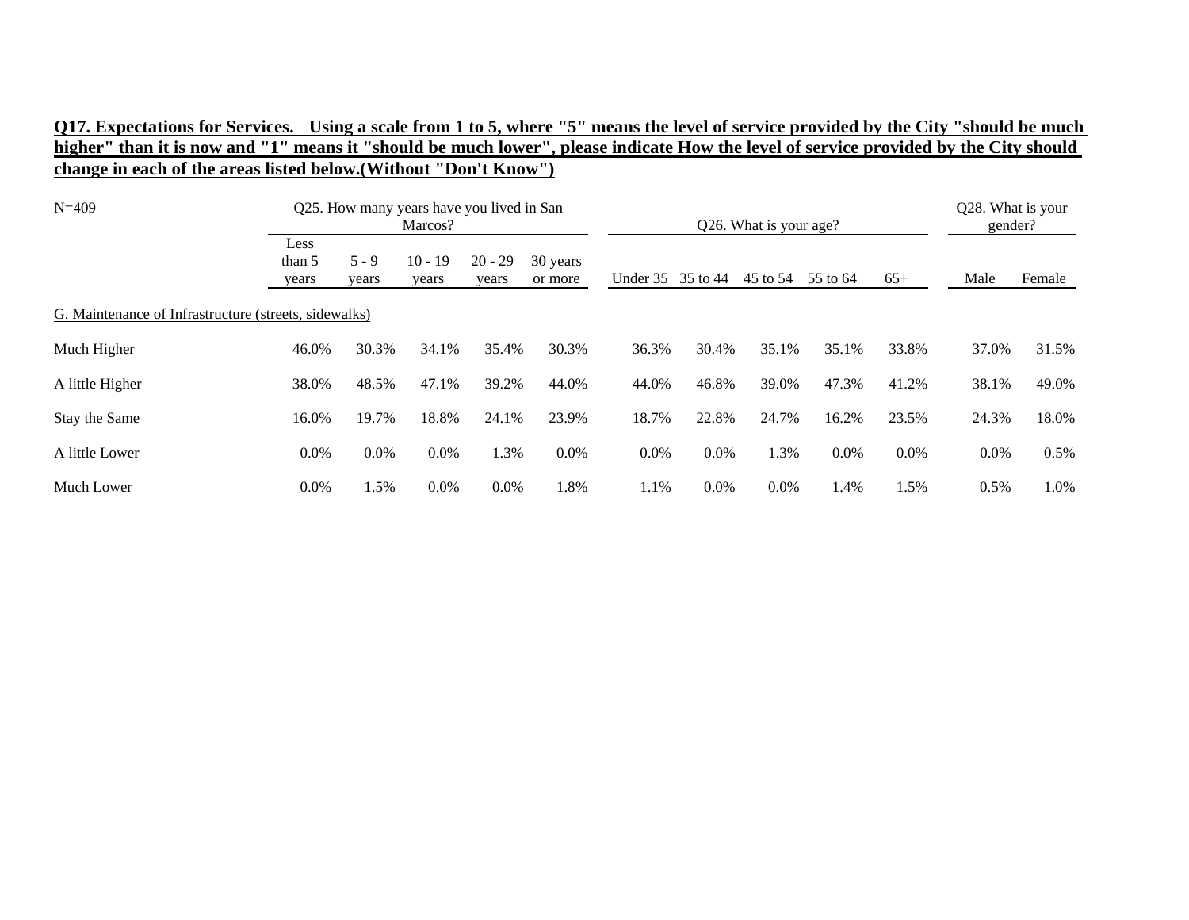**Q17. Expectations for Services. Using a scale from 1 to 5, where "5" means the level of service provided by the City "should be much higher" than it is now and "1" means it "should be much lower", please indicate How the level of service provided by the City should change in each of the areas listed below.(Without "Don't Know")**

| N=409 | Q25. How many years have you lived in San Marcos? | | | | | Q26. What is your age? | | | | | Q28. What is your gender? | |
|---|---|---|---|---|---|---|---|---|---|---|---|---|
| | Less than 5 years | 5 - 9 years | 10 - 19 years | 20 - 29 years | 30 years or more | Under 35 | 35 to 44 | 45 to 54 | 55 to 64 | 65+ | Male | Female |
| G. Maintenance of Infrastructure (streets, sidewalks) | | | | | | | | | | | | |
| Much Higher | 46.0% | 30.3% | 34.1% | 35.4% | 30.3% | 36.3% | 30.4% | 35.1% | 35.1% | 33.8% | 37.0% | 31.5% |
| A little Higher | 38.0% | 48.5% | 47.1% | 39.2% | 44.0% | 44.0% | 46.8% | 39.0% | 47.3% | 41.2% | 38.1% | 49.0% |
| Stay the Same | 16.0% | 19.7% | 18.8% | 24.1% | 23.9% | 18.7% | 22.8% | 24.7% | 16.2% | 23.5% | 24.3% | 18.0% |
| A little Lower | 0.0% | 0.0% | 0.0% | 1.3% | 0.0% | 0.0% | 0.0% | 1.3% | 0.0% | 0.0% | 0.0% | 0.5% |
| Much Lower | 0.0% | 1.5% | 0.0% | 0.0% | 1.8% | 1.1% | 0.0% | 0.0% | 1.4% | 1.5% | 0.5% | 1.0% |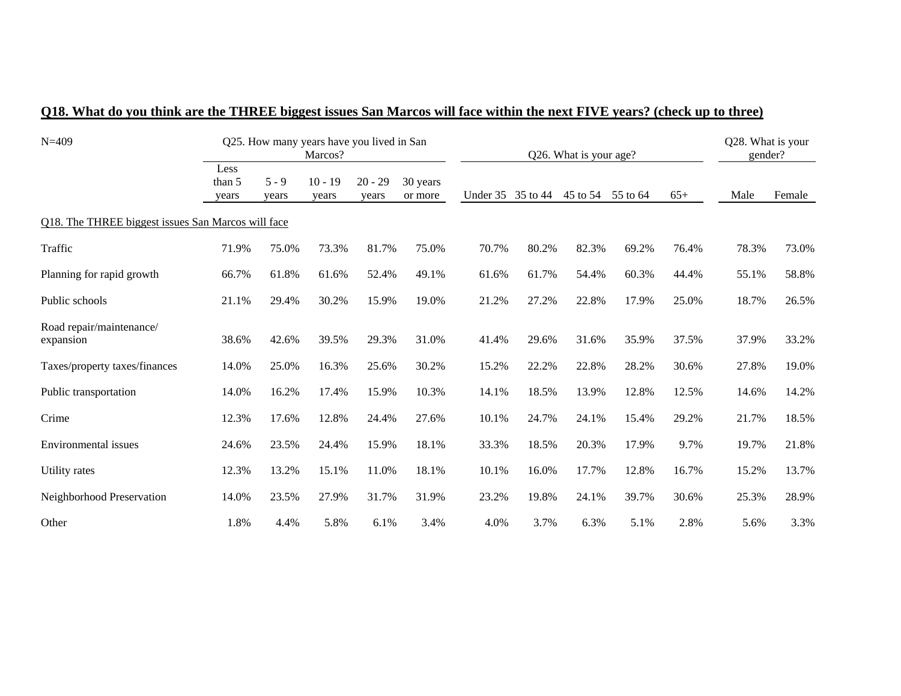**Q18. What do you think are the THREE biggest issues San Marcos will face within the next FIVE years? (check up to three)**

| N=409 | Q25. How many years have you lived in San Marcos? | | | | | Q26. What is your age? | | | | | Q28. What is your gender? | |
|---|---|---|---|---|---|---|---|---|---|---|---|---|
| | Less than 5 years | 5 - 9 years | 10 - 19 years | 20 - 29 years | 30 years or more | Under 35 | 35 to 44 | 45 to 54 | 55 to 64 | 65+ | Male | Female |
| Q18. The THREE biggest issues San Marcos will face | | | | | | | | | | | | |
| Traffic | 71.9% | 75.0% | 73.3% | 81.7% | 75.0% | 70.7% | 80.2% | 82.3% | 69.2% | 76.4% | 78.3% | 73.0% |
| Planning for rapid growth | 66.7% | 61.8% | 61.6% | 52.4% | 49.1% | 61.6% | 61.7% | 54.4% | 60.3% | 44.4% | 55.1% | 58.8% |
| Public schools | 21.1% | 29.4% | 30.2% | 15.9% | 19.0% | 21.2% | 27.2% | 22.8% | 17.9% | 25.0% | 18.7% | 26.5% |
| Road repair/maintenance/ expansion | 38.6% | 42.6% | 39.5% | 29.3% | 31.0% | 41.4% | 29.6% | 31.6% | 35.9% | 37.5% | 37.9% | 33.2% |
| Taxes/property taxes/finances | 14.0% | 25.0% | 16.3% | 25.6% | 30.2% | 15.2% | 22.2% | 22.8% | 28.2% | 30.6% | 27.8% | 19.0% |
| Public transportation | 14.0% | 16.2% | 17.4% | 15.9% | 10.3% | 14.1% | 18.5% | 13.9% | 12.8% | 12.5% | 14.6% | 14.2% |
| Crime | 12.3% | 17.6% | 12.8% | 24.4% | 27.6% | 10.1% | 24.7% | 24.1% | 15.4% | 29.2% | 21.7% | 18.5% |
| Environmental issues | 24.6% | 23.5% | 24.4% | 15.9% | 18.1% | 33.3% | 18.5% | 20.3% | 17.9% | 9.7% | 19.7% | 21.8% |
| Utility rates | 12.3% | 13.2% | 15.1% | 11.0% | 18.1% | 10.1% | 16.0% | 17.7% | 12.8% | 16.7% | 15.2% | 13.7% |
| Neighborhood Preservation | 14.0% | 23.5% | 27.9% | 31.7% | 31.9% | 23.2% | 19.8% | 24.1% | 39.7% | 30.6% | 25.3% | 28.9% |
| Other | 1.8% | 4.4% | 5.8% | 6.1% | 3.4% | 4.0% | 3.7% | 6.3% | 5.1% | 2.8% | 5.6% | 3.3% |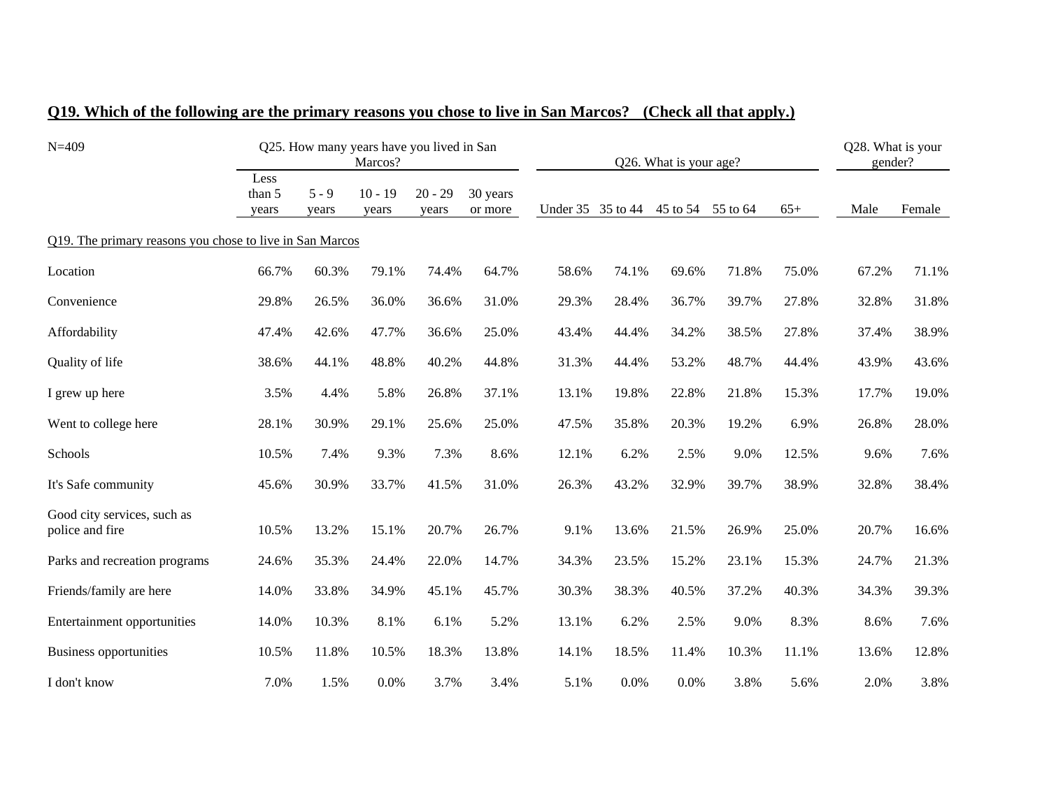## Q19. Which of the following are the primary reasons you chose to live in San Marcos? (Check all that apply.)

| N=409 | Q25. How many years have you lived in San Marcos? | | | | | Q26. What is your age? | | | | | Q28. What is your gender? | |
|---|---|---|---|---|---|---|---|---|---|---|---|---|
| | Less than 5 years | 5 - 9 years | 10 - 19 years | 20 - 29 years | 30 years or more | Under 35 | 35 to 44 | 45 to 54 | 55 to 64 | 65+ | Male | Female |
| Q19. The primary reasons you chose to live in San Marcos | | | | | | | | | | | | |
| Location | 66.7% | 60.3% | 79.1% | 74.4% | 64.7% | 58.6% | 74.1% | 69.6% | 71.8% | 75.0% | 67.2% | 71.1% |
| Convenience | 29.8% | 26.5% | 36.0% | 36.6% | 31.0% | 29.3% | 28.4% | 36.7% | 39.7% | 27.8% | 32.8% | 31.8% |
| Affordability | 47.4% | 42.6% | 47.7% | 36.6% | 25.0% | 43.4% | 44.4% | 34.2% | 38.5% | 27.8% | 37.4% | 38.9% |
| Quality of life | 38.6% | 44.1% | 48.8% | 40.2% | 44.8% | 31.3% | 44.4% | 53.2% | 48.7% | 44.4% | 43.9% | 43.6% |
| I grew up here | 3.5% | 4.4% | 5.8% | 26.8% | 37.1% | 13.1% | 19.8% | 22.8% | 21.8% | 15.3% | 17.7% | 19.0% |
| Went to college here | 28.1% | 30.9% | 29.1% | 25.6% | 25.0% | 47.5% | 35.8% | 20.3% | 19.2% | 6.9% | 26.8% | 28.0% |
| Schools | 10.5% | 7.4% | 9.3% | 7.3% | 8.6% | 12.1% | 6.2% | 2.5% | 9.0% | 12.5% | 9.6% | 7.6% |
| It's Safe community | 45.6% | 30.9% | 33.7% | 41.5% | 31.0% | 26.3% | 43.2% | 32.9% | 39.7% | 38.9% | 32.8% | 38.4% |
| Good city services, such as police and fire | 10.5% | 13.2% | 15.1% | 20.7% | 26.7% | 9.1% | 13.6% | 21.5% | 26.9% | 25.0% | 20.7% | 16.6% |
| Parks and recreation programs | 24.6% | 35.3% | 24.4% | 22.0% | 14.7% | 34.3% | 23.5% | 15.2% | 23.1% | 15.3% | 24.7% | 21.3% |
| Friends/family are here | 14.0% | 33.8% | 34.9% | 45.1% | 45.7% | 30.3% | 38.3% | 40.5% | 37.2% | 40.3% | 34.3% | 39.3% |
| Entertainment opportunities | 14.0% | 10.3% | 8.1% | 6.1% | 5.2% | 13.1% | 6.2% | 2.5% | 9.0% | 8.3% | 8.6% | 7.6% |
| Business opportunities | 10.5% | 11.8% | 10.5% | 18.3% | 13.8% | 14.1% | 18.5% | 11.4% | 10.3% | 11.1% | 13.6% | 12.8% |
| I don't know | 7.0% | 1.5% | 0.0% | 3.7% | 3.4% | 5.1% | 0.0% | 0.0% | 3.8% | 5.6% | 2.0% | 3.8% |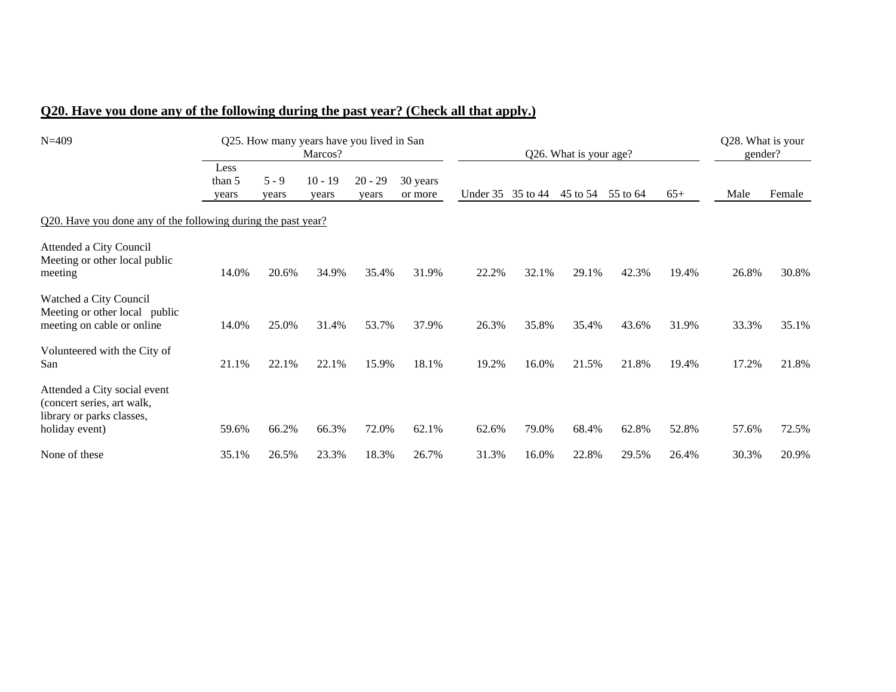## Q20. Have you done any of the following during the past year? (Check all that apply.)

| N=409 | Q25. How many years have you lived in San Marcos? | | | | | Q26. What is your age? | | | | | Q28. What is your gender? | |
|---|---|---|---|---|---|---|---|---|---|---|---|---|
| | Less than 5 years | 5 - 9 years | 10 - 19 years | 20 - 29 years | 30 years or more | Under 35 | 35 to 44 | 45 to 54 | 55 to 64 | 65+ | Male | Female |
| Q20. Have you done any of the following during the past year? | | | | | | | | | | | | |
| Attended a City Council Meeting or other local public meeting | 14.0% | 20.6% | 34.9% | 35.4% | 31.9% | 22.2% | 32.1% | 29.1% | 42.3% | 19.4% | 26.8% | 30.8% |
| Watched a City Council Meeting or other local public meeting on cable or online | 14.0% | 25.0% | 31.4% | 53.7% | 37.9% | 26.3% | 35.8% | 35.4% | 43.6% | 31.9% | 33.3% | 35.1% |
| Volunteered with the City of San | 21.1% | 22.1% | 22.1% | 15.9% | 18.1% | 19.2% | 16.0% | 21.5% | 21.8% | 19.4% | 17.2% | 21.8% |
| Attended a City social event (concert series, art walk, library or parks classes, holiday event) | 59.6% | 66.2% | 66.3% | 72.0% | 62.1% | 62.6% | 79.0% | 68.4% | 62.8% | 52.8% | 57.6% | 72.5% |
| None of these | 35.1% | 26.5% | 23.3% | 18.3% | 26.7% | 31.3% | 16.0% | 22.8% | 29.5% | 26.4% | 30.3% | 20.9% |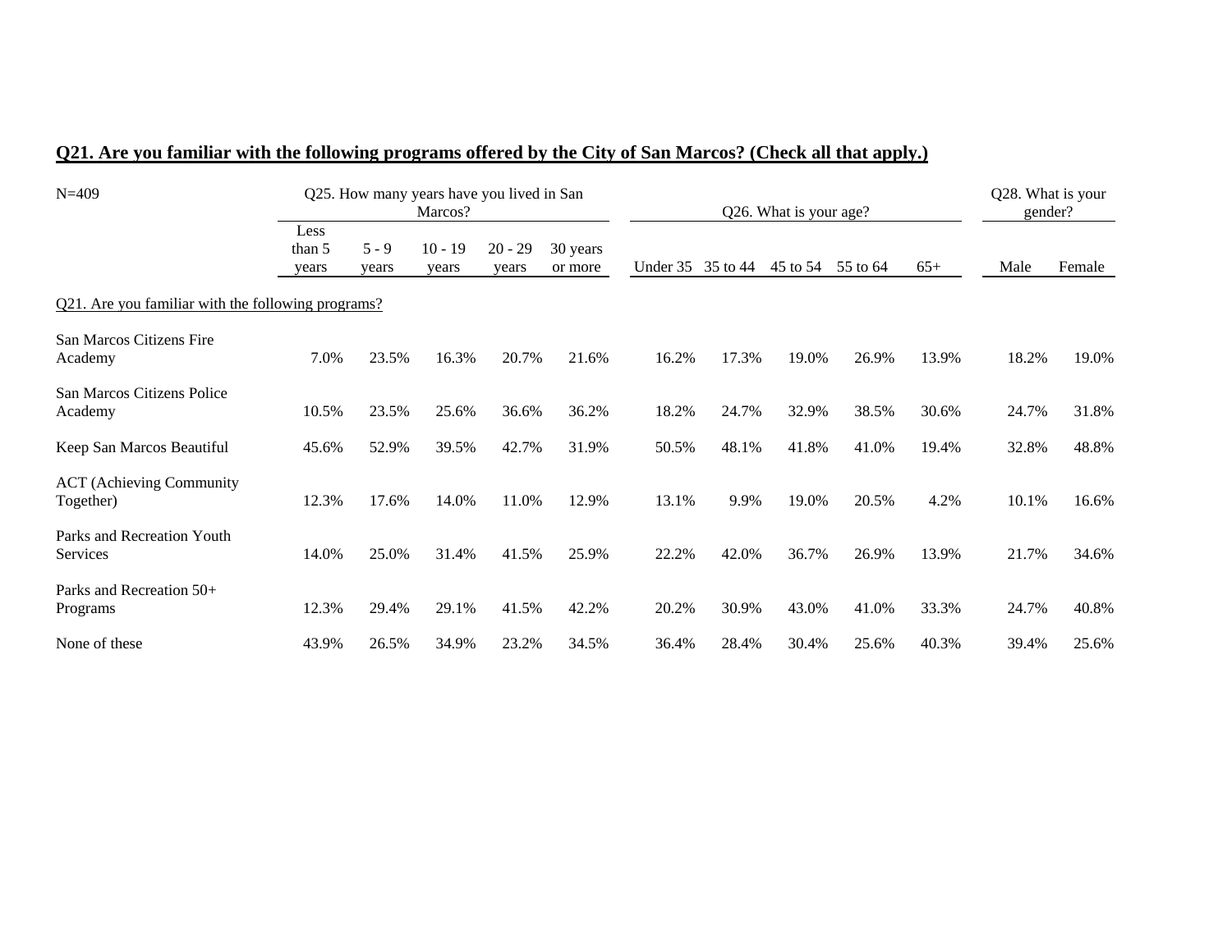## Q21. Are you familiar with the following programs offered by the City of San Marcos? (Check all that apply.)

| N=409 | Q25. How many years have you lived in San Marcos? | | | | | Q26. What is your age? | | | | | Q28. What is your gender? | |
|---|---|---|---|---|---|---|---|---|---|---|---|---|
| | Less than 5 years | 5 - 9 years | 10 - 19 years | 20 - 29 years | 30 years or more | Under 35 | 35 to 44 | 45 to 54 | 55 to 64 | 65+ | Male | Female |
| Q21. Are you familiar with the following programs? | | | | | | | | | | | | |
| San Marcos Citizens Fire Academy | 7.0% | 23.5% | 16.3% | 20.7% | 21.6% | 16.2% | 17.3% | 19.0% | 26.9% | 13.9% | 18.2% | 19.0% |
| San Marcos Citizens Police Academy | 10.5% | 23.5% | 25.6% | 36.6% | 36.2% | 18.2% | 24.7% | 32.9% | 38.5% | 30.6% | 24.7% | 31.8% |
| Keep San Marcos Beautiful | 45.6% | 52.9% | 39.5% | 42.7% | 31.9% | 50.5% | 48.1% | 41.8% | 41.0% | 19.4% | 32.8% | 48.8% |
| ACT (Achieving Community Together) | 12.3% | 17.6% | 14.0% | 11.0% | 12.9% | 13.1% | 9.9% | 19.0% | 20.5% | 4.2% | 10.1% | 16.6% |
| Parks and Recreation Youth Services | 14.0% | 25.0% | 31.4% | 41.5% | 25.9% | 22.2% | 42.0% | 36.7% | 26.9% | 13.9% | 21.7% | 34.6% |
| Parks and Recreation 50+ Programs | 12.3% | 29.4% | 29.1% | 41.5% | 42.2% | 20.2% | 30.9% | 43.0% | 41.0% | 33.3% | 24.7% | 40.8% |
| None of these | 43.9% | 26.5% | 34.9% | 23.2% | 34.5% | 36.4% | 28.4% | 30.4% | 25.6% | 40.3% | 39.4% | 25.6% |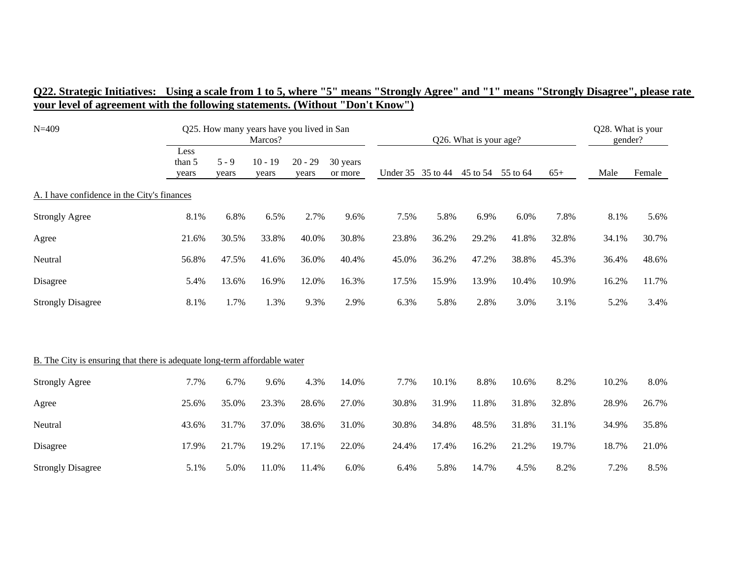**Q22. Strategic Initiatives: Using a scale from 1 to 5, where "5" means "Strongly Agree" and "1" means "Strongly Disagree", please rate your level of agreement with the following statements. (Without "Don't Know")**

| N=409 | Q25. How many years have you lived in San Marcos? | | | | | Q26. What is your age? | | | | | Q28. What is your gender? | |
|---|---|---|---|---|---|---|---|---|---|---|---|---|
| | Less than 5 years | 5 - 9 years | 10 - 19 years | 20 - 29 years | 30 years or more | Under 35 | 35 to 44 | 45 to 54 | 55 to 64 | 65+ | Male | Female |
| **A. I have confidence in the City's finances** | | | | | | | | | | | | |
| Strongly Agree | 8.1% | 6.8% | 6.5% | 2.7% | 9.6% | 7.5% | 5.8% | 6.9% | 6.0% | 7.8% | 8.1% | 5.6% |
| Agree | 21.6% | 30.5% | 33.8% | 40.0% | 30.8% | 23.8% | 36.2% | 29.2% | 41.8% | 32.8% | 34.1% | 30.7% |
| Neutral | 56.8% | 47.5% | 41.6% | 36.0% | 40.4% | 45.0% | 36.2% | 47.2% | 38.8% | 45.3% | 36.4% | 48.6% |
| Disagree | 5.4% | 13.6% | 16.9% | 12.0% | 16.3% | 17.5% | 15.9% | 13.9% | 10.4% | 10.9% | 16.2% | 11.7% |
| Strongly Disagree | 8.1% | 1.7% | 1.3% | 9.3% | 2.9% | 6.3% | 5.8% | 2.8% | 3.0% | 3.1% | 5.2% | 3.4% |
| **B. The City is ensuring that there is adequate long-term affordable water** | | | | | | | | | | | | |
| Strongly Agree | 7.7% | 6.7% | 9.6% | 4.3% | 14.0% | 7.7% | 10.1% | 8.8% | 10.6% | 8.2% | 10.2% | 8.0% |
| Agree | 25.6% | 35.0% | 23.3% | 28.6% | 27.0% | 30.8% | 31.9% | 11.8% | 31.8% | 32.8% | 28.9% | 26.7% |
| Neutral | 43.6% | 31.7% | 37.0% | 38.6% | 31.0% | 30.8% | 34.8% | 48.5% | 31.8% | 31.1% | 34.9% | 35.8% |
| Disagree | 17.9% | 21.7% | 19.2% | 17.1% | 22.0% | 24.4% | 17.4% | 16.2% | 21.2% | 19.7% | 18.7% | 21.0% |
| Strongly Disagree | 5.1% | 5.0% | 11.0% | 11.4% | 6.0% | 6.4% | 5.8% | 14.7% | 4.5% | 8.2% | 7.2% | 8.5% |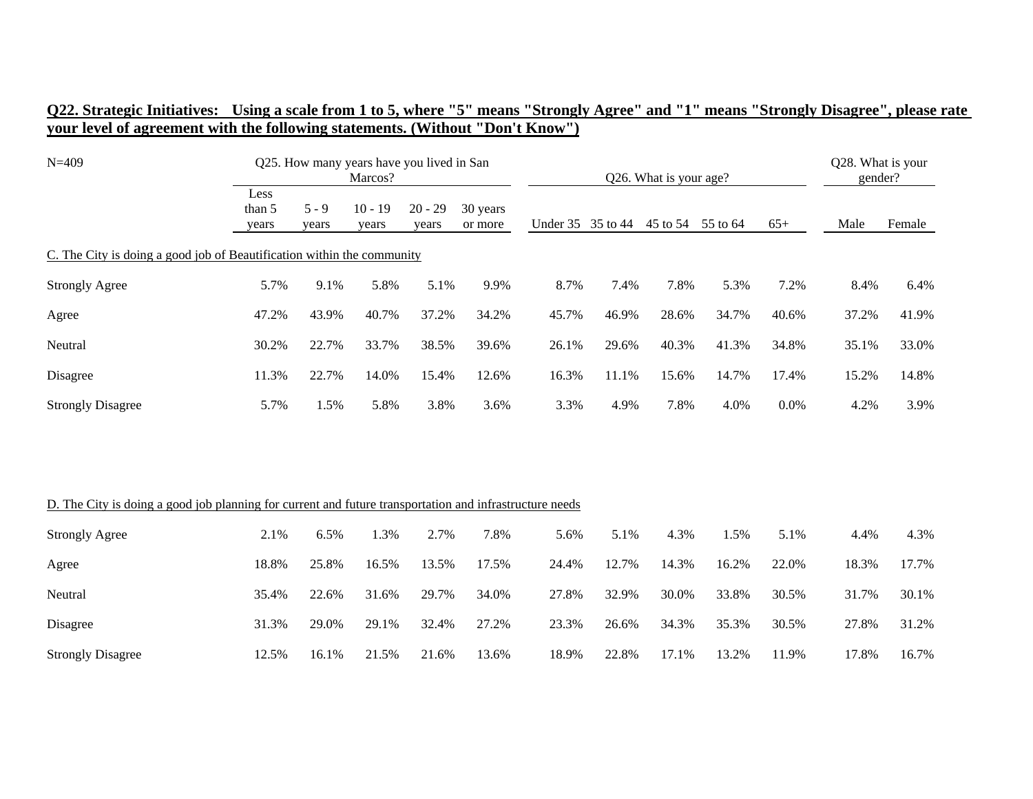**Q22. Strategic Initiatives: Using a scale from 1 to 5, where "5" means "Strongly Agree" and "1" means "Strongly Disagree", please rate your level of agreement with the following statements. (Without "Don't Know")**

| N=409 | Q25. How many years have you lived in San Marcos? | | | | | Q26. What is your age? | | | | | Q28. What is your gender? | |
|---|---|---|---|---|---|---|---|---|---|---|---|---|
| | Less than 5 years | 5 - 9 years | 10 - 19 years | 20 - 29 years | 30 years or more | Under 35 | 35 to 44 | 45 to 54 | 55 to 64 | 65+ | Male | Female |
| C. The City is doing a good job of Beautification within the community | | | | | | | | | | | | |
| Strongly Agree | 5.7% | 9.1% | 5.8% | 5.1% | 9.9% | 8.7% | 7.4% | 7.8% | 5.3% | 7.2% | 8.4% | 6.4% |
| Agree | 47.2% | 43.9% | 40.7% | 37.2% | 34.2% | 45.7% | 46.9% | 28.6% | 34.7% | 40.6% | 37.2% | 41.9% |
| Neutral | 30.2% | 22.7% | 33.7% | 38.5% | 39.6% | 26.1% | 29.6% | 40.3% | 41.3% | 34.8% | 35.1% | 33.0% |
| Disagree | 11.3% | 22.7% | 14.0% | 15.4% | 12.6% | 16.3% | 11.1% | 15.6% | 14.7% | 17.4% | 15.2% | 14.8% |
| Strongly Disagree | 5.7% | 1.5% | 5.8% | 3.8% | 3.6% | 3.3% | 4.9% | 7.8% | 4.0% | 0.0% | 4.2% | 3.9% |
| D. The City is doing a good job planning for current and future transportation and infrastructure needs | | | | | | | | | | | | |
| Strongly Agree | 2.1% | 6.5% | 1.3% | 2.7% | 7.8% | 5.6% | 5.1% | 4.3% | 1.5% | 5.1% | 4.4% | 4.3% |
| Agree | 18.8% | 25.8% | 16.5% | 13.5% | 17.5% | 24.4% | 12.7% | 14.3% | 16.2% | 22.0% | 18.3% | 17.7% |
| Neutral | 35.4% | 22.6% | 31.6% | 29.7% | 34.0% | 27.8% | 32.9% | 30.0% | 33.8% | 30.5% | 31.7% | 30.1% |
| Disagree | 31.3% | 29.0% | 29.1% | 32.4% | 27.2% | 23.3% | 26.6% | 34.3% | 35.3% | 30.5% | 27.8% | 31.2% |
| Strongly Disagree | 12.5% | 16.1% | 21.5% | 21.6% | 13.6% | 18.9% | 22.8% | 17.1% | 13.2% | 11.9% | 17.8% | 16.7% |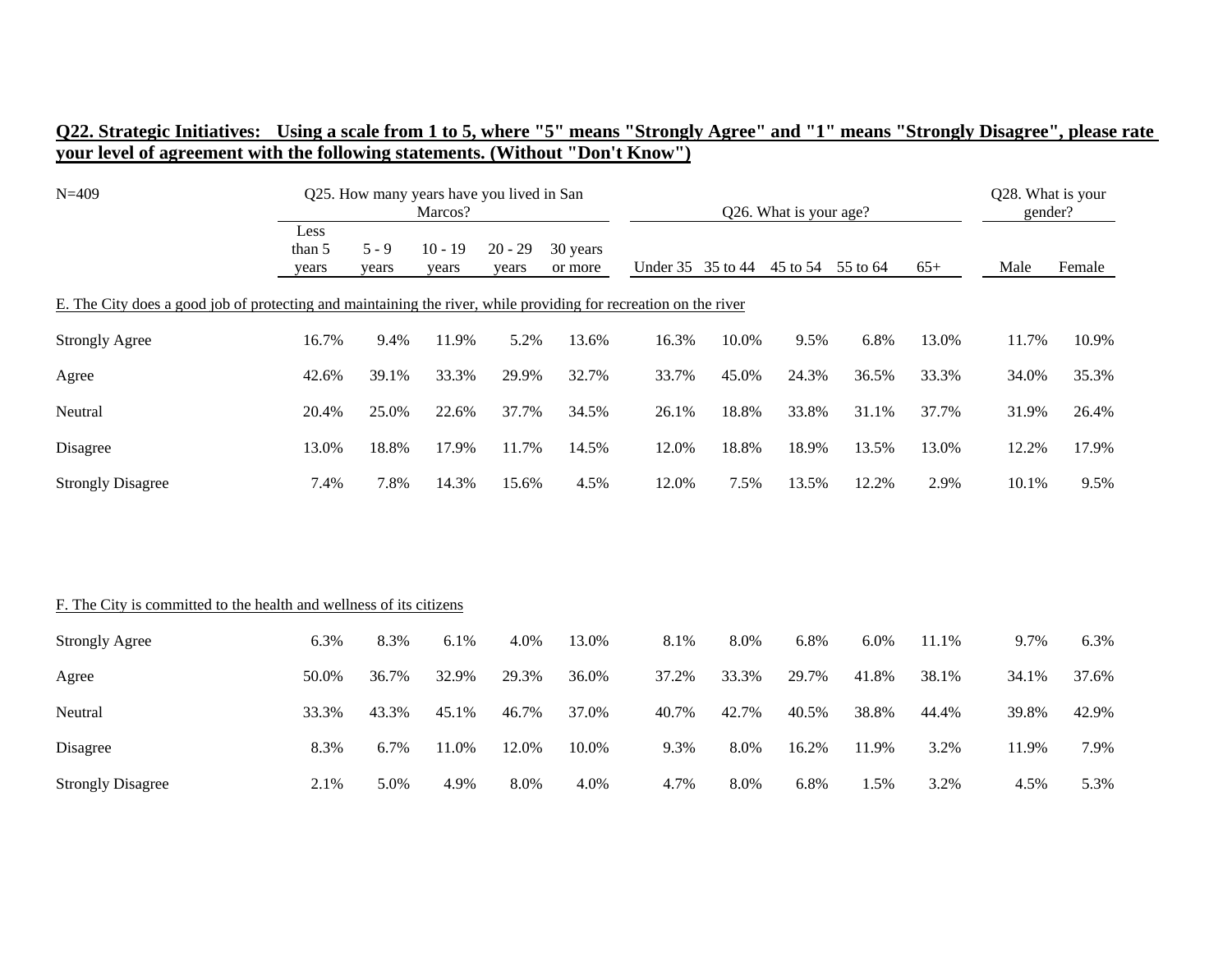**Q22. Strategic Initiatives: Using a scale from 1 to 5, where "5" means "Strongly Agree" and "1" means "Strongly Disagree", please rate your level of agreement with the following statements. (Without "Don't Know")**

| N=409 | Q25. How many years have you lived in San Marcos? | | | | | Q26. What is your age? | | | | | Q28. What is your gender? | |
|---|---|---|---|---|---|---|---|---|---|---|---|---|
| | Less than 5 years | 5 - 9 years | 10 - 19 years | 20 - 29 years | 30 years or more | Under 35 | 35 to 44 | 45 to 54 | 55 to 64 | 65+ | Male | Female |
| **E. The City does a good job of protecting and maintaining the river, while providing for recreation on the river** | | | | | | | | | | | | |
| Strongly Agree | 16.7% | 9.4% | 11.9% | 5.2% | 13.6% | 16.3% | 10.0% | 9.5% | 6.8% | 13.0% | 11.7% | 10.9% |
| Agree | 42.6% | 39.1% | 33.3% | 29.9% | 32.7% | 33.7% | 45.0% | 24.3% | 36.5% | 33.3% | 34.0% | 35.3% |
| Neutral | 20.4% | 25.0% | 22.6% | 37.7% | 34.5% | 26.1% | 18.8% | 33.8% | 31.1% | 37.7% | 31.9% | 26.4% |
| Disagree | 13.0% | 18.8% | 17.9% | 11.7% | 14.5% | 12.0% | 18.8% | 18.9% | 13.5% | 13.0% | 12.2% | 17.9% |
| Strongly Disagree | 7.4% | 7.8% | 14.3% | 15.6% | 4.5% | 12.0% | 7.5% | 13.5% | 12.2% | 2.9% | 10.1% | 9.5% |
| **F. The City is committed to the health and wellness of its citizens** | | | | | | | | | | | | |
| Strongly Agree | 6.3% | 8.3% | 6.1% | 4.0% | 13.0% | 8.1% | 8.0% | 6.8% | 6.0% | 11.1% | 9.7% | 6.3% |
| Agree | 50.0% | 36.7% | 32.9% | 29.3% | 36.0% | 37.2% | 33.3% | 29.7% | 41.8% | 38.1% | 34.1% | 37.6% |
| Neutral | 33.3% | 43.3% | 45.1% | 46.7% | 37.0% | 40.7% | 42.7% | 40.5% | 38.8% | 44.4% | 39.8% | 42.9% |
| Disagree | 8.3% | 6.7% | 11.0% | 12.0% | 10.0% | 9.3% | 8.0% | 16.2% | 11.9% | 3.2% | 11.9% | 7.9% |
| Strongly Disagree | 2.1% | 5.0% | 4.9% | 8.0% | 4.0% | 4.7% | 8.0% | 6.8% | 1.5% | 3.2% | 4.5% | 5.3% |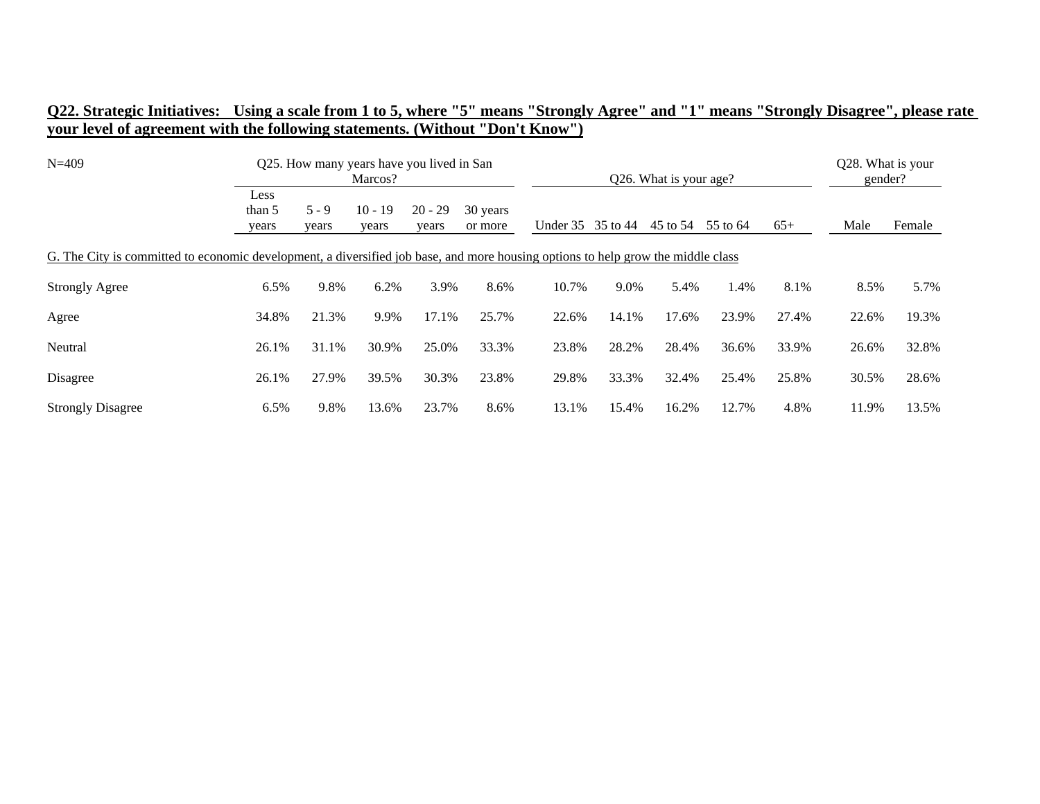**Q22. Strategic Initiatives: Using a scale from 1 to 5, where "5" means "Strongly Agree" and "1" means "Strongly Disagree", please rate your level of agreement with the following statements. (Without "Don't Know")**

| N=409 | Q25. How many years have you lived in San Marcos? | | | | | Q26. What is your age? | | | | | Q28. What is your gender? | |
|---|---|---|---|---|---|---|---|---|---|---|---|---|
| | Less than 5 years | 5 - 9 years | 10 - 19 years | 20 - 29 years | 30 years or more | Under 35 | 35 to 44 | 45 to 54 | 55 to 64 | 65+ | Male | Female |
| G. The City is committed to economic development, a diversified job base, and more housing options to help grow the middle class | | | | | | | | | | | | |
| Strongly Agree | 6.5% | 9.8% | 6.2% | 3.9% | 8.6% | 10.7% | 9.0% | 5.4% | 1.4% | 8.1% | 8.5% | 5.7% |
| Agree | 34.8% | 21.3% | 9.9% | 17.1% | 25.7% | 22.6% | 14.1% | 17.6% | 23.9% | 27.4% | 22.6% | 19.3% |
| Neutral | 26.1% | 31.1% | 30.9% | 25.0% | 33.3% | 23.8% | 28.2% | 28.4% | 36.6% | 33.9% | 26.6% | 32.8% |
| Disagree | 26.1% | 27.9% | 39.5% | 30.3% | 23.8% | 29.8% | 33.3% | 32.4% | 25.4% | 25.8% | 30.5% | 28.6% |
| Strongly Disagree | 6.5% | 9.8% | 13.6% | 23.7% | 8.6% | 13.1% | 15.4% | 16.2% | 12.7% | 4.8% | 11.9% | 13.5% |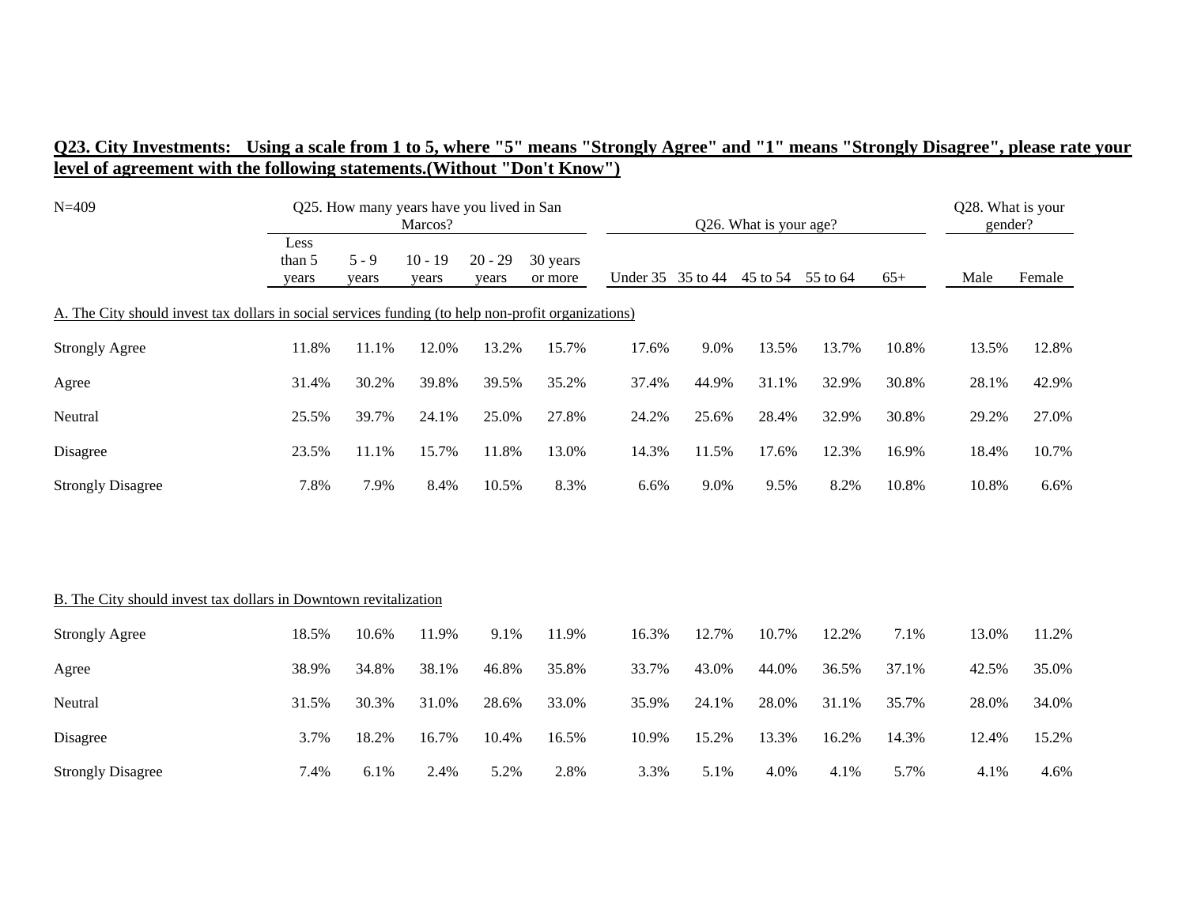**Q23. City Investments: Using a scale from 1 to 5, where "5" means "Strongly Agree" and "1" means "Strongly Disagree", please rate your level of agreement with the following statements.(Without "Don't Know")**

| N=409 | Q25. How many years have you lived in San Marcos? | | | | | Q26. What is your age? | | | | | Q28. What is your gender? | |
|---|---|---|---|---|---|---|---|---|---|---|---|---|
| | Less than 5 years | 5 - 9 years | 10 - 19 years | 20 - 29 years | 30 years or more | Under 35 | 35 to 44 | 45 to 54 | 55 to 64 | 65+ | Male | Female |
| **A. The City should invest tax dollars in social services funding (to help non-profit organizations)** | | | | | | | | | | | | |
| Strongly Agree | 11.8% | 11.1% | 12.0% | 13.2% | 15.7% | 17.6% | 9.0% | 13.5% | 13.7% | 10.8% | 13.5% | 12.8% |
| Agree | 31.4% | 30.2% | 39.8% | 39.5% | 35.2% | 37.4% | 44.9% | 31.1% | 32.9% | 30.8% | 28.1% | 42.9% |
| Neutral | 25.5% | 39.7% | 24.1% | 25.0% | 27.8% | 24.2% | 25.6% | 28.4% | 32.9% | 30.8% | 29.2% | 27.0% |
| Disagree | 23.5% | 11.1% | 15.7% | 11.8% | 13.0% | 14.3% | 11.5% | 17.6% | 12.3% | 16.9% | 18.4% | 10.7% |
| Strongly Disagree | 7.8% | 7.9% | 8.4% | 10.5% | 8.3% | 6.6% | 9.0% | 9.5% | 8.2% | 10.8% | 10.8% | 6.6% |
| **B. The City should invest tax dollars in Downtown revitalization** | | | | | | | | | | | | |
| Strongly Agree | 18.5% | 10.6% | 11.9% | 9.1% | 11.9% | 16.3% | 12.7% | 10.7% | 12.2% | 7.1% | 13.0% | 11.2% |
| Agree | 38.9% | 34.8% | 38.1% | 46.8% | 35.8% | 33.7% | 43.0% | 44.0% | 36.5% | 37.1% | 42.5% | 35.0% |
| Neutral | 31.5% | 30.3% | 31.0% | 28.6% | 33.0% | 35.9% | 24.1% | 28.0% | 31.1% | 35.7% | 28.0% | 34.0% |
| Disagree | 3.7% | 18.2% | 16.7% | 10.4% | 16.5% | 10.9% | 15.2% | 13.3% | 16.2% | 14.3% | 12.4% | 15.2% |
| Strongly Disagree | 7.4% | 6.1% | 2.4% | 5.2% | 2.8% | 3.3% | 5.1% | 4.0% | 4.1% | 5.7% | 4.1% | 4.6% |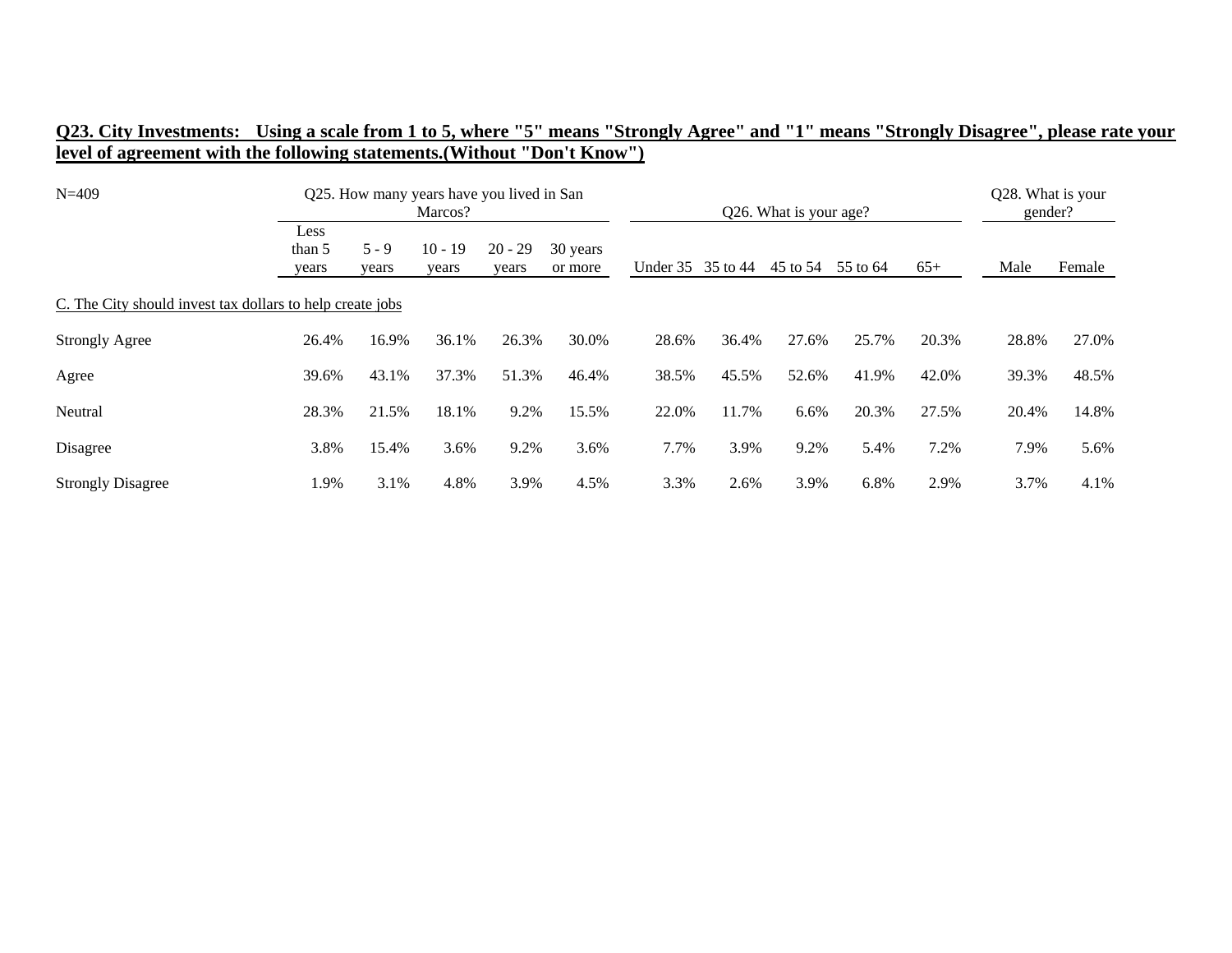**Q23. City Investments: Using a scale from 1 to 5, where "5" means "Strongly Agree" and "1" means "Strongly Disagree", please rate your level of agreement with the following statements.(Without "Don't Know")**

| N=409 | Q25. How many years have you lived in San Marcos? | | | | | Q26. What is your age? | | | | | Q28. What is your gender? | |
|---|---|---|---|---|---|---|---|---|---|---|---|---|
| | Less than 5 years | 5 - 9 years | 10 - 19 years | 20 - 29 years | 30 years or more | Under 35 | 35 to 44 | 45 to 54 | 55 to 64 | 65+ | Male | Female |
| C. The City should invest tax dollars to help create jobs | | | | | | | | | | | | |
| Strongly Agree | 26.4% | 16.9% | 36.1% | 26.3% | 30.0% | 28.6% | 36.4% | 27.6% | 25.7% | 20.3% | 28.8% | 27.0% |
| Agree | 39.6% | 43.1% | 37.3% | 51.3% | 46.4% | 38.5% | 45.5% | 52.6% | 41.9% | 42.0% | 39.3% | 48.5% |
| Neutral | 28.3% | 21.5% | 18.1% | 9.2% | 15.5% | 22.0% | 11.7% | 6.6% | 20.3% | 27.5% | 20.4% | 14.8% |
| Disagree | 3.8% | 15.4% | 3.6% | 9.2% | 3.6% | 7.7% | 3.9% | 9.2% | 5.4% | 7.2% | 7.9% | 5.6% |
| Strongly Disagree | 1.9% | 3.1% | 4.8% | 3.9% | 4.5% | 3.3% | 2.6% | 3.9% | 6.8% | 2.9% | 3.7% | 4.1% |